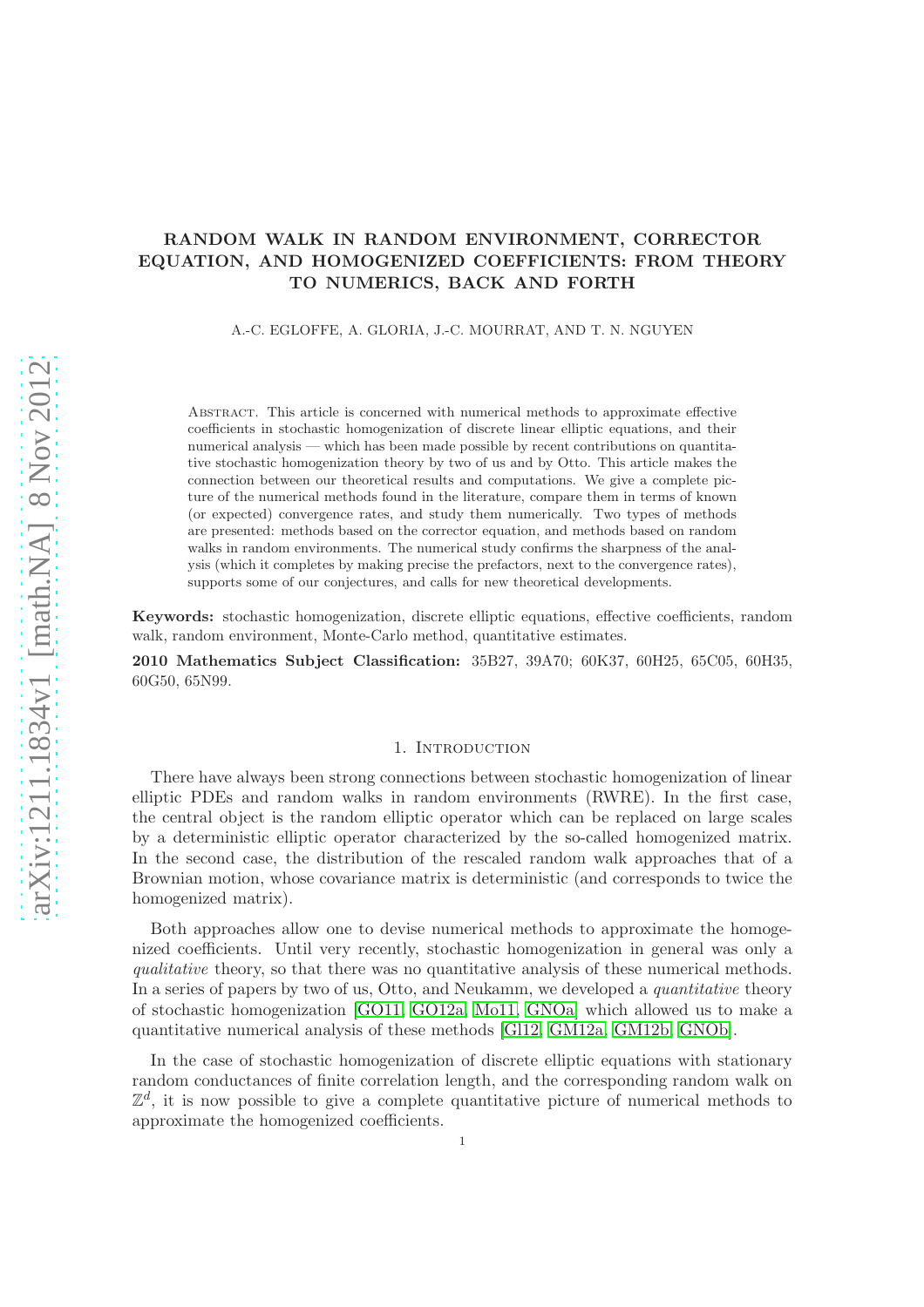# RANDOM WALK IN RANDOM ENVIRONMENT, CORRECTOR EQUATION, AND HOMOGENIZED COEFFICIENTS: FROM THEORY TO NUMERICS, BACK AND FORTH

A.-C. EGLOFFE, A. GLORIA, J.-C. MOURRAT, AND T. N. NGUYEN

Abstract. This article is concerned with numerical methods to approximate effective coefficients in stochastic homogenization of discrete linear elliptic equations, and their numerical analysis — which has been made possible by recent contributions on quantitative stochastic homogenization theory by two of us and by Otto. This article makes the connection between our theoretical results and computations. We give a complete picture of the numerical methods found in the literature, compare them in terms of known (or expected) convergence rates, and study them numerically. Two types of methods are presented: methods based on the corrector equation, and methods based on random walks in random environments. The numerical study confirms the sharpness of the analysis (which it completes by making precise the prefactors, next to the convergence rates), supports some of our conjectures, and calls for new theoretical developments.

**Keywords:** stochastic homogenization, discrete elliptic equations, effective coefficients, random walk, random environment, Monte-Carlo method, quantitative estimates.

**2010 Mathematics Subject Classification:** 35B27, 39A70; 60K37, 60H25, 65C05, 60H35, 60G50, 65N99.

## 1. Introduction

There have always been strong connections between stochastic homogenization of linear elliptic PDEs and random walks in random environments (RWRE). In the first case, the central object is the random elliptic operator which can be replaced on large scales by a deterministic elliptic operator characterized by the so-called homogenized matrix. In the second case, the distribution of the rescaled random walk approaches that of a Brownian motion, whose covariance matrix is deterministic (and corresponds to twice the homogenized matrix).

Both approaches allow one to devise numerical methods to approximate the homogenized coefficients. Until very recently, stochastic homogenization in general was only a *qualitative* theory, so that there was no quantitative analysis of these numerical methods. In a series of papers by two of us, Otto, and Neukamm, we developed a *quantitative* theory of stochastic homogenization [GO11, GO12a, Mo11, GNOa] which allowed us to make a quantitative numerical analysis of these methods [Gl12, GM12a, GM12b, GNOb].

In the case of stochastic homogenization of discrete elliptic equations with stationary random conductances of finite correlation length, and the corresponding random walk on $\mathbb{Z}^d$, it is now possible to give a complete quantitative picture of numerical methods to approximate the homogenized coefficients.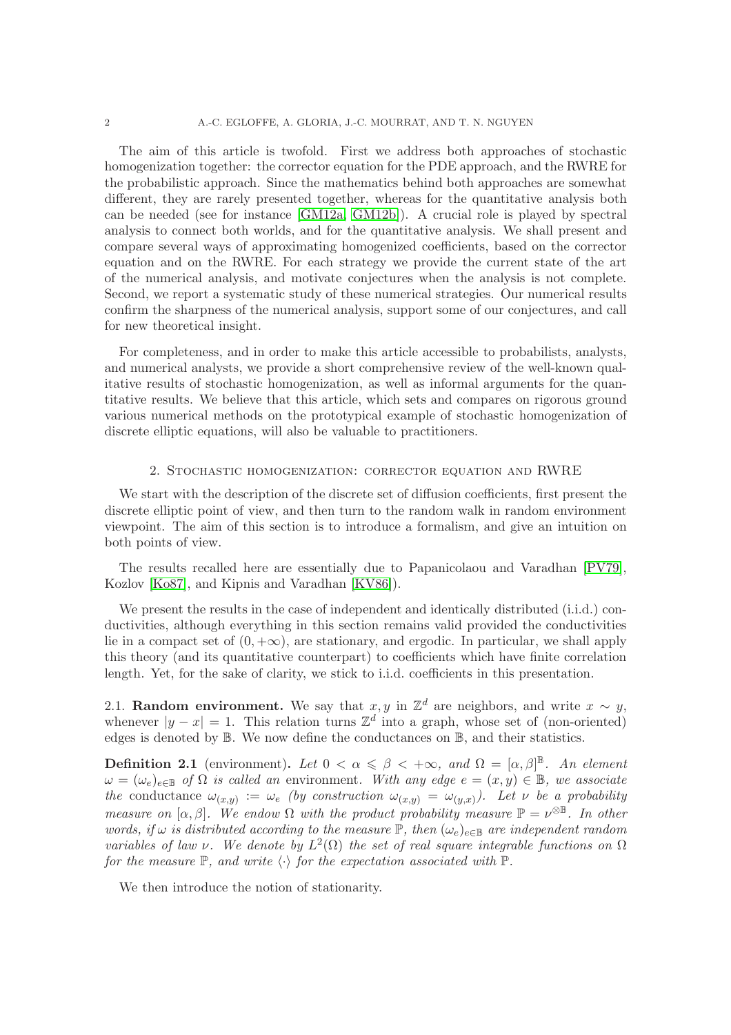The aim of this article is twofold. First we address both approaches of stochastic homogenization together: the corrector equation for the PDE approach, and the RWRE for the probabilistic approach. Since the mathematics behind both approaches are somewhat different, they are rarely presented together, whereas for the quantitative analysis both can be needed (see for instance [GM12a, GM12b]). A crucial role is played by spectral analysis to connect both worlds, and for the quantitative analysis. We shall present and compare several ways of approximating homogenized coefficients, based on the corrector equation and on the RWRE. For each strategy we provide the current state of the art of the numerical analysis, and motivate conjectures when the analysis is not complete. Second, we report a systematic study of these numerical strategies. Our numerical results confirm the sharpness of the numerical analysis, support some of our conjectures, and call for new theoretical insight.

For completeness, and in order to make this article accessible to probabilists, analysts, and numerical analysts, we provide a short comprehensive review of the well-known qualitative results of stochastic homogenization, as well as informal arguments for the quantitative results. We believe that this article, which sets and compares on rigorous ground various numerical methods on the prototypical example of stochastic homogenization of discrete elliptic equations, will also be valuable to practitioners.

## 2. Stochastic homogenization: corrector equation and RWRE

We start with the description of the discrete set of diffusion coefficients, first present the discrete elliptic point of view, and then turn to the random walk in random environment viewpoint. The aim of this section is to introduce a formalism, and give an intuition on both points of view.

The results recalled here are essentially due to Papanicolaou and Varadhan [PV79], Kozlov [Ko87], and Kipnis and Varadhan [KV86]).

We present the results in the case of independent and identically distributed (i.i.d.) conductivities, although everything in this section remains valid provided the conductivities lie in a compact set of $(0, +\infty)$, are stationary, and ergodic. In particular, we shall apply this theory (and its quantitative counterpart) to coefficients which have finite correlation length. Yet, for the sake of clarity, we stick to i.i.d. coefficients in this presentation.

### 2.1. Random environment.

We say that $x, y$ in $\mathbb{Z}^d$ are neighbors, and write $x \sim y$, whenever $|y - x| = 1$. This relation turns $\mathbb{Z}^d$ into a graph, whose set of (non-oriented) edges is denoted by $\mathbb{B}$. We now define the conductances on $\mathbb{B}$, and their statistics.

**Definition 2.1** (environment)**.** *Let $0 < \alpha \leqslant \beta < +\infty$, and $\Omega = [\alpha, \beta]^{\mathbb{B}}$. An element $\omega = (\omega_e)_{e \in \mathbb{B}}$ of $\Omega$ is called an* environment. *With any edge $e = (x, y) \in \mathbb{B}$, we associate the* conductance *$\omega_{(x,y)} := \omega_e$ (by construction $\omega_{(x,y)} = \omega_{(y,x)}$). Let $\nu$ be a probability measure on $[\alpha, \beta]$. We endow $\Omega$ with the product probability measure $\mathbb{P} = \nu^{\otimes \mathbb{B}}$. In other words, if $\omega$ is distributed according to the measure $\mathbb{P}$, then $(\omega_e)_{e \in \mathbb{B}}$ are independent random variables of law $\nu$. We denote by $L^2(\Omega)$ the set of real square integrable functions on $\Omega$ for the measure $\mathbb{P}$, and write $\langle \cdot \rangle$ for the expectation associated with $\mathbb{P}$.*

We then introduce the notion of stationarity.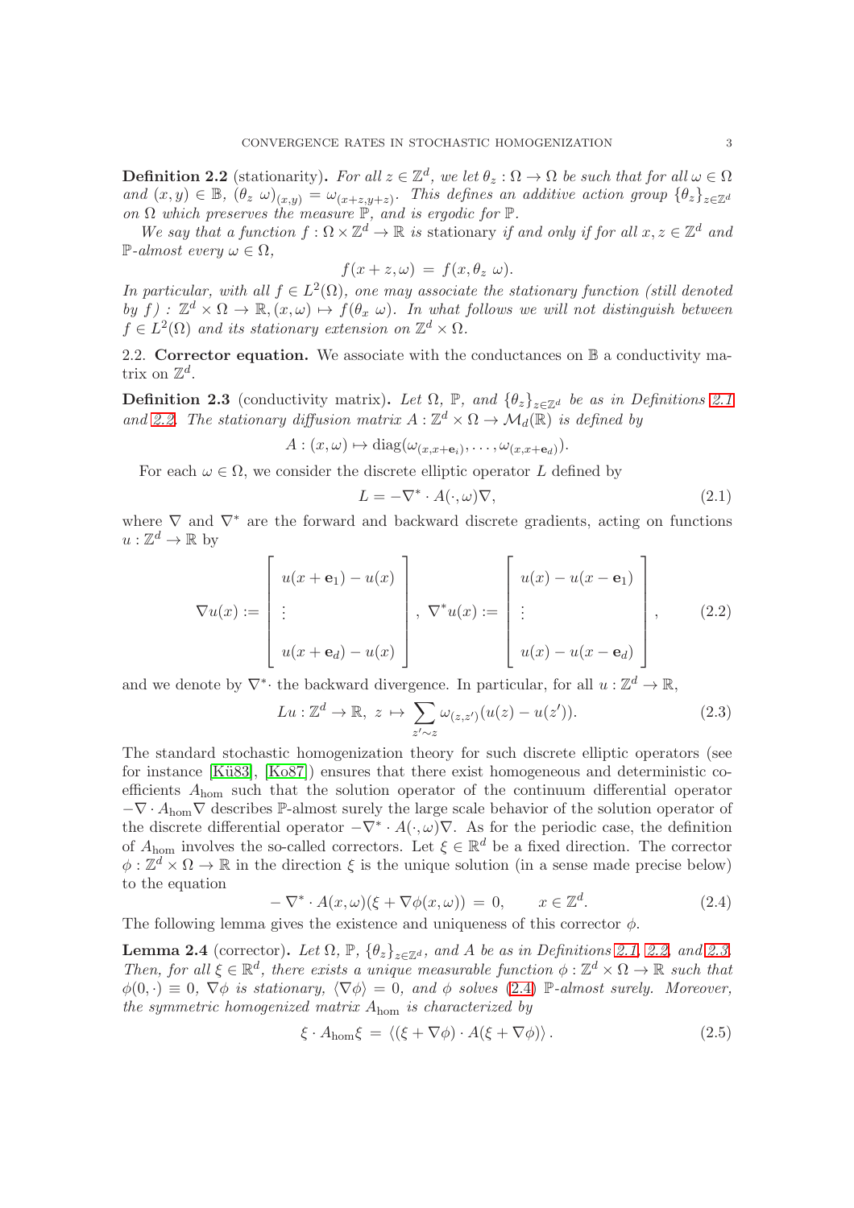**Definition 2.2** (stationarity)**.** *For all $z \in \mathbb{Z}^d$, we let $\theta_z : \Omega \to \Omega$ be such that for all $\omega \in \Omega$ and $(x,y) \in \mathbb{B}$, $(\theta_z\ \omega)_{(x,y)} = \omega_{(x+z,y+z)}$. This defines an additive action group $\{\theta_z\}_{z\in\mathbb{Z}^d}$ on $\Omega$ which preserves the measure $\mathbb{P}$, and is ergodic for $\mathbb{P}$.*

*We say that a function $f : \Omega \times \mathbb{Z}^d \to \mathbb{R}$ is* stationary *if and only if for all $x, z \in \mathbb{Z}^d$ and $\mathbb{P}$-almost every $\omega \in \Omega$,*

$$f(x+z,\omega) \;=\; f(x,\theta_z\ \omega).$$

*In particular, with all $f \in L^2(\Omega)$, one may associate the stationary function (still denoted by $f$) : $\mathbb{Z}^d \times \Omega \to \mathbb{R}, (x,\omega) \mapsto f(\theta_x\ \omega)$. In what follows we will not distinguish between $f \in L^2(\Omega)$ and its stationary extension on $\mathbb{Z}^d \times \Omega$.*

## 2.2. Corrector equation.

We associate with the conductances on $\mathbb{B}$ a conductivity matrix on $\mathbb{Z}^d$.

**Definition 2.3** (conductivity matrix)**.** *Let $\Omega$, $\mathbb{P}$, and $\{\theta_z\}_{z\in\mathbb{Z}^d}$ be as in Definitions 2.1 and 2.2. The stationary diffusion matrix $A : \mathbb{Z}^d \times \Omega \to \mathcal{M}_d(\mathbb{R})$ is defined by*

$$A : (x,\omega) \mapsto \mathrm{diag}(\omega_{(x,x+\mathbf{e}_i)}, \dots, \omega_{(x,x+\mathbf{e}_d)}).$$

For each $\omega \in \Omega$, we consider the discrete elliptic operator $L$ defined by

$$L = -\nabla^* \cdot A(\cdot,\omega)\nabla, \tag{2.1}$$

where $\nabla$ and $\nabla^*$ are the forward and backward discrete gradients, acting on functions $u : \mathbb{Z}^d \to \mathbb{R}$ by

$$\nabla u(x) := \begin{bmatrix} u(x+\mathbf{e}_1) - u(x) \\ \vdots \\ u(x+\mathbf{e}_d) - u(x) \end{bmatrix},\ \nabla^* u(x) := \begin{bmatrix} u(x) - u(x-\mathbf{e}_1) \\ \vdots \\ u(x) - u(x-\mathbf{e}_d) \end{bmatrix}, \tag{2.2}$$

and we denote by $\nabla^*\cdot$ the backward divergence. In particular, for all $u : \mathbb{Z}^d \to \mathbb{R}$,

$$Lu : \mathbb{Z}^d \to \mathbb{R},\ z \mapsto \sum_{z'\sim z} \omega_{(z,z')}(u(z) - u(z')). \tag{2.3}$$

The standard stochastic homogenization theory for such discrete elliptic operators (see for instance [Kü83], [Ko87]) ensures that there exist homogeneous and deterministic coefficients $A_{\mathrm{hom}}$ such that the solution operator of the continuum differential operator $-\nabla \cdot A_{\mathrm{hom}}\nabla$ describes $\mathbb{P}$-almost surely the large scale behavior of the solution operator of the discrete differential operator $-\nabla^* \cdot A(\cdot,\omega)\nabla$. As for the periodic case, the definition of $A_{\mathrm{hom}}$ involves the so-called correctors. Let $\xi \in \mathbb{R}^d$ be a fixed direction. The corrector $\phi : \mathbb{Z}^d \times \Omega \to \mathbb{R}$ in the direction $\xi$ is the unique solution (in a sense made precise below) to the equation

$$-\nabla^* \cdot A(x,\omega)(\xi + \nabla\phi(x,\omega)) \;=\; 0, \qquad x \in \mathbb{Z}^d. \tag{2.4}$$

The following lemma gives the existence and uniqueness of this corrector $\phi$.

**Lemma 2.4** (corrector)**.** *Let $\Omega$, $\mathbb{P}$, $\{\theta_z\}_{z\in\mathbb{Z}^d}$, and $A$ be as in Definitions 2.1, 2.2, and 2.3. Then, for all $\xi \in \mathbb{R}^d$, there exists a unique measurable function $\phi : \mathbb{Z}^d \times \Omega \to \mathbb{R}$ such that $\phi(0,\cdot) \equiv 0$, $\nabla\phi$ is stationary, $\langle \nabla\phi \rangle = 0$, and $\phi$ solves (2.4) $\mathbb{P}$-almost surely. Moreover, the symmetric homogenized matrix $A_{\mathrm{hom}}$ is characterized by*

$$\xi \cdot A_{\mathrm{hom}}\xi \;=\; \langle (\xi + \nabla\phi) \cdot A(\xi + \nabla\phi) \rangle\,. \tag{2.5}$$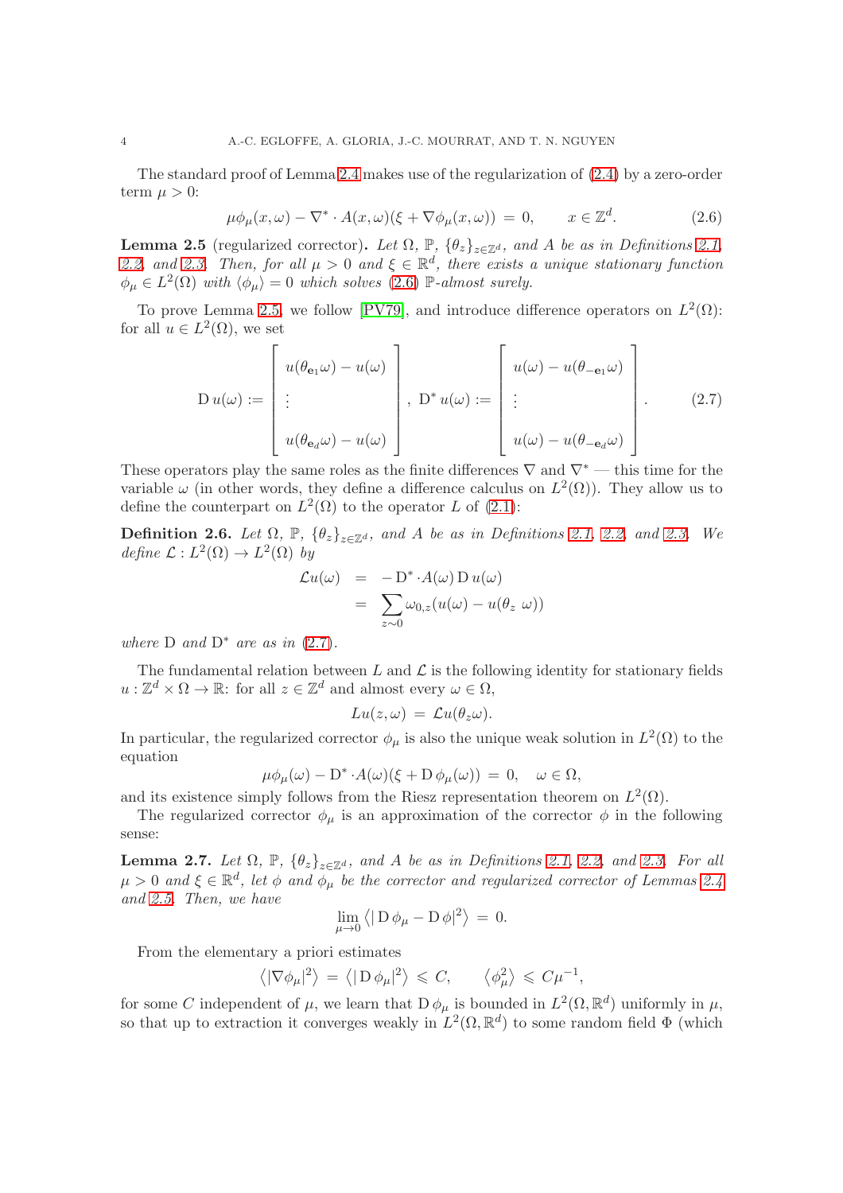The standard proof of Lemma 2.4 makes use of the regularization of (2.4) by a zero-order term $\mu > 0$:

$$\mu\phi_\mu(x,\omega) - \nabla^* \cdot A(x,\omega)(\xi + \nabla\phi_\mu(x,\omega)) \;=\; 0, \qquad x \in \mathbb{Z}^d. \tag{2.6}$$

**Lemma 2.5** (regularized corrector)**.** *Let $\Omega$, $\mathbb{P}$, $\{\theta_z\}_{z\in\mathbb{Z}^d}$, and $A$ be as in Definitions 2.1, 2.2, and 2.3. Then, for all $\mu > 0$ and $\xi \in \mathbb{R}^d$, there exists a unique stationary function $\phi_\mu \in L^2(\Omega)$ with $\langle \phi_\mu \rangle = 0$ which solves (2.6) $\mathbb{P}$-almost surely.*

To prove Lemma 2.5, we follow [PV79], and introduce difference operators on $L^2(\Omega)$: for all $u \in L^2(\Omega)$, we set

$$\mathrm{D}\, u(\omega) := \begin{bmatrix} u(\theta_{\mathbf{e}_1}\omega) - u(\omega) \\ \vdots \\ u(\theta_{\mathbf{e}_d}\omega) - u(\omega) \end{bmatrix}, \; \mathrm{D}^*\, u(\omega) := \begin{bmatrix} u(\omega) - u(\theta_{-\mathbf{e}_1}\omega) \\ \vdots \\ u(\omega) - u(\theta_{-\mathbf{e}_d}\omega) \end{bmatrix}. \tag{2.7}$$

These operators play the same roles as the finite differences $\nabla$ and $\nabla^*$ — this time for the variable $\omega$ (in other words, they define a difference calculus on $L^2(\Omega)$). They allow us to define the counterpart on $L^2(\Omega)$ to the operator $L$ of (2.1):

**Definition 2.6.** *Let $\Omega$, $\mathbb{P}$, $\{\theta_z\}_{z\in\mathbb{Z}^d}$, and $A$ be as in Definitions 2.1, 2.2, and 2.3. We define $\mathcal{L} : L^2(\Omega) \to L^2(\Omega)$ by*

$$\begin{aligned} \mathcal{L}u(\omega) &= -\mathrm{D}^* \cdot A(\omega)\, \mathrm{D}\, u(\omega) \\ &= \sum_{z\sim 0} \omega_{0,z}(u(\omega) - u(\theta_z\, \omega)) \end{aligned}$$

*where $\mathrm{D}$ and $\mathrm{D}^*$ are as in (2.7).*

The fundamental relation between $L$ and $\mathcal{L}$ is the following identity for stationary fields $u : \mathbb{Z}^d \times \Omega \to \mathbb{R}$: for all $z \in \mathbb{Z}^d$ and almost every $\omega \in \Omega$,

$$Lu(z,\omega) \;=\; \mathcal{L}u(\theta_z\omega).$$

In particular, the regularized corrector $\phi_\mu$ is also the unique weak solution in $L^2(\Omega)$ to the equation

$$\mu\phi_\mu(\omega) - \mathrm{D}^* \cdot A(\omega)(\xi + \mathrm{D}\,\phi_\mu(\omega)) \;=\; 0, \quad \omega \in \Omega,$$

and its existence simply follows from the Riesz representation theorem on $L^2(\Omega)$.

The regularized corrector $\phi_\mu$ is an approximation of the corrector $\phi$ in the following sense:

**Lemma 2.7.** *Let $\Omega$, $\mathbb{P}$, $\{\theta_z\}_{z\in\mathbb{Z}^d}$, and $A$ be as in Definitions 2.1, 2.2, and 2.3. For all $\mu > 0$ and $\xi \in \mathbb{R}^d$, let $\phi$ and $\phi_\mu$ be the corrector and regularized corrector of Lemmas 2.4 and 2.5. Then, we have*

$$\lim_{\mu\to 0} \left\langle |\,\mathrm{D}\,\phi_\mu - \mathrm{D}\,\phi|^2 \right\rangle \;=\; 0.$$

From the elementary a priori estimates

$$\left\langle |\nabla\phi_\mu|^2 \right\rangle \;=\; \left\langle |\,\mathrm{D}\,\phi_\mu|^2 \right\rangle \;\leqslant\; C, \qquad \left\langle \phi_\mu^2 \right\rangle \;\leqslant\; C\mu^{-1},$$

for some $C$ independent of $\mu$, we learn that $\mathrm{D}\,\phi_\mu$ is bounded in $L^2(\Omega, \mathbb{R}^d)$ uniformly in $\mu$, so that up to extraction it converges weakly in $L^2(\Omega, \mathbb{R}^d)$ to some random field $\Phi$ (which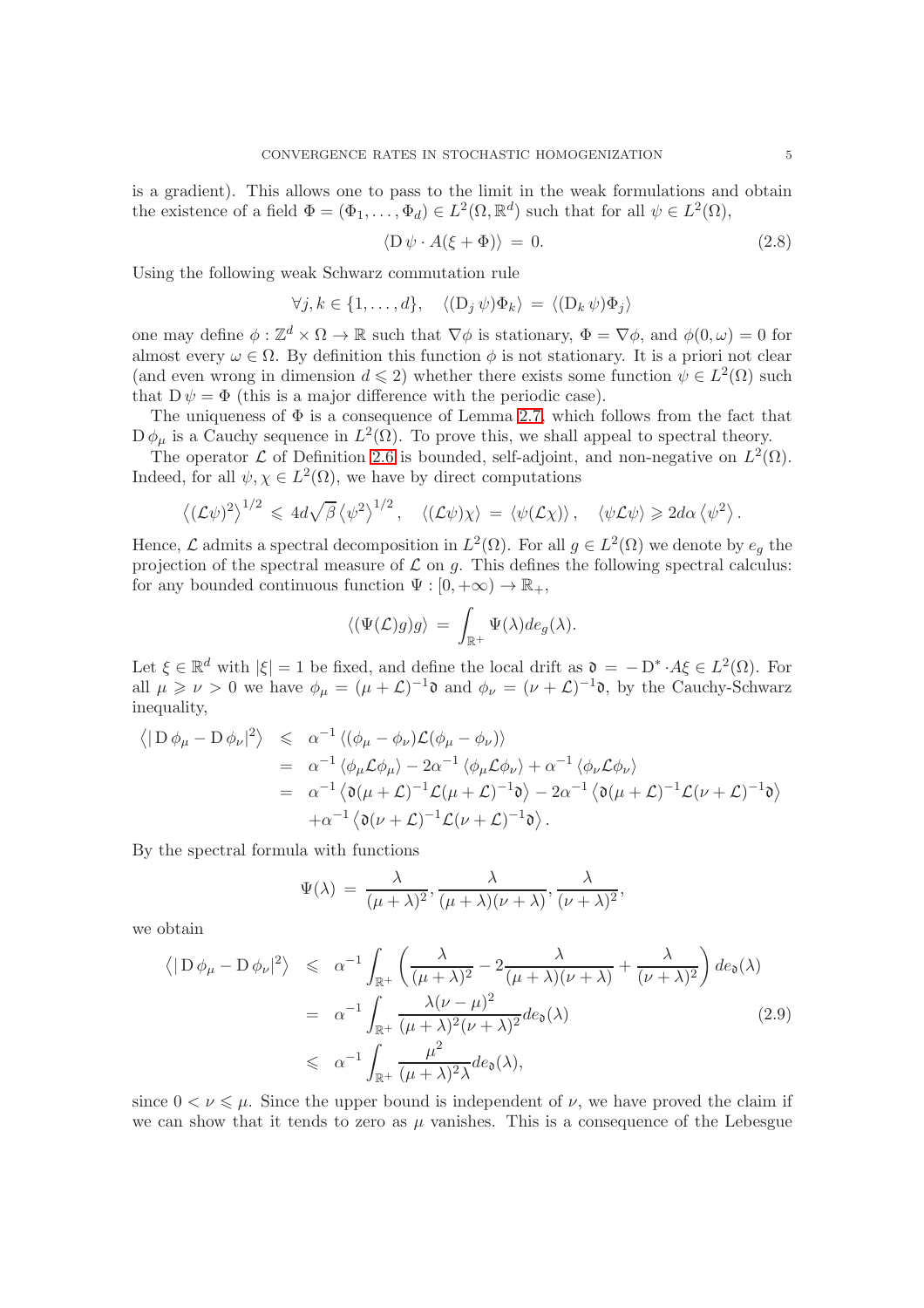is a gradient). This allows one to pass to the limit in the weak formulations and obtain the existence of a field $\Phi = (\Phi_1, \dots, \Phi_d) \in L^2(\Omega, \mathbb{R}^d)$ such that for all $\psi \in L^2(\Omega)$,

$$\langle \mathrm{D}\, \psi \cdot A(\xi + \Phi) \rangle \,=\, 0. \tag{2.8}$$

Using the following weak Schwarz commutation rule

$$\forall j, k \in \{1, \dots, d\}, \quad \langle (\mathrm{D}_j\, \psi) \Phi_k \rangle \,=\, \langle (\mathrm{D}_k\, \psi) \Phi_j \rangle$$

one may define $\phi : \mathbb{Z}^d \times \Omega \to \mathbb{R}$ such that $\nabla \phi$ is stationary, $\Phi = \nabla \phi$, and $\phi(0, \omega) = 0$ for almost every $\omega \in \Omega$. By definition this function $\phi$ is not stationary. It is a priori not clear (and even wrong in dimension $d \leqslant 2$) whether there exists some function $\psi \in L^2(\Omega)$ such that $\mathrm{D}\, \psi = \Phi$ (this is a major difference with the periodic case).

The uniqueness of $\Phi$ is a consequence of Lemma 2.7, which follows from the fact that $\mathrm{D}\, \phi_\mu$ is a Cauchy sequence in $L^2(\Omega)$. To prove this, we shall appeal to spectral theory.

The operator $\mathcal{L}$ of Definition 2.6 is bounded, self-adjoint, and non-negative on $L^2(\Omega)$. Indeed, for all $\psi, \chi \in L^2(\Omega)$, we have by direct computations

$$\left\langle (\mathcal{L}\psi)^2 \right\rangle^{1/2} \,\leqslant\, 4d\sqrt{\beta} \left\langle \psi^2 \right\rangle^{1/2}, \quad \langle (\mathcal{L}\psi)\chi \rangle \,=\, \langle \psi(\mathcal{L}\chi) \rangle, \quad \langle \psi \mathcal{L} \psi \rangle \geqslant 2d\alpha \left\langle \psi^2 \right\rangle.$$

Hence, $\mathcal{L}$ admits a spectral decomposition in $L^2(\Omega)$. For all $g \in L^2(\Omega)$ we denote by $e_g$ the projection of the spectral measure of $\mathcal{L}$ on $g$. This defines the following spectral calculus: for any bounded continuous function $\Psi : [0, +\infty) \to \mathbb{R}_+$,

$$\langle (\Psi(\mathcal{L})g) g \rangle \,=\, \int_{\mathbb{R}^+} \Psi(\lambda) de_g(\lambda).$$

Let $\xi \in \mathbb{R}^d$ with $|\xi| = 1$ be fixed, and define the local drift as $\mathfrak{d} \,=\, -\,\mathrm{D}^* \cdot A\xi \in L^2(\Omega)$. For all $\mu \geqslant \nu > 0$ we have $\phi_\mu = (\mu + \mathcal{L})^{-1}\mathfrak{d}$ and $\phi_\nu = (\nu + \mathcal{L})^{-1}\mathfrak{d}$, by the Cauchy-Schwarz inequality,

$$\begin{aligned}
\left\langle |\mathrm{D}\, \phi_\mu - \mathrm{D}\, \phi_\nu|^2 \right\rangle \;&\leqslant\; \alpha^{-1} \left\langle (\phi_\mu - \phi_\nu) \mathcal{L} (\phi_\mu - \phi_\nu) \right\rangle \\
&=\; \alpha^{-1} \left\langle \phi_\mu \mathcal{L} \phi_\mu \right\rangle - 2\alpha^{-1} \left\langle \phi_\mu \mathcal{L} \phi_\nu \right\rangle + \alpha^{-1} \left\langle \phi_\nu \mathcal{L} \phi_\nu \right\rangle \\
&=\; \alpha^{-1} \left\langle \mathfrak{d} (\mu + \mathcal{L})^{-1} \mathcal{L} (\mu + \mathcal{L})^{-1} \mathfrak{d} \right\rangle - 2\alpha^{-1} \left\langle \mathfrak{d} (\mu + \mathcal{L})^{-1} \mathcal{L} (\nu + \mathcal{L})^{-1} \mathfrak{d} \right\rangle \\
&\quad + \alpha^{-1} \left\langle \mathfrak{d} (\nu + \mathcal{L})^{-1} \mathcal{L} (\nu + \mathcal{L})^{-1} \mathfrak{d} \right\rangle.
\end{aligned}$$

By the spectral formula with functions

$$\Psi(\lambda) \,=\, \frac{\lambda}{(\mu+\lambda)^2}, \frac{\lambda}{(\mu+\lambda)(\nu+\lambda)}, \frac{\lambda}{(\nu+\lambda)^2},$$

we obtain

$$\begin{aligned}
\left\langle |\mathrm{D}\, \phi_\mu - \mathrm{D}\, \phi_\nu|^2 \right\rangle \;&\leqslant\; \alpha^{-1} \int_{\mathbb{R}^+} \left( \frac{\lambda}{(\mu+\lambda)^2} - 2\frac{\lambda}{(\mu+\lambda)(\nu+\lambda)} + \frac{\lambda}{(\nu+\lambda)^2} \right) de_{\mathfrak{d}}(\lambda) \\
&=\; \alpha^{-1} \int_{\mathbb{R}^+} \frac{\lambda(\nu-\mu)^2}{(\mu+\lambda)^2(\nu+\lambda)^2} de_{\mathfrak{d}}(\lambda) \qquad\qquad (2.9) \\
&\leqslant\; \alpha^{-1} \int_{\mathbb{R}^+} \frac{\mu^2}{(\mu+\lambda)^2 \lambda} de_{\mathfrak{d}}(\lambda),
\end{aligned}$$

since $0 < \nu \leqslant \mu$. Since the upper bound is independent of $\nu$, we have proved the claim if we can show that it tends to zero as $\mu$ vanishes. This is a consequence of the Lebesgue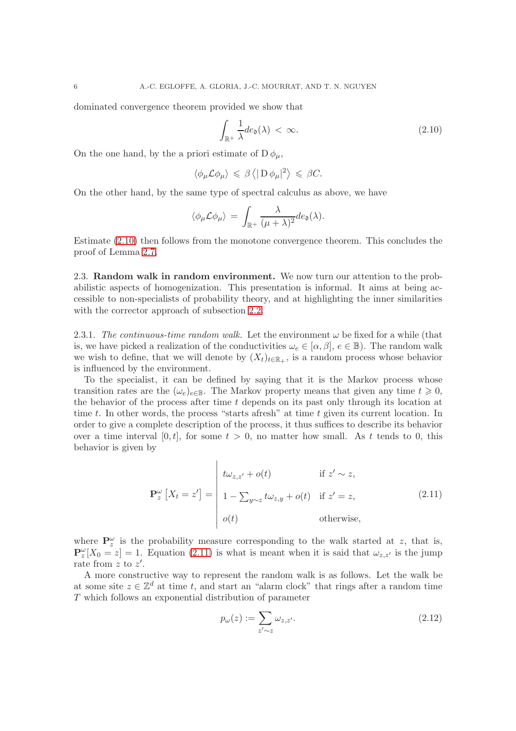dominated convergence theorem provided we show that

$$\int_{\mathbb{R}^+} \frac{1}{\lambda} de_{\mathfrak{d}}(\lambda) < \infty. \tag{2.10}$$

On the one hand, by the a priori estimate of $\mathrm{D}\,\phi_\mu$,

$$\langle \phi_\mu \mathcal{L} \phi_\mu \rangle \leqslant \beta \left\langle |\mathrm{D}\,\phi_\mu|^2 \right\rangle \leqslant \beta C.$$

On the other hand, by the same type of spectral calculus as above, we have

$$\langle \phi_\mu \mathcal{L} \phi_\mu \rangle = \int_{\mathbb{R}^+} \frac{\lambda}{(\mu+\lambda)^2} de_{\mathfrak{d}}(\lambda).$$

Estimate (2.10) then follows from the monotone convergence theorem. This concludes the proof of Lemma 2.7.

2.3. **Random walk in random environment.** We now turn our attention to the probabilistic aspects of homogenization. This presentation is informal. It aims at being accessible to non-specialists of probability theory, and at highlighting the inner similarities with the corrector approach of subsection 2.2.

2.3.1. *The continuous-time random walk.* Let the environment $\omega$ be fixed for a while (that is, we have picked a realization of the conductivities $\omega_e \in [\alpha, \beta]$, $e \in \mathbb{B}$). The random walk we wish to define, that we will denote by $(X_t)_{t \in \mathbb{R}_+}$, is a random process whose behavior is influenced by the environment.

To the specialist, it can be defined by saying that it is the Markov process whose transition rates are the $(\omega_e)_{e \in \mathbb{B}}$. The Markov property means that given any time $t \geqslant 0$, the behavior of the process after time $t$ depends on its past only through its location at time $t$. In other words, the process "starts afresh" at time $t$ given its current location. In order to give a complete description of the process, it thus suffices to describe its behavior over a time interval $[0, t]$, for some $t > 0$, no matter how small. As $t$ tends to 0, this behavior is given by

$$\mathbf{P}^\omega_z \left[ X_t = z' \right] = \begin{cases} t\omega_{z,z'} + o(t) & \text{if } z' \sim z, \\ 1 - \sum_{y \sim z} t\omega_{z,y} + o(t) & \text{if } z' = z, \\ o(t) & \text{otherwise,} \end{cases} \tag{2.11}$$

where $\mathbf{P}^\omega_z$ is the probability measure corresponding to the walk started at $z$, that is, $\mathbf{P}^\omega_z[X_0 = z] = 1$. Equation (2.11) is what is meant when it is said that $\omega_{z,z'}$ is the jump rate from $z$ to $z'$.

A more constructive way to represent the random walk is as follows. Let the walk be at some site $z \in \mathbb{Z}^d$ at time $t$, and start an "alarm clock" that rings after a random time $T$ which follows an exponential distribution of parameter

$$p_\omega(z) := \sum_{z' \sim z} \omega_{z,z'}. \tag{2.12}$$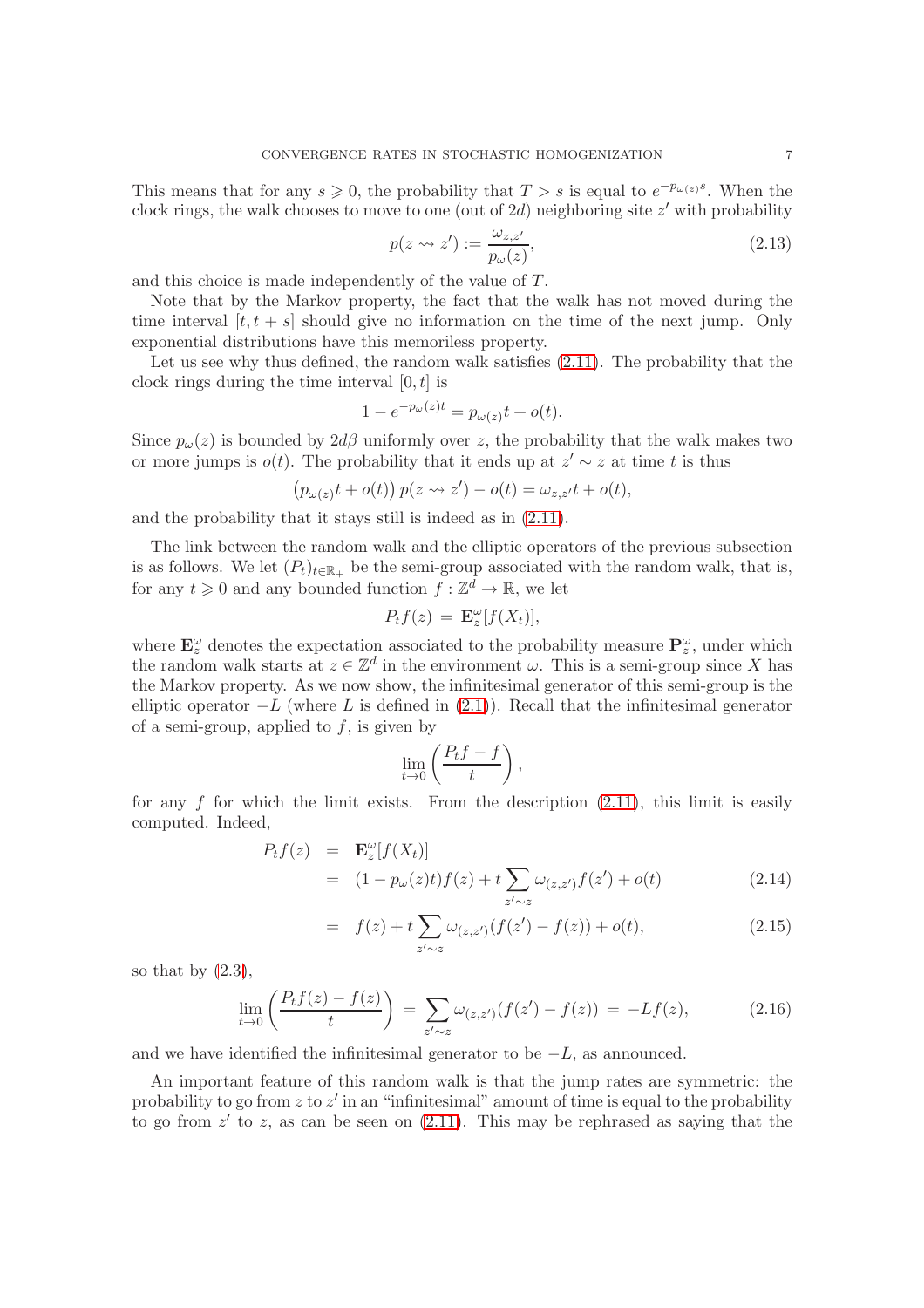This means that for any $s \geqslant 0$, the probability that $T > s$ is equal to $e^{-p_{\omega(z)} s}$. When the clock rings, the walk chooses to move to one (out of $2d$) neighboring site $z'$ with probability

$$p(z \rightsquigarrow z') := \frac{\omega_{z,z'}}{p_\omega(z)}, \tag{2.13}$$

and this choice is made independently of the value of $T$.

Note that by the Markov property, the fact that the walk has not moved during the time interval $[t, t+s]$ should give no information on the time of the next jump. Only exponential distributions have this memoriless property.

Let us see why thus defined, the random walk satisfies (2.11). The probability that the clock rings during the time interval $[0, t]$ is

$$1 - e^{-p_\omega(z)t} = p_{\omega(z)} t + o(t).$$

Since $p_\omega(z)$ is bounded by $2d\beta$ uniformly over $z$, the probability that the walk makes two or more jumps is $o(t)$. The probability that it ends up at $z' \sim z$ at time $t$ is thus

$$\left(p_{\omega(z)} t + o(t)\right) p(z \rightsquigarrow z') - o(t) = \omega_{z,z'} t + o(t),$$

and the probability that it stays still is indeed as in (2.11).

The link between the random walk and the elliptic operators of the previous subsection is as follows. We let $(P_t)_{t \in \mathbb{R}_+}$ be the semi-group associated with the random walk, that is, for any $t \geqslant 0$ and any bounded function $f : \mathbb{Z}^d \to \mathbb{R}$, we let

$$P_t f(z) \,=\, \mathbf{E}^\omega_z[f(X_t)],$$

where $\mathbf{E}^\omega_z$ denotes the expectation associated to the probability measure $\mathbf{P}^\omega_z$, under which the random walk starts at $z \in \mathbb{Z}^d$ in the environment $\omega$. This is a semi-group since $X$ has the Markov property. As we now show, the infinitesimal generator of this semi-group is the elliptic operator $-L$ (where $L$ is defined in (2.1)). Recall that the infinitesimal generator of a semi-group, applied to $f$, is given by

$$\lim_{t \to 0} \left( \frac{P_t f - f}{t} \right),$$

for any $f$ for which the limit exists. From the description (2.11), this limit is easily computed. Indeed,

$$\begin{aligned}
P_t f(z) \;&=\; \mathbf{E}^\omega_z[f(X_t)] \\
&=\; (1 - p_\omega(z)t) f(z) + t \sum_{z' \sim z} \omega_{(z,z')} f(z') + o(t) \qquad (2.14) \\
&=\; f(z) + t \sum_{z' \sim z} \omega_{(z,z')} (f(z') - f(z)) + o(t), \qquad (2.15)
\end{aligned}$$

so that by (2.3),

$$\lim_{t \to 0} \left( \frac{P_t f(z) - f(z)}{t} \right) \,=\, \sum_{z' \sim z} \omega_{(z,z')} (f(z') - f(z)) \,=\, -Lf(z), \tag{2.16}$$

and we have identified the infinitesimal generator to be $-L$, as announced.

An important feature of this random walk is that the jump rates are symmetric: the probability to go from $z$ to $z'$ in an "infinitesimal" amount of time is equal to the probability to go from $z'$ to $z$, as can be seen on (2.11). This may be rephrased as saying that the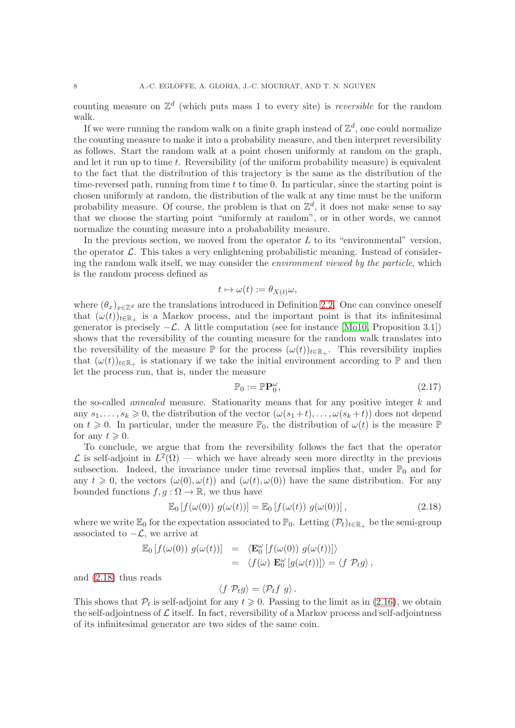counting measure on $\mathbb{Z}^d$ (which puts mass 1 to every site) is *reversible* for the random walk.

If we were running the random walk on a finite graph instead of $\mathbb{Z}^d$, one could normalize the counting measure to make it into a probability measure, and then interpret reversibility as follows. Start the random walk at a point chosen uniformly at random on the graph, and let it run up to time $t$. Reversibility (of the uniform probability measure) is equivalent to the fact that the distribution of this trajectory is the same as the distribution of the time-reversed path, running from time $t$ to time 0. In particular, since the starting point is chosen uniformly at random, the distribution of the walk at any time must be the uniform probability measure. Of course, the problem is that on $\mathbb{Z}^d$, it does not make sense to say that we choose the starting point "uniformly at random", or in other words, we cannot normalize the counting measure into a probability measure.

In the previous section, we moved from the operator $L$ to its "environmental" version, the operator $\mathcal{L}$. This takes a very enlightening probabilistic meaning. Instead of considering the random walk itself, we may consider the *environment viewed by the particle*, which is the random process defined as

$$t \mapsto \omega(t) := \theta_{X(t)}\omega,$$

where $(\theta_x)_{x\in\mathbb{Z}^d}$ are the translations introduced in Definition 2.2. One can convince oneself that $(\omega(t))_{t\in\mathbb{R}_+}$ is a Markov process, and the important point is that its infinitesimal generator is precisely $-\mathcal{L}$. A little computation (see for instance [Mo10, Proposition 3.1]) shows that the reversibility of the counting measure for the random walk translates into the reversibility of the measure $\mathbb{P}$ for the process $(\omega(t))_{t\in\mathbb{R}_+}$. This reversibility implies that $(\omega(t))_{t\in\mathbb{R}_+}$ is stationary if we take the initial environment according to $\mathbb{P}$ and then let the process run, that is, under the measure

$$\mathbb{P}_0 := \mathbb{P}\mathbf{P}_0^\omega, \tag{2.17}$$

the so-called *annealed* measure. Stationarity means that for any positive integer $k$ and any $s_1, \ldots, s_k \geqslant 0$, the distribution of the vector $(\omega(s_1+t), \ldots, \omega(s_k+t))$ does not depend on $t \geqslant 0$. In particular, under the measure $\mathbb{P}_0$, the distribution of $\omega(t)$ is the measure $\mathbb{P}$ for any $t \geqslant 0$.

To conclude, we argue that from the reversibility follows the fact that the operator $\mathcal{L}$ is self-adjoint in $L^2(\Omega)$ — which we have already seen more directlty in the previous subsection. Indeed, the invariance under time reversal implies that, under $\mathbb{P}_0$ and for any $t \geqslant 0$, the vectors $(\omega(0), \omega(t))$ and $(\omega(t), \omega(0))$ have the same distribution. For any bounded functions $f, g : \Omega \to \mathbb{R}$, we thus have

$$\mathbb{E}_0\left[f(\omega(0))\ g(\omega(t))\right] = \mathbb{E}_0\left[f(\omega(t))\ g(\omega(0))\right], \tag{2.18}$$

where we write $\mathbb{E}_0$ for the expectation associated to $\mathbb{P}_0$. Letting $(\mathcal{P}_t)_{t\in\mathbb{R}_+}$ be the semi-group associated to $-\mathcal{L}$, we arrive at

$$\begin{aligned}
\mathbb{E}_0\left[f(\omega(0))\ g(\omega(t))\right] &= \langle \mathbf{E}_0^\omega\left[f(\omega(0))\ g(\omega(t))\right]\rangle \\
&= \langle f(\omega)\ \mathbf{E}_0^\omega\left[g(\omega(t))\right]\rangle = \langle f\ \mathcal{P}_t g\rangle,
\end{aligned}$$

and (2.18) thus reads

$$\langle f\ \mathcal{P}_t g\rangle = \langle \mathcal{P}_t f\ g\rangle.$$

This shows that $\mathcal{P}_t$ is self-adjoint for any $t \geqslant 0$. Passing to the limit as in (2.16), we obtain the self-adjointness of $\mathcal{L}$ itself. In fact, reversibility of a Markov process and self-adjointness of its infinitesimal generator are two sides of the same coin.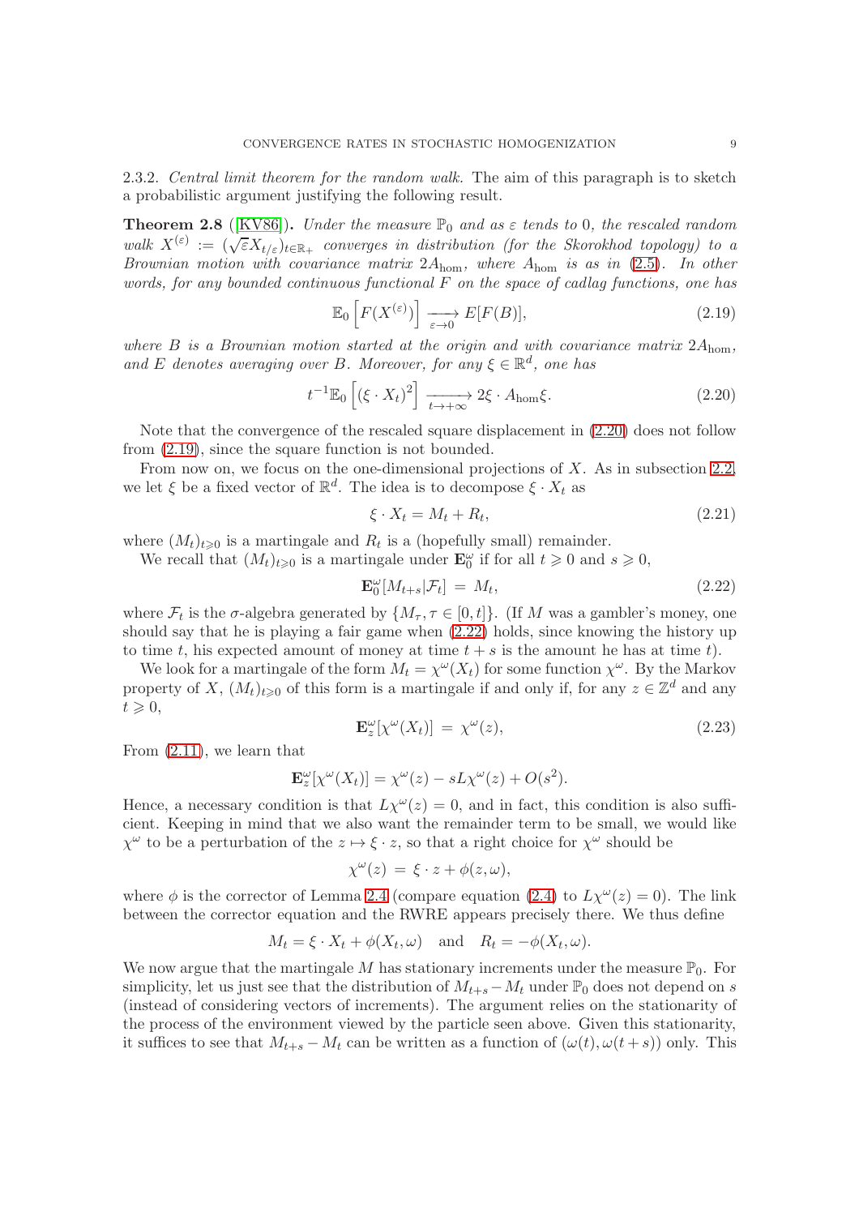2.3.2. *Central limit theorem for the random walk.* The aim of this paragraph is to sketch a probabilistic argument justifying the following result.

**Theorem 2.8** ([KV86]). *Under the measure $\mathbb{P}_0$ and as $\varepsilon$ tends to 0, the rescaled random walk $X^{(\varepsilon)} := (\sqrt{\varepsilon} X_{t/\varepsilon})_{t\in\mathbb{R}_+}$ converges in distribution (for the Skorokhod topology) to a Brownian motion with covariance matrix $2A_{\mathrm{hom}}$, where $A_{\mathrm{hom}}$ is as in (2.5). In other words, for any bounded continuous functional $F$ on the space of cadlag functions, one has*

$$\mathbb{E}_0\left[F(X^{(\varepsilon)})\right] \xrightarrow[\varepsilon\to 0]{} E[F(B)], \tag{2.19}$$

*where $B$ is a Brownian motion started at the origin and with covariance matrix $2A_{\mathrm{hom}}$, and $E$ denotes averaging over $B$. Moreover, for any $\xi \in \mathbb{R}^d$, one has*

$$t^{-1}\mathbb{E}_0\left[(\xi\cdot X_t)^2\right] \xrightarrow[t\to+\infty]{} 2\xi\cdot A_{\mathrm{hom}}\xi. \tag{2.20}$$

Note that the convergence of the rescaled square displacement in (2.20) does not follow from (2.19), since the square function is not bounded.

From now on, we focus on the one-dimensional projections of $X$. As in subsection 2.2, we let $\xi$ be a fixed vector of $\mathbb{R}^d$. The idea is to decompose $\xi\cdot X_t$ as

$$\xi\cdot X_t = M_t + R_t, \tag{2.21}$$

where $(M_t)_{t\geqslant 0}$ is a martingale and $R_t$ is a (hopefully small) remainder.

We recall that $(M_t)_{t\geqslant 0}$ is a martingale under $\mathbf{E}_0^\omega$ if for all $t\geqslant 0$ and $s\geqslant 0$,

$$\mathbf{E}_0^\omega[M_{t+s}|\mathcal{F}_t] \;=\; M_t, \tag{2.22}$$

where $\mathcal{F}_t$ is the $\sigma$-algebra generated by $\{M_\tau, \tau\in[0,t]\}$. (If $M$ was a gambler's money, one should say that he is playing a fair game when (2.22) holds, since knowing the history up to time $t$, his expected amount of money at time $t+s$ is the amount he has at time $t$).

We look for a martingale of the form $M_t = \chi^\omega(X_t)$ for some function $\chi^\omega$. By the Markov property of $X$, $(M_t)_{t\geqslant 0}$ of this form is a martingale if and only if, for any $z\in\mathbb{Z}^d$ and any $t\geqslant 0$,

$$\mathbf{E}_z^\omega[\chi^\omega(X_t)] \;=\; \chi^\omega(z), \tag{2.23}$$

From (2.11), we learn that

$$\mathbf{E}_z^\omega[\chi^\omega(X_t)] = \chi^\omega(z) - sL\chi^\omega(z) + O(s^2).$$

Hence, a necessary condition is that $L\chi^\omega(z) = 0$, and in fact, this condition is also sufficient. Keeping in mind that we also want the remainder term to be small, we would like $\chi^\omega$ to be a perturbation of the $z\mapsto \xi\cdot z$, so that a right choice for $\chi^\omega$ should be

$$\chi^\omega(z) \;=\; \xi\cdot z + \phi(z,\omega),$$

where $\phi$ is the corrector of Lemma 2.4 (compare equation (2.4) to $L\chi^\omega(z) = 0$). The link between the corrector equation and the RWRE appears precisely there. We thus define

$$M_t = \xi\cdot X_t + \phi(X_t,\omega) \quad \text{and} \quad R_t = -\phi(X_t,\omega).$$

We now argue that the martingale $M$ has stationary increments under the measure $\mathbb{P}_0$. For simplicity, let us just see that the distribution of $M_{t+s} - M_t$ under $\mathbb{P}_0$ does not depend on $s$ (instead of considering vectors of increments). The argument relies on the stationarity of the process of the environment viewed by the particle seen above. Given this stationarity, it suffices to see that $M_{t+s} - M_t$ can be written as a function of $(\omega(t), \omega(t+s))$ only. This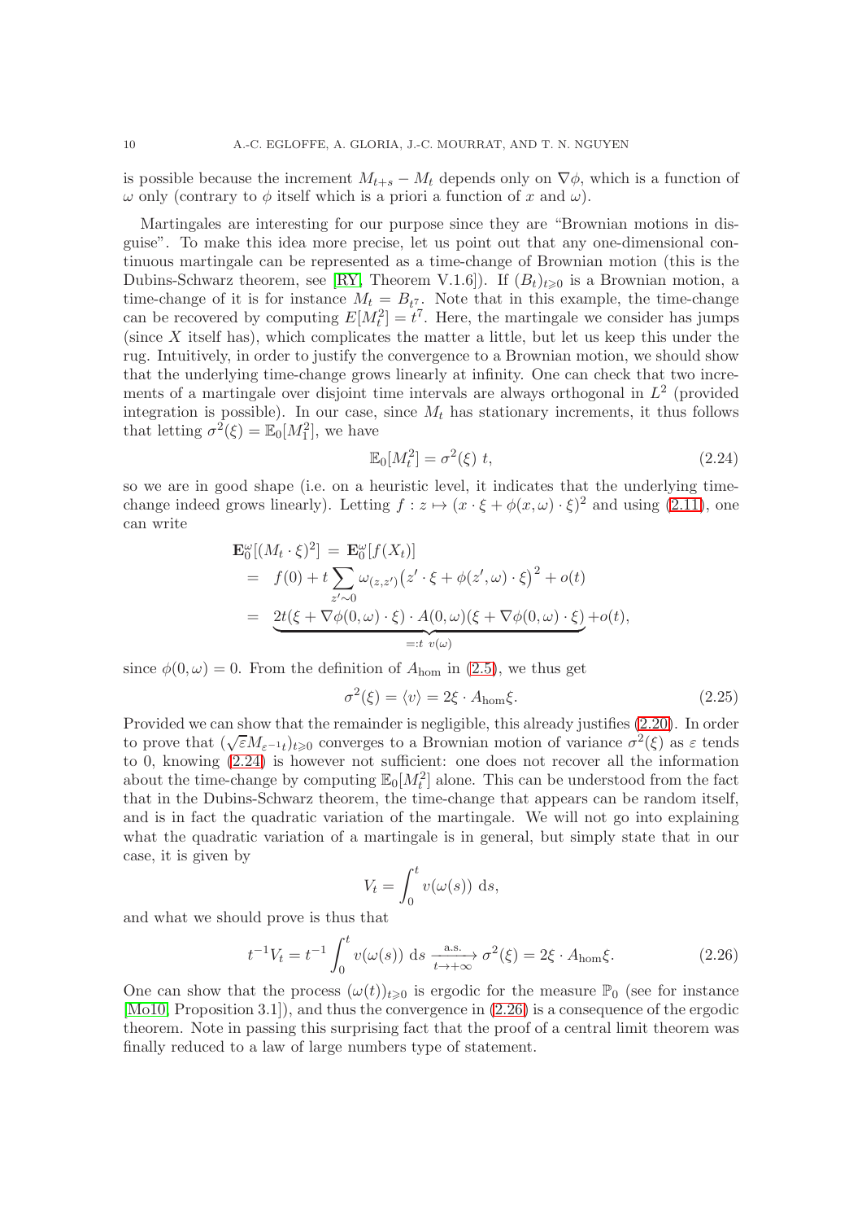is possible because the increment $M_{t+s} - M_t$ depends only on $\nabla\phi$, which is a function of $\omega$ only (contrary to $\phi$ itself which is a priori a function of $x$ and $\omega$).

Martingales are interesting for our purpose since they are "Brownian motions in disguise". To make this idea more precise, let us point out that any one-dimensional continuous martingale can be represented as a time-change of Brownian motion (this is the Dubins-Schwarz theorem, see [RY, Theorem V.1.6]). If $(B_t)_{t\geqslant 0}$ is a Brownian motion, a time-change of it is for instance $M_t = B_{t^7}$. Note that in this example, the time-change can be recovered by computing $E[M_t^2] = t^7$. Here, the martingale we consider has jumps (since $X$ itself has), which complicates the matter a little, but let us keep this under the rug. Intuitively, in order to justify the convergence to a Brownian motion, we should show that the underlying time-change grows linearly at infinity. One can check that two increments of a martingale over disjoint time intervals are always orthogonal in $L^2$ (provided integration is possible). In our case, since $M_t$ has stationary increments, it thus follows that letting $\sigma^2(\xi) = \mathbb{E}_0[M_1^2]$, we have

$$\mathbb{E}_0[M_t^2] = \sigma^2(\xi)\ t, \tag{2.24}$$

so we are in good shape (i.e. on a heuristic level, it indicates that the underlying time-change indeed grows linearly). Letting $f : z \mapsto (x\cdot\xi + \phi(x,\omega)\cdot\xi)^2$ and using (2.11), one can write

$$\begin{aligned}
\mathbf{E}_0^\omega[(M_t\cdot\xi)^2] &= \mathbf{E}_0^\omega[f(X_t)] \\
&= f(0) + t\sum_{z'\sim 0}\omega_{(z,z')}\big(z'\cdot\xi + \phi(z',\omega)\cdot\xi\big)^2 + o(t) \\
&= \underbrace{2t(\xi + \nabla\phi(0,\omega)\cdot\xi)\cdot A(0,\omega)(\xi + \nabla\phi(0,\omega)\cdot\xi)}_{=:t\ v(\omega)} + o(t),
\end{aligned}$$

since $\phi(0,\omega) = 0$. From the definition of $A_{\mathrm{hom}}$ in (2.5), we thus get

$$\sigma^2(\xi) = \langle v\rangle = 2\xi\cdot A_{\mathrm{hom}}\xi. \tag{2.25}$$

Provided we can show that the remainder is negligible, this already justifies (2.20). In order to prove that $(\sqrt{\varepsilon}M_{\varepsilon^{-1}t})_{t\geqslant 0}$ converges to a Brownian motion of variance $\sigma^2(\xi)$ as $\varepsilon$ tends to 0, knowing (2.24) is however not sufficient: one does not recover all the information about the time-change by computing $\mathbb{E}_0[M_t^2]$ alone. This can be understood from the fact that in the Dubins-Schwarz theorem, the time-change that appears can be random itself, and is in fact the quadratic variation of the martingale. We will not go into explaining what the quadratic variation of a martingale is in general, but simply state that in our case, it is given by

$$V_t = \int_0^t v(\omega(s))\ \mathrm{d}s,$$

and what we should prove is thus that

$$t^{-1}V_t = t^{-1}\int_0^t v(\omega(s))\ \mathrm{d}s \xrightarrow[t\to+\infty]{\text{a.s.}} \sigma^2(\xi) = 2\xi\cdot A_{\mathrm{hom}}\xi. \tag{2.26}$$

One can show that the process $(\omega(t))_{t\geqslant 0}$ is ergodic for the measure $\mathbb{P}_0$ (see for instance [Mo10, Proposition 3.1]), and thus the convergence in (2.26) is a consequence of the ergodic theorem. Note in passing this surprising fact that the proof of a central limit theorem was finally reduced to a law of large numbers type of statement.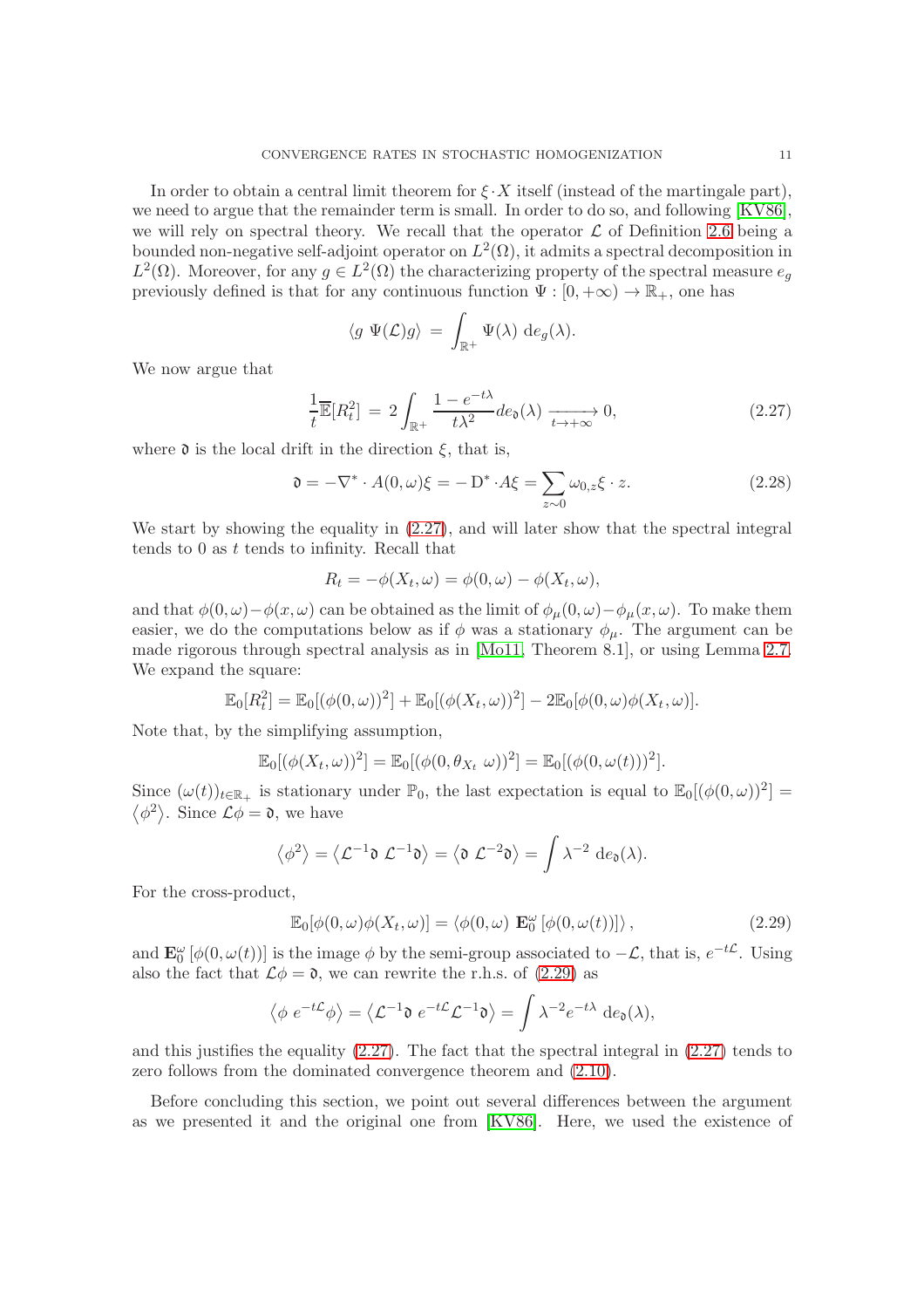In order to obtain a central limit theorem for $\xi \cdot X$ itself (instead of the martingale part), we need to argue that the remainder term is small. In order to do so, and following [KV86], we will rely on spectral theory. We recall that the operator $\mathcal{L}$ of Definition 2.6 being a bounded non-negative self-adjoint operator on $L^2(\Omega)$, it admits a spectral decomposition in $L^2(\Omega)$. Moreover, for any $g \in L^2(\Omega)$ the characterizing property of the spectral measure $e_g$ previously defined is that for any continuous function $\Psi : [0, +\infty) \to \mathbb{R}_+$, one has

$$\langle g \ \Psi(\mathcal{L}) g \rangle = \int_{\mathbb{R}^+} \Psi(\lambda) \ \mathrm{d}e_g(\lambda).$$

We now argue that

$$\frac{1}{t} \overline{\mathbb{E}}[R_t^2] = 2 \int_{\mathbb{R}^+} \frac{1 - e^{-t\lambda}}{t\lambda^2} de_{\mathfrak{d}}(\lambda) \xrightarrow[t \to +\infty]{} 0, \tag{2.27}$$

where $\mathfrak{d}$ is the local drift in the direction $\xi$, that is,

$$\mathfrak{d} = -\nabla^* \cdot A(0, \omega)\xi = -\mathrm{D}^* \cdot A\xi = \sum_{z \sim 0} \omega_{0,z} \xi \cdot z. \tag{2.28}$$

We start by showing the equality in (2.27), and will later show that the spectral integral tends to 0 as $t$ tends to infinity. Recall that

$$R_t = -\phi(X_t, \omega) = \phi(0, \omega) - \phi(X_t, \omega),$$

and that $\phi(0, \omega) - \phi(x, \omega)$ can be obtained as the limit of $\phi_\mu(0, \omega) - \phi_\mu(x, \omega)$. To make them easier, we do the computations below as if $\phi$ was a stationary $\phi_\mu$. The argument can be made rigorous through spectral analysis as in [Mo11, Theorem 8.1], or using Lemma 2.7. We expand the square:

$$\mathbb{E}_0[R_t^2] = \mathbb{E}_0[(\phi(0, \omega))^2] + \mathbb{E}_0[(\phi(X_t, \omega))^2] - 2\mathbb{E}_0[\phi(0, \omega)\phi(X_t, \omega)].$$

Note that, by the simplifying assumption,

$$\mathbb{E}_0[(\phi(X_t, \omega))^2] = \mathbb{E}_0[(\phi(0, \theta_{X_t} \ \omega))^2] = \mathbb{E}_0[(\phi(0, \omega(t))^2].$$

Since $(\omega(t))_{t \in \mathbb{R}_+}$ is stationary under $\mathbb{P}_0$, the last expectation is equal to $\mathbb{E}_0[(\phi(0, \omega))^2] = \langle \phi^2 \rangle$. Since $\mathcal{L}\phi = \mathfrak{d}$, we have

$$\langle \phi^2 \rangle = \langle \mathcal{L}^{-1} \mathfrak{d} \ \mathcal{L}^{-1} \mathfrak{d} \rangle = \langle \mathfrak{d} \ \mathcal{L}^{-2} \mathfrak{d} \rangle = \int \lambda^{-2} \ \mathrm{d}e_{\mathfrak{d}}(\lambda).$$

For the cross-product,

$$\mathbb{E}_0[\phi(0, \omega)\phi(X_t, \omega)] = \langle \phi(0, \omega) \ \mathbf{E}_0^\omega [\phi(0, \omega(t))] \rangle, \tag{2.29}$$

and $\mathbf{E}_0^\omega [\phi(0, \omega(t))]$ is the image $\phi$ by the semi-group associated to $-\mathcal{L}$, that is, $e^{-t\mathcal{L}}$. Using also the fact that $\mathcal{L}\phi = \mathfrak{d}$, we can rewrite the r.h.s. of (2.29) as

$$\langle \phi \ e^{-t\mathcal{L}} \phi \rangle = \langle \mathcal{L}^{-1} \mathfrak{d} \ e^{-t\mathcal{L}} \mathcal{L}^{-1} \mathfrak{d} \rangle = \int \lambda^{-2} e^{-t\lambda} \ \mathrm{d}e_{\mathfrak{d}}(\lambda),$$

and this justifies the equality (2.27). The fact that the spectral integral in (2.27) tends to zero follows from the dominated convergence theorem and (2.10).

Before concluding this section, we point out several differences between the argument as we presented it and the original one from [KV86]. Here, we used the existence of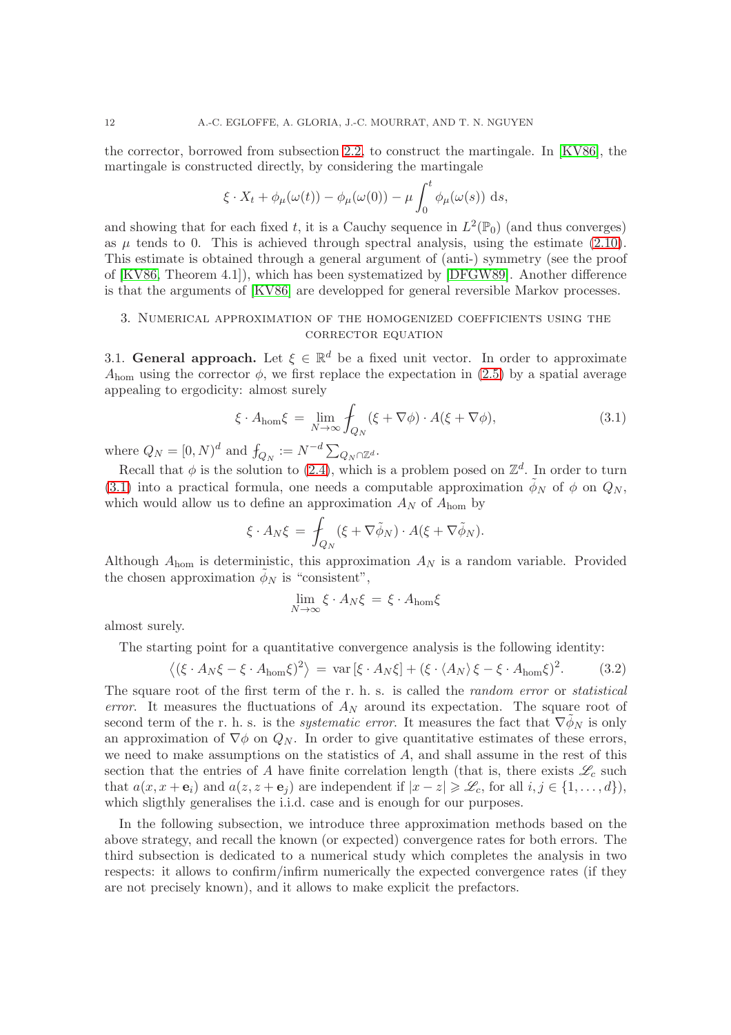the corrector, borrowed from subsection 2.2, to construct the martingale. In [KV86], the martingale is constructed directly, by considering the martingale

$$\xi \cdot X_t + \phi_\mu(\omega(t)) - \phi_\mu(\omega(0)) - \mu \int_0^t \phi_\mu(\omega(s)) \, \mathrm{d}s,$$

and showing that for each fixed $t$, it is a Cauchy sequence in $L^2(\mathbb{P}_0)$ (and thus converges) as $\mu$ tends to 0. This is achieved through spectral analysis, using the estimate (2.10). This estimate is obtained through a general argument of (anti-) symmetry (see the proof of [KV86, Theorem 4.1]), which has been systematized by [DFGW89]. Another difference is that the arguments of [KV86] are developped for general reversible Markov processes.

## 3. Numerical approximation of the homogenized coefficients using the corrector equation

### 3.1. General approach.

Let $\xi \in \mathbb{R}^d$ be a fixed unit vector. In order to approximate $A_{\mathrm{hom}}$ using the corrector $\phi$, we first replace the expectation in (2.5) by a spatial average appealing to ergodicity: almost surely

$$\xi \cdot A_{\mathrm{hom}} \xi \, = \, \lim_{N \to \infty} \fint_{Q_N} (\xi + \nabla \phi) \cdot A(\xi + \nabla \phi), \tag{3.1}$$

where $Q_N = [0, N)^d$ and $\fint_{Q_N} := N^{-d} \sum_{Q_N \cap \mathbb{Z}^d}$.

Recall that $\phi$ is the solution to (2.4), which is a problem posed on $\mathbb{Z}^d$. In order to turn (3.1) into a practical formula, one needs a computable approximation $\tilde{\phi}_N$ of $\phi$ on $Q_N$, which would allow us to define an approximation $A_N$ of $A_{\mathrm{hom}}$ by

$$\xi \cdot A_N \xi \, = \, \fint_{Q_N} (\xi + \nabla \tilde{\phi}_N) \cdot A(\xi + \nabla \tilde{\phi}_N).$$

Although $A_{\mathrm{hom}}$ is deterministic, this approximation $A_N$ is a random variable. Provided the chosen approximation $\tilde{\phi}_N$ is "consistent",

$$\lim_{N \to \infty} \xi \cdot A_N \xi \, = \, \xi \cdot A_{\mathrm{hom}} \xi$$

almost surely.

The starting point for a quantitative convergence analysis is the following identity:

$$\left\langle (\xi \cdot A_N \xi - \xi \cdot A_{\mathrm{hom}} \xi)^2 \right\rangle \, = \, \mathrm{var}\left[ \xi \cdot A_N \xi \right] + (\xi \cdot \langle A_N \rangle \xi - \xi \cdot A_{\mathrm{hom}} \xi)^2. \tag{3.2}$$

The square root of the first term of the r. h. s. is called the *random error* or *statistical error*. It measures the fluctuations of $A_N$ around its expectation. The square root of second term of the r. h. s. is the *systematic error*. It measures the fact that $\nabla \tilde{\phi}_N$ is only an approximation of $\nabla \phi$ on $Q_N$. In order to give quantitative estimates of these errors, we need to make assumptions on the statistics of $A$, and shall assume in the rest of this section that the entries of $A$ have finite correlation length (that is, there exists $\mathscr{L}_c$ such that $a(x, x + \mathbf{e}_i)$ and $a(z, z + \mathbf{e}_j)$ are independent if $|x - z| \geqslant \mathscr{L}_c$, for all $i, j \in \{1, \ldots, d\}$), which sligthly generalises the i.i.d. case and is enough for our purposes.

In the following subsection, we introduce three approximation methods based on the above strategy, and recall the known (or expected) convergence rates for both errors. The third subsection is dedicated to a numerical study which completes the analysis in two respects: it allows to confirm/infirm numerically the expected convergence rates (if they are not precisely known), and it allows to make explicit the prefactors.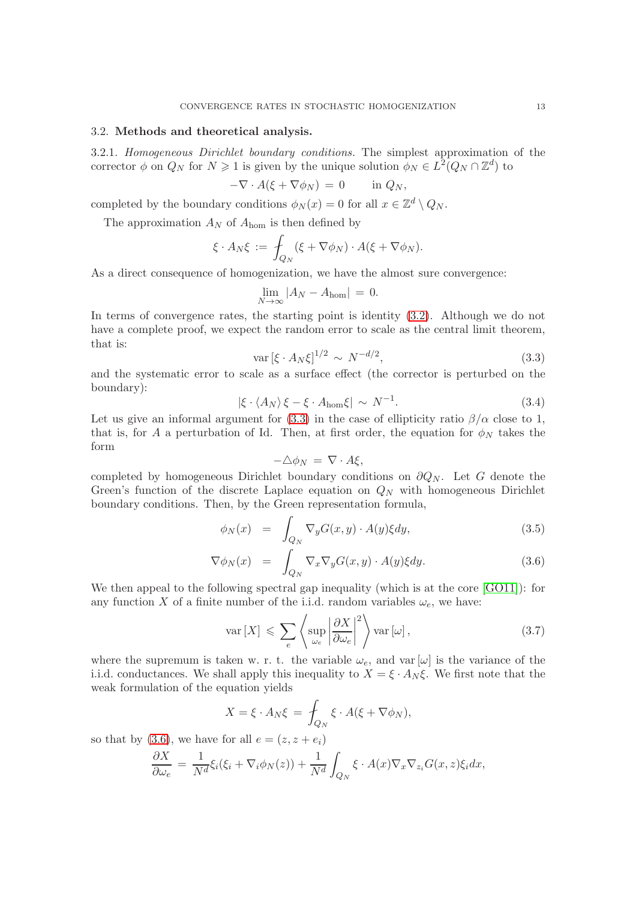### 3.2. Methods and theoretical analysis.

3.2.1. *Homogeneous Dirichlet boundary conditions.* The simplest approximation of the corrector $\phi$ on $Q_N$ for $N \geqslant 1$ is given by the unique solution $\phi_N \in L^2(Q_N \cap \mathbb{Z}^d)$ to

$$-\nabla \cdot A(\xi + \nabla \phi_N) \,=\, 0 \qquad \text{in } Q_N,$$

completed by the boundary conditions $\phi_N(x) = 0$ for all $x \in \mathbb{Z}^d \setminus Q_N$.

The approximation $A_N$ of $A_{\rm hom}$ is then defined by

$$\xi \cdot A_N \xi \,:=\, \fint_{Q_N} (\xi + \nabla \phi_N) \cdot A(\xi + \nabla \phi_N).$$

As a direct consequence of homogenization, we have the almost sure convergence:

$$\lim_{N \to \infty} |A_N - A_{\rm hom}| \,=\, 0.$$

In terms of convergence rates, the starting point is identity (3.2). Although we do not have a complete proof, we expect the random error to scale as the central limit theorem, that is:

$$\text{var}\left[\xi \cdot A_N \xi\right]^{1/2} \,\sim\, N^{-d/2}, \tag{3.3}$$

and the systematic error to scale as a surface effect (the corrector is perturbed on the boundary):

$$|\xi \cdot \langle A_N \rangle \, \xi - \xi \cdot A_{\rm hom} \xi| \,\sim\, N^{-1}. \tag{3.4}$$

Let us give an informal argument for (3.3) in the case of ellipticity ratio $\beta/\alpha$ close to 1, that is, for $A$ a perturbation of Id. Then, at first order, the equation for $\phi_N$ takes the form

$$-\triangle \phi_N \,=\, \nabla \cdot A \xi,$$

completed by homogeneous Dirichlet boundary conditions on $\partial Q_N$. Let $G$ denote the Green's function of the discrete Laplace equation on $Q_N$ with homogeneous Dirichlet boundary conditions. Then, by the Green representation formula,

$$\phi_N(x) \;\;=\;\; \int_{Q_N} \nabla_y G(x,y) \cdot A(y) \xi dy, \tag{3.5}$$

$$\nabla \phi_N(x) \;\;=\;\; \int_{Q_N} \nabla_x \nabla_y G(x,y) \cdot A(y) \xi dy. \tag{3.6}$$

We then appeal to the following spectral gap inequality (which is at the core [GO11]): for any function $X$ of a finite number of the i.i.d. random variables $\omega_e$, we have:

$$\text{var}\left[X\right] \,\leqslant\, \sum_e \left\langle \sup_{\omega_e} \left| \frac{\partial X}{\partial \omega_e} \right|^2 \right\rangle \text{var}\left[\omega\right], \tag{3.7}$$

where the supremum is taken w. r. t. the variable $\omega_e$, and $\text{var}\left[\omega\right]$ is the variance of the i.i.d. conductances. We shall apply this inequality to $X = \xi \cdot A_N \xi$. We first note that the weak formulation of the equation yields

$$X = \xi \cdot A_N \xi \,=\, \fint_{Q_N} \xi \cdot A(\xi + \nabla \phi_N),$$

so that by (3.6), we have for all $e = (z, z + e_i)$

$$\frac{\partial X}{\partial \omega_e} \,=\, \frac{1}{N^d} \xi_i(\xi_i + \nabla_i \phi_N(z)) + \frac{1}{N^d} \int_{Q_N} \xi \cdot A(x) \nabla_x \nabla_{z_i} G(x,z) \xi_i dx,$$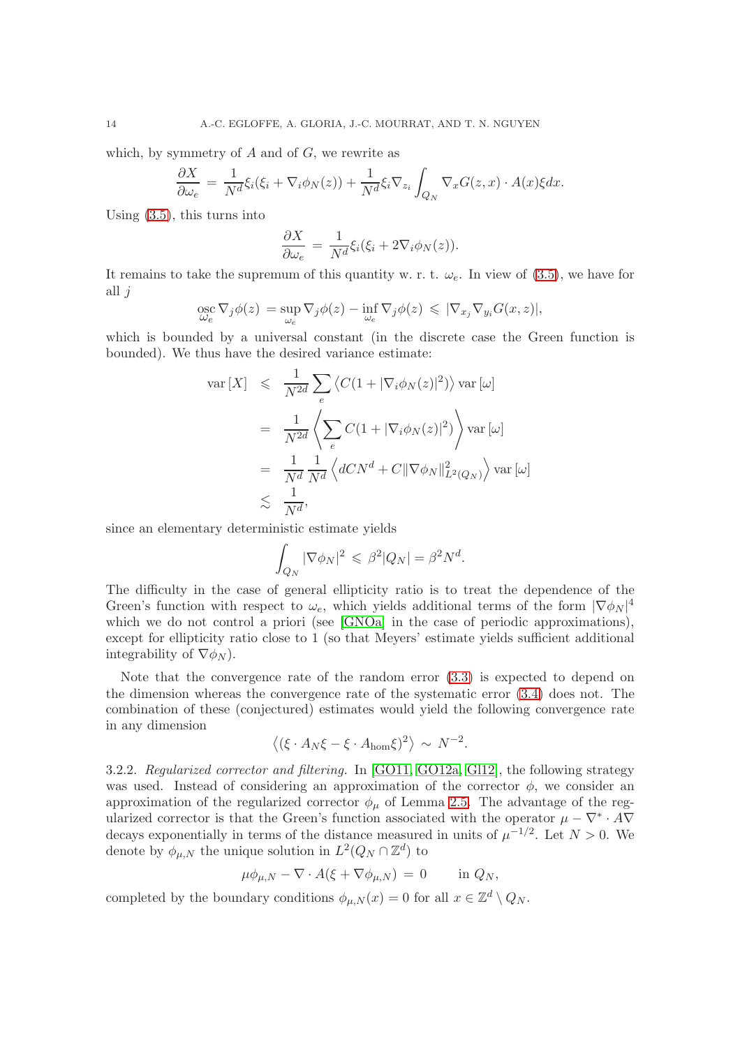which, by symmetry of $A$ and of $G$, we rewrite as

$$\frac{\partial X}{\partial \omega_e} = \frac{1}{N^d}\xi_i(\xi_i + \nabla_i \phi_N(z)) + \frac{1}{N^d}\xi_i \nabla_{z_i} \int_{Q_N} \nabla_x G(z,x) \cdot A(x)\xi dx.$$

Using (3.5), this turns into

$$\frac{\partial X}{\partial \omega_e} = \frac{1}{N^d}\xi_i(\xi_i + 2\nabla_i \phi_N(z)).$$

It remains to take the supremum of this quantity w. r. t. $\omega_e$. In view of (3.5), we have for all $j$

$$\operatorname*{osc}_{\omega_e} \nabla_j \phi(z) = \sup_{\omega_e} \nabla_j \phi(z) - \inf_{\omega_e} \nabla_j \phi(z) \leqslant |\nabla_{x_j} \nabla_{y_i} G(x,z)|,$$

which is bounded by a universal constant (in the discrete case the Green function is bounded). We thus have the desired variance estimate:

$$\begin{aligned}
\operatorname{var}[X] &\leqslant \frac{1}{N^{2d}} \sum_e \left\langle C(1 + |\nabla_i \phi_N(z)|^2) \right\rangle \operatorname{var}[\omega] \\
&= \frac{1}{N^{2d}} \left\langle \sum_e C(1 + |\nabla_i \phi_N(z)|^2) \right\rangle \operatorname{var}[\omega] \\
&= \frac{1}{N^d}\frac{1}{N^d} \left\langle dCN^d + C\|\nabla \phi_N\|^2_{L^2(Q_N)} \right\rangle \operatorname{var}[\omega] \\
&\lesssim \frac{1}{N^d},
\end{aligned}$$

since an elementary deterministic estimate yields

$$\int_{Q_N} |\nabla \phi_N|^2 \leqslant \beta^2 |Q_N| = \beta^2 N^d.$$

The difficulty in the case of general ellipticity ratio is to treat the dependence of the Green's function with respect to $\omega_e$, which yields additional terms of the form $|\nabla \phi_N|^4$ which we do not control a priori (see [GNOa] in the case of periodic approximations), except for ellipticity ratio close to 1 (so that Meyers' estimate yields sufficient additional integrability of $\nabla \phi_N$).

Note that the convergence rate of the random error (3.3) is expected to depend on the dimension whereas the convergence rate of the systematic error (3.4) does not. The combination of these (conjectured) estimates would yield the following convergence rate in any dimension

$$\left\langle (\xi \cdot A_N \xi - \xi \cdot A_{\mathrm{hom}} \xi)^2 \right\rangle \sim N^{-2}.$$

3.2.2. *Regularized corrector and filtering.* In [GO11, GO12a, Gl12], the following strategy was used. Instead of considering an approximation of the corrector $\phi$, we consider an approximation of the regularized corrector $\phi_\mu$ of Lemma 2.5. The advantage of the regularized corrector is that the Green's function associated with the operator $\mu - \nabla^* \cdot A \nabla$ decays exponentially in terms of the distance measured in units of $\mu^{-1/2}$. Let $N > 0$. We denote by $\phi_{\mu,N}$ the unique solution in $L^2(Q_N \cap \mathbb{Z}^d)$ to

$$\mu \phi_{\mu,N} - \nabla \cdot A(\xi + \nabla \phi_{\mu,N}) = 0 \qquad \text{in } Q_N,$$

completed by the boundary conditions $\phi_{\mu,N}(x) = 0$ for all $x \in \mathbb{Z}^d \setminus Q_N$.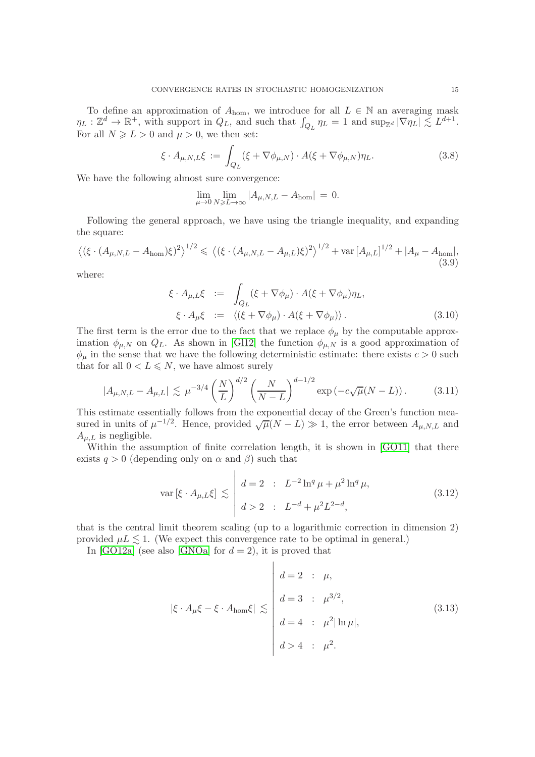To define an approximation of $A_{\mathrm{hom}}$, we introduce for all $L \in \mathbb{N}$ an averaging mask $\eta_L : \mathbb{Z}^d \to \mathbb{R}^+$, with support in $Q_L$, and such that $\int_{Q_L} \eta_L = 1$ and $\sup_{\mathbb{Z}^d} |\nabla \eta_L| \lesssim L^{d+1}$. For all $N \geqslant L > 0$ and $\mu > 0$, we then set:

$$\xi \cdot A_{\mu,N,L}\xi \,:=\, \int_{Q_L} (\xi + \nabla \phi_{\mu,N}) \cdot A(\xi + \nabla \phi_{\mu,N}) \eta_L. \tag{3.8}$$

We have the following almost sure convergence:

$$\lim_{\mu \to 0} \lim_{N \geqslant L \to \infty} |A_{\mu,N,L} - A_{\mathrm{hom}}| \,=\, 0.$$

Following the general approach, we have using the triangle inequality, and expanding the square:

$$\left\langle (\xi \cdot (A_{\mu,N,L} - A_{\mathrm{hom}})\xi)^2 \right\rangle^{1/2} \leqslant \left\langle (\xi \cdot (A_{\mu,N,L} - A_{\mu,L})\xi)^2 \right\rangle^{1/2} + \mathrm{var}\left[A_{\mu,L}\right]^{1/2} + |A_\mu - A_{\mathrm{hom}}|, \tag{3.9}$$

where:

$$\begin{aligned} \xi \cdot A_{\mu,L}\xi \;&:=\; \int_{Q_L} (\xi + \nabla \phi_\mu) \cdot A(\xi + \nabla \phi_\mu)\eta_L, \\ \xi \cdot A_\mu \xi \;&:=\; \langle (\xi + \nabla \phi_\mu) \cdot A(\xi + \nabla \phi_\mu) \rangle . \end{aligned} \tag{3.10}$$

The first term is the error due to the fact that we replace $\phi_\mu$ by the computable approximation $\phi_{\mu,N}$ on $Q_L$. As shown in [Gl12] the function $\phi_{\mu,N}$ is a good approximation of $\phi_\mu$ in the sense that we have the following deterministic estimate: there exists $c > 0$ such that for all $0 < L \leqslant N$, we have almost surely

$$|A_{\mu,N,L} - A_{\mu,L}| \,\lesssim\, \mu^{-3/4} \left(\frac{N}{L}\right)^{d/2} \left(\frac{N}{N-L}\right)^{d-1/2} \exp\left(-c\sqrt{\mu}(N-L)\right). \tag{3.11}$$

This estimate essentially follows from the exponential decay of the Green's function measured in units of $\mu^{-1/2}$. Hence, provided $\sqrt{\mu}(N-L) \gg 1$, the error between $A_{\mu,N,L}$ and $A_{\mu,L}$ is negligible.

Within the assumption of finite correlation length, it is shown in [GO11] that there exists $q > 0$ (depending only on $\alpha$ and $\beta$) such that

$$\mathrm{var}\left[\xi \cdot A_{\mu,L}\xi\right] \,\lesssim\, \left| \begin{array}{lcl} d = 2 & : & L^{-2} \ln^q \mu + \mu^2 \ln^q \mu, \\ & & \\ d > 2 & : & L^{-d} + \mu^2 L^{2-d}, \end{array} \right. \tag{3.12}$$

that is the central limit theorem scaling (up to a logarithmic correction in dimension 2) provided $\mu L \lesssim 1$. (We expect this convergence rate to be optimal in general.)

In [GO12a] (see also [GNOa] for $d = 2$), it is proved that

$$|\xi \cdot A_\mu \xi - \xi \cdot A_{\mathrm{hom}} \xi| \,\lesssim\, \left| \begin{array}{lcl} d = 2 & : & \mu, \\ & & \\ d = 3 & : & \mu^{3/2}, \\ & & \\ d = 4 & : & \mu^2 |\ln \mu|, \\ & & \\ d > 4 & : & \mu^2. \end{array} \right. \tag{3.13}$$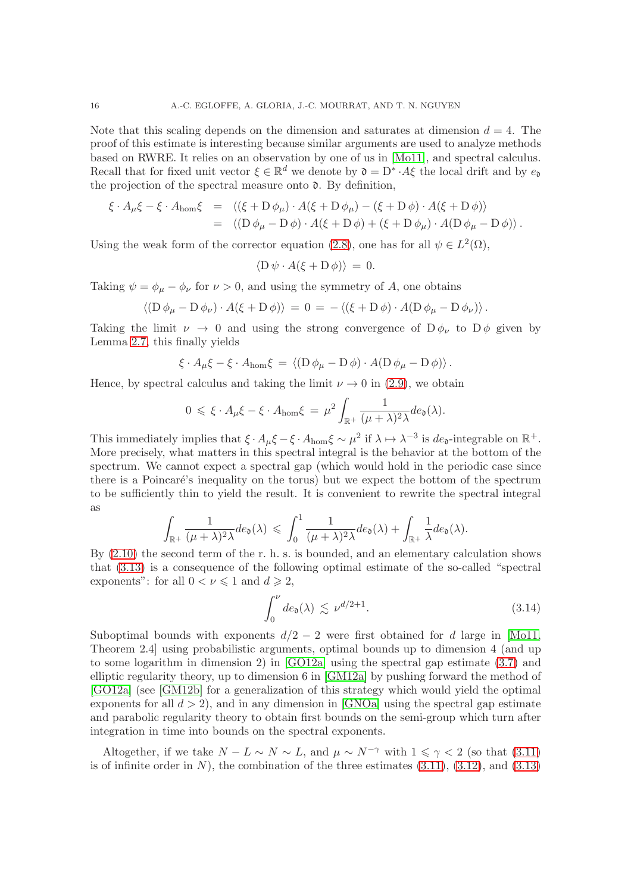Note that this scaling depends on the dimension and saturates at dimension $d = 4$. The proof of this estimate is interesting because similar arguments are used to analyze methods based on RWRE. It relies on an observation by one of us in [Mo11], and spectral calculus. Recall that for fixed unit vector $\xi \in \mathbb{R}^d$ we denote by $\mathfrak{d} = \mathrm{D}^* \cdot A\xi$ the local drift and by $e_\mathfrak{d}$ the projection of the spectral measure onto $\mathfrak{d}$. By definition,

$$
\begin{aligned}
\xi \cdot A_\mu \xi - \xi \cdot A_{\mathrm{hom}} \xi &= \langle (\xi + \mathrm{D}\,\phi_\mu) \cdot A(\xi + \mathrm{D}\,\phi_\mu) - (\xi + \mathrm{D}\,\phi) \cdot A(\xi + \mathrm{D}\,\phi) \rangle \\
&= \langle (\mathrm{D}\,\phi_\mu - \mathrm{D}\,\phi) \cdot A(\xi + \mathrm{D}\,\phi) + (\xi + \mathrm{D}\,\phi_\mu) \cdot A(\mathrm{D}\,\phi_\mu - \mathrm{D}\,\phi) \rangle .
\end{aligned}
$$

Using the weak form of the corrector equation (2.8), one has for all $\psi \in L^2(\Omega)$,

$$
\langle \mathrm{D}\,\psi \cdot A(\xi + \mathrm{D}\,\phi) \rangle \,=\, 0.
$$

Taking $\psi = \phi_\mu - \phi_\nu$ for $\nu > 0$, and using the symmetry of $A$, one obtains

$$
\langle (\mathrm{D}\,\phi_\mu - \mathrm{D}\,\phi_\nu) \cdot A(\xi + \mathrm{D}\,\phi) \rangle \,=\, 0 \,=\, - \langle (\xi + \mathrm{D}\,\phi) \cdot A(\mathrm{D}\,\phi_\mu - \mathrm{D}\,\phi_\nu) \rangle .
$$

Taking the limit $\nu \to 0$ and using the strong convergence of $\mathrm{D}\,\phi_\nu$ to $\mathrm{D}\,\phi$ given by Lemma 2.7, this finally yields

$$
\xi \cdot A_\mu \xi - \xi \cdot A_{\mathrm{hom}} \xi \,=\, \langle (\mathrm{D}\,\phi_\mu - \mathrm{D}\,\phi) \cdot A(\mathrm{D}\,\phi_\mu - \mathrm{D}\,\phi) \rangle .
$$

Hence, by spectral calculus and taking the limit $\nu \to 0$ in (2.9), we obtain

$$
0 \,\leqslant\, \xi \cdot A_\mu \xi - \xi \cdot A_{\mathrm{hom}} \xi \,=\, \mu^2 \int_{\mathbb{R}^+} \frac{1}{(\mu + \lambda)^2 \lambda} de_\mathfrak{d}(\lambda).
$$

This immediately implies that $\xi \cdot A_\mu \xi - \xi \cdot A_{\mathrm{hom}} \xi \sim \mu^2$ if $\lambda \mapsto \lambda^{-3}$ is $de_\mathfrak{d}$-integrable on $\mathbb{R}^+$. More precisely, what matters in this spectral integral is the behavior at the bottom of the spectrum. We cannot expect a spectral gap (which would hold in the periodic case since there is a Poincaré's inequality on the torus) but we expect the bottom of the spectrum to be sufficiently thin to yield the result. It is convenient to rewrite the spectral integral as

$$
\int_{\mathbb{R}^+} \frac{1}{(\mu + \lambda)^2 \lambda} de_\mathfrak{d}(\lambda) \,\leqslant\, \int_0^1 \frac{1}{(\mu + \lambda)^2 \lambda} de_\mathfrak{d}(\lambda) + \int_{\mathbb{R}^+} \frac{1}{\lambda} de_\mathfrak{d}(\lambda).
$$

By (2.10) the second term of the r. h. s. is bounded, and an elementary calculation shows that (3.13) is a consequence of the following optimal estimate of the so-called "spectral exponents": for all $0 < \nu \leqslant 1$ and $d \geqslant 2$,

$$
\int_0^\nu de_\mathfrak{d}(\lambda) \,\lesssim\, \nu^{d/2+1}. \tag{3.14}
$$

Suboptimal bounds with exponents $d/2 - 2$ were first obtained for $d$ large in [Mo11, Theorem 2.4] using probabilistic arguments, optimal bounds up to dimension 4 (and up to some logarithm in dimension 2) in [GO12a] using the spectral gap estimate (3.7) and elliptic regularity theory, up to dimension 6 in [GM12a] by pushing forward the method of [GO12a] (see [GM12b] for a generalization of this strategy which would yield the optimal exponents for all $d > 2$), and in any dimension in [GNOa] using the spectral gap estimate and parabolic regularity theory to obtain first bounds on the semi-group which turn after integration in time into bounds on the spectral exponents.

Altogether, if we take $N - L \sim N \sim L$, and $\mu \sim N^{-\gamma}$ with $1 \leqslant \gamma < 2$ (so that (3.11) is of infinite order in $N$), the combination of the three estimates (3.11), (3.12), and (3.13)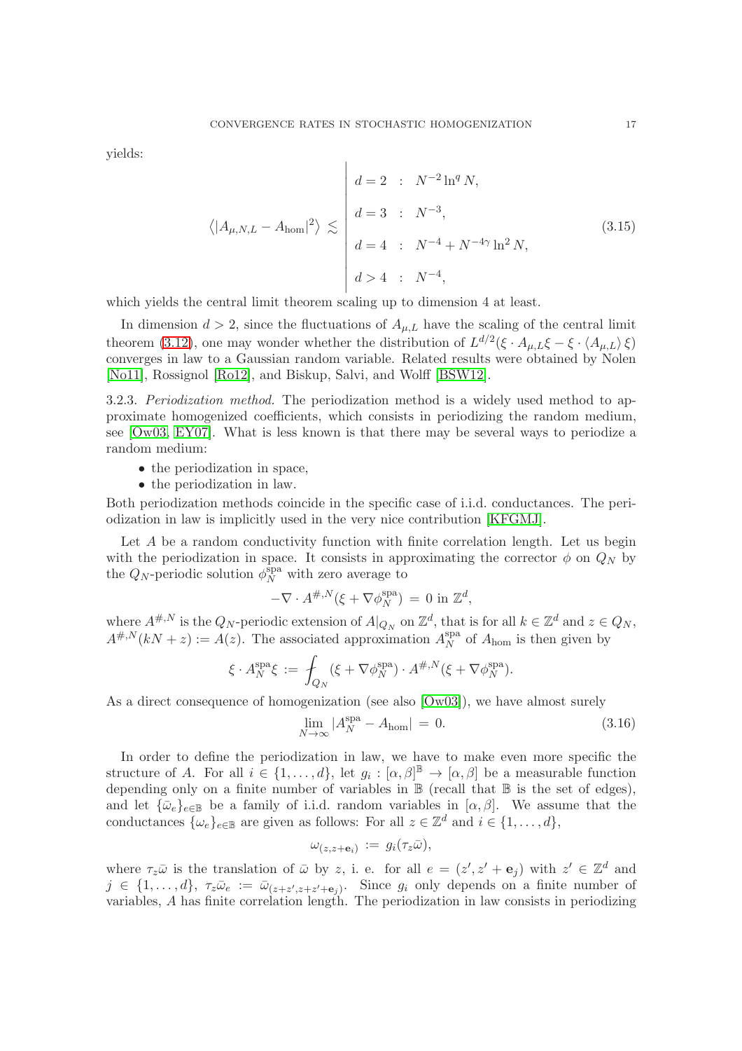yields:

$$
\langle |A_{\mu,N,L} - A_{\mathrm{hom}}|^2 \rangle \lesssim \left| \begin{array}{lcl} d=2 & : & N^{-2}\ln^q N, \\ d=3 & : & N^{-3}, \\ d=4 & : & N^{-4} + N^{-4\gamma}\ln^2 N, \\ d>4 & : & N^{-4}, \end{array} \right. \tag{3.15}
$$

which yields the central limit theorem scaling up to dimension 4 at least.

In dimension $d > 2$, since the fluctuations of $A_{\mu,L}$ have the scaling of the central limit theorem (3.12), one may wonder whether the distribution of $L^{d/2}(\xi \cdot A_{\mu,L}\xi - \xi \cdot \langle A_{\mu,L}\rangle \xi)$ converges in law to a Gaussian random variable. Related results were obtained by Nolen [No11], Rossignol [Ro12], and Biskup, Salvi, and Wolff [BSW12].

3.2.3. *Periodization method.* The periodization method is a widely used method to approximate homogenized coefficients, which consists in periodizing the random medium, see [Ow03, EY07]. What is less known is that there may be several ways to periodize a random medium:

- the periodization in space,
- the periodization in law.

Both periodization methods coincide in the specific case of i.i.d. conductances. The periodization in law is implicitly used in the very nice contribution [KFGMJ].

Let $A$ be a random conductivity function with finite correlation length. Let us begin with the periodization in space. It consists in approximating the corrector $\phi$ on $Q_N$ by the $Q_N$-periodic solution $\phi_N^{\mathrm{spa}}$ with zero average to

$$
-\nabla \cdot A^{\#,N}(\xi + \nabla \phi_N^{\mathrm{spa}}) = 0 \text{ in } \mathbb{Z}^d,
$$

where $A^{\#,N}$ is the $Q_N$-periodic extension of $A|_{Q_N}$ on $\mathbb{Z}^d$, that is for all $k \in \mathbb{Z}^d$ and $z \in Q_N$, $A^{\#,N}(kN + z) := A(z)$. The associated approximation $A_N^{\mathrm{spa}}$ of $A_{\mathrm{hom}}$ is then given by

$$
\xi \cdot A_N^{\mathrm{spa}}\xi := \fint_{Q_N} (\xi + \nabla \phi_N^{\mathrm{spa}}) \cdot A^{\#,N}(\xi + \nabla \phi_N^{\mathrm{spa}}).
$$

As a direct consequence of homogenization (see also [Ow03]), we have almost surely

$$
\lim_{N\to\infty} |A_N^{\mathrm{spa}} - A_{\mathrm{hom}}| = 0. \tag{3.16}
$$

In order to define the periodization in law, we have to make even more specific the structure of $A$. For all $i \in \{1, \dots, d\}$, let $g_i : [\alpha, \beta]^{\mathbb{B}} \to [\alpha, \beta]$ be a measurable function depending only on a finite number of variables in $\mathbb{B}$ (recall that $\mathbb{B}$ is the set of edges), and let $\{\bar{\omega}_e\}_{e\in\mathbb{B}}$ be a family of i.i.d. random variables in $[\alpha, \beta]$. We assume that the conductances $\{\omega_e\}_{e\in\mathbb{B}}$ are given as follows: For all $z \in \mathbb{Z}^d$ and $i \in \{1, \dots, d\}$,

$$
\omega_{(z,z+\mathbf{e}_i)} := g_i(\tau_z\bar{\omega}),
$$

where $\tau_z\bar{\omega}$ is the translation of $\bar{\omega}$ by $z$, i. e. for all $e = (z', z' + \mathbf{e}_j)$ with $z' \in \mathbb{Z}^d$ and $j \in \{1, \dots, d\}$, $\tau_z\bar{\omega}_e := \bar{\omega}_{(z+z',z+z'+\mathbf{e}_j)}$. Since $g_i$ only depends on a finite number of variables, $A$ has finite correlation length. The periodization in law consists in periodizing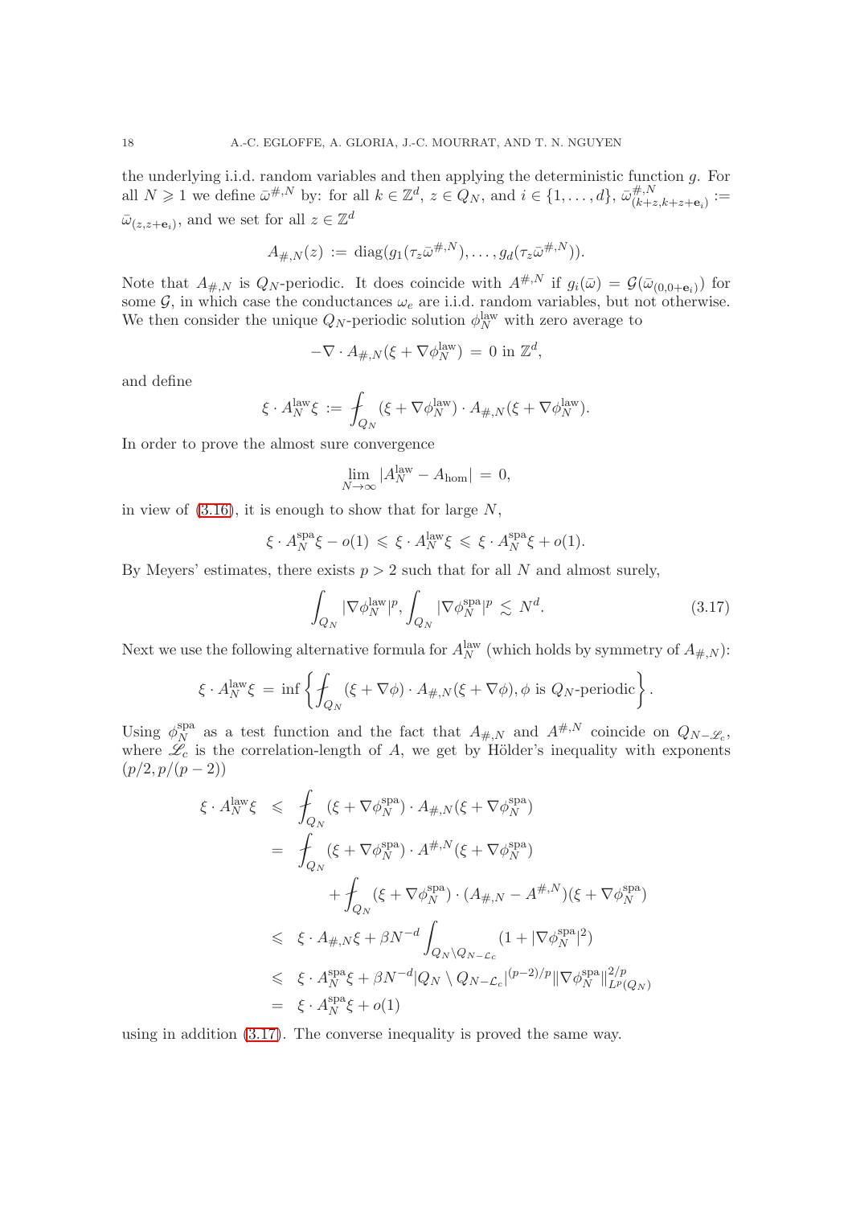the underlying i.i.d. random variables and then applying the deterministic function $g$. For all $N \geqslant 1$ we define $\bar\omega^{\#,N}$ by: for all $k \in \mathbb{Z}^d$, $z \in Q_N$, and $i \in \{1, \ldots, d\}$, $\bar\omega^{\#,N}_{(k+z,k+z+\mathbf{e}_i)} := \bar\omega_{(z,z+\mathbf{e}_i)}$, and we set for all $z \in \mathbb{Z}^d$

$$A_{\#,N}(z) := \operatorname{diag}(g_1(\tau_z \bar\omega^{\#,N}), \ldots, g_d(\tau_z \bar\omega^{\#,N})).$$

Note that $A_{\#,N}$ is $Q_N$-periodic. It does coincide with $A^{\#,N}$ if $g_i(\bar\omega) = \mathcal{G}(\bar\omega_{(0,0+\mathbf{e}_i)})$ for some $\mathcal{G}$, in which case the conductances $\omega_e$ are i.i.d. random variables, but not otherwise. We then consider the unique $Q_N$-periodic solution $\phi_N^{\text{law}}$ with zero average to

$$-\nabla \cdot A_{\#,N}(\xi + \nabla \phi_N^{\text{law}}) = 0 \text{ in } \mathbb{Z}^d,$$

and define

$$\xi \cdot A_N^{\text{law}} \xi := \fint_{Q_N} (\xi + \nabla \phi_N^{\text{law}}) \cdot A_{\#,N}(\xi + \nabla \phi_N^{\text{law}}).$$

In order to prove the almost sure convergence

$$\lim_{N \to \infty} |A_N^{\text{law}} - A_{\text{hom}}| = 0,$$

in view of (3.16), it is enough to show that for large $N$,

$$\xi \cdot A_N^{\text{spa}} \xi - o(1) \leqslant \xi \cdot A_N^{\text{law}} \xi \leqslant \xi \cdot A_N^{\text{spa}} \xi + o(1).$$

By Meyers' estimates, there exists $p > 2$ such that for all $N$ and almost surely,

$$\int_{Q_N} |\nabla \phi_N^{\text{law}}|^p, \int_{Q_N} |\nabla \phi_N^{\text{spa}}|^p \lesssim N^d. \tag{3.17}$$

Next we use the following alternative formula for $A_N^{\text{law}}$ (which holds by symmetry of $A_{\#,N}$):

$$\xi \cdot A_N^{\text{law}} \xi = \inf \left\{ \fint_{Q_N} (\xi + \nabla \phi) \cdot A_{\#,N}(\xi + \nabla \phi), \phi \text{ is } Q_N\text{-periodic} \right\}.$$

Using $\phi_N^{\text{spa}}$ as a test function and the fact that $A_{\#,N}$ and $A^{\#,N}$ coincide on $Q_{N-\mathscr{L}_c}$, where $\mathscr{L}_c$ is the correlation-length of $A$, we get by Hölder's inequality with exponents $(p/2, p/(p-2))$

$$\begin{aligned}
\xi \cdot A_N^{\text{law}} \xi &\leqslant \fint_{Q_N} (\xi + \nabla \phi_N^{\text{spa}}) \cdot A_{\#,N}(\xi + \nabla \phi_N^{\text{spa}}) \\
&= \fint_{Q_N} (\xi + \nabla \phi_N^{\text{spa}}) \cdot A^{\#,N}(\xi + \nabla \phi_N^{\text{spa}}) \\
&\qquad + \fint_{Q_N} (\xi + \nabla \phi_N^{\text{spa}}) \cdot (A_{\#,N} - A^{\#,N})(\xi + \nabla \phi_N^{\text{spa}}) \\
&\leqslant \xi \cdot A_{\#,N} \xi + \beta N^{-d} \int_{Q_N \setminus Q_{N-\mathcal{L}_c}} (1 + |\nabla \phi_N^{\text{spa}}|^2) \\
&\leqslant \xi \cdot A_N^{\text{spa}} \xi + \beta N^{-d} |Q_N \setminus Q_{N-\mathcal{L}_c}|^{(p-2)/p} \|\nabla \phi_N^{\text{spa}}\|_{L^p(Q_N)}^{2/p} \\
&= \xi \cdot A_N^{\text{spa}} \xi + o(1)
\end{aligned}$$

using in addition (3.17). The converse inequality is proved the same way.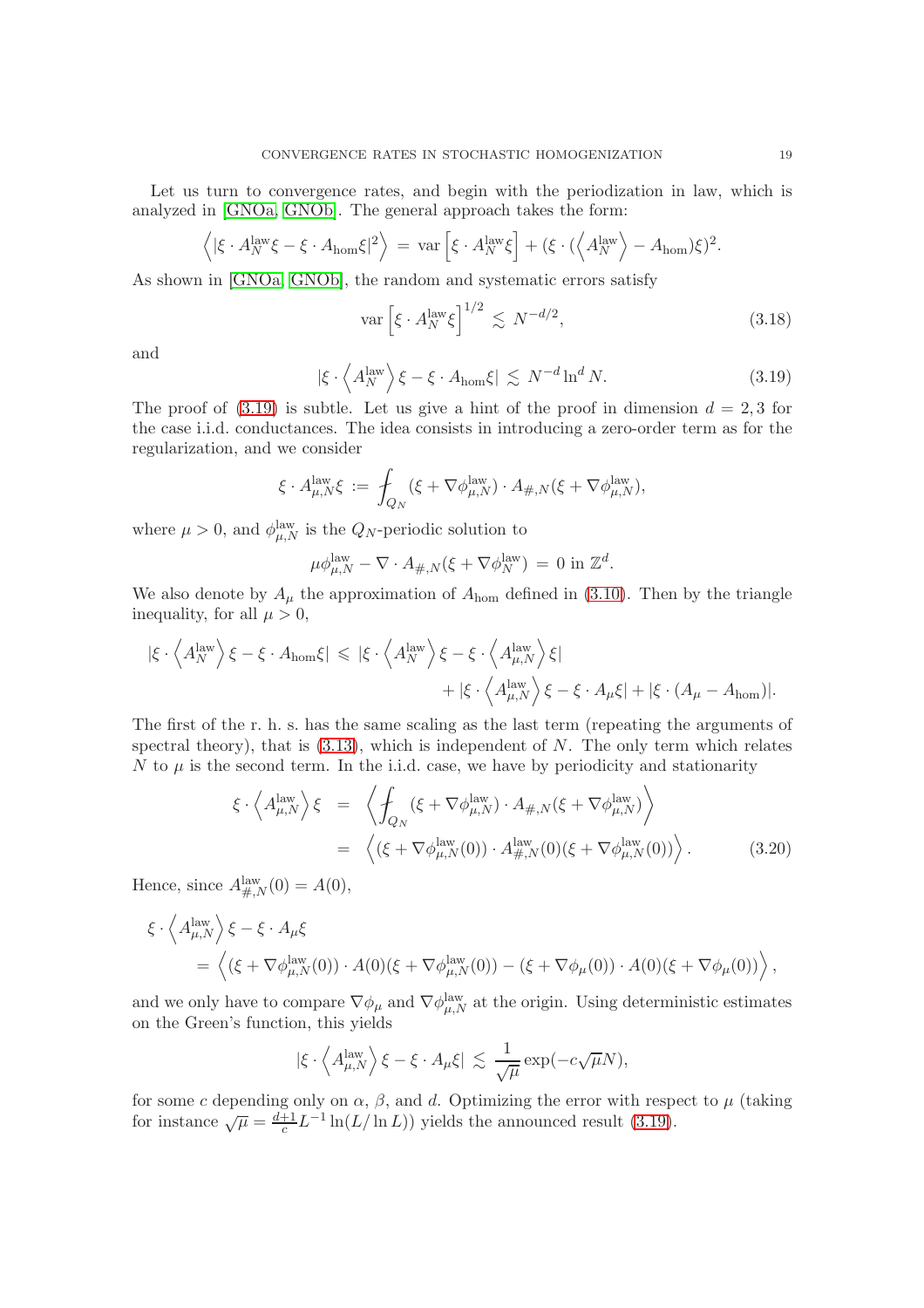Let us turn to convergence rates, and begin with the periodization in law, which is analyzed in [GNOa, GNOb]. The general approach takes the form:

$$\left\langle |\xi \cdot A_N^{\rm law}\xi - \xi \cdot A_{\rm hom}\xi|^2 \right\rangle \,=\, \mathrm{var}\left[\xi \cdot A_N^{\rm law}\xi\right] + (\xi \cdot (\left\langle A_N^{\rm law}\right\rangle - A_{\rm hom})\xi)^2.$$

As shown in [GNOa, GNOb], the random and systematic errors satisfy

$$\mathrm{var}\left[\xi \cdot A_N^{\rm law}\xi\right]^{1/2} \,\lesssim\, N^{-d/2}, \tag{3.18}$$

and

$$|\xi \cdot \left\langle A_N^{\rm law}\right\rangle \xi - \xi \cdot A_{\rm hom}\xi| \,\lesssim\, N^{-d}\ln^d N. \tag{3.19}$$

The proof of (3.19) is subtle. Let us give a hint of the proof in dimension $d = 2, 3$ for the case i.i.d. conductances. The idea consists in introducing a zero-order term as for the regularization, and we consider

$$\xi \cdot A_{\mu,N}^{\rm law}\xi \,:=\, \fint_{Q_N} (\xi + \nabla \phi_{\mu,N}^{\rm law}) \cdot A_{\#,N}(\xi + \nabla \phi_{\mu,N}^{\rm law}),$$

where $\mu > 0$, and $\phi_{\mu,N}^{\rm law}$ is the $Q_N$-periodic solution to

$$\mu \phi_{\mu,N}^{\rm law} - \nabla \cdot A_{\#,N}(\xi + \nabla \phi_N^{\rm law}) \,=\, 0 \text{ in } \mathbb{Z}^d.$$

We also denote by $A_\mu$ the approximation of $A_{\rm hom}$ defined in (3.10). Then by the triangle inequality, for all $\mu > 0$,

$$\begin{aligned} |\xi \cdot \left\langle A_N^{\rm law}\right\rangle \xi - \xi \cdot A_{\rm hom}\xi| \,\leqslant\, & |\xi \cdot \left\langle A_N^{\rm law}\right\rangle \xi - \xi \cdot \left\langle A_{\mu,N}^{\rm law}\right\rangle \xi| \\ & + |\xi \cdot \left\langle A_{\mu,N}^{\rm law}\right\rangle \xi - \xi \cdot A_\mu \xi| + |\xi \cdot (A_\mu - A_{\rm hom})|. \end{aligned}$$

The first of the r. h. s. has the same scaling as the last term (repeating the arguments of spectral theory), that is (3.13), which is independent of $N$. The only term which relates $N$ to $\mu$ is the second term. In the i.i.d. case, we have by periodicity and stationarity

$$\begin{aligned} \xi \cdot \left\langle A_{\mu,N}^{\rm law}\right\rangle \xi &= \left\langle \fint_{Q_N} (\xi + \nabla \phi_{\mu,N}^{\rm law}) \cdot A_{\#,N}(\xi + \nabla \phi_{\mu,N}^{\rm law}) \right\rangle \\ &= \left\langle (\xi + \nabla \phi_{\mu,N}^{\rm law}(0)) \cdot A_{\#,N}^{\rm law}(0)(\xi + \nabla \phi_{\mu,N}^{\rm law}(0)) \right\rangle. \end{aligned} \tag{3.20}$$

Hence, since $A_{\#,N}^{\rm law}(0) = A(0)$,

$$\begin{aligned} &\xi \cdot \left\langle A_{\mu,N}^{\rm law}\right\rangle \xi - \xi \cdot A_\mu \xi \\ &\quad = \left\langle (\xi + \nabla \phi_{\mu,N}^{\rm law}(0)) \cdot A(0)(\xi + \nabla \phi_{\mu,N}^{\rm law}(0)) - (\xi + \nabla \phi_\mu(0)) \cdot A(0)(\xi + \nabla \phi_\mu(0)) \right\rangle, \end{aligned}$$

and we only have to compare $\nabla \phi_\mu$ and $\nabla \phi_{\mu,N}^{\rm law}$ at the origin. Using deterministic estimates on the Green's function, this yields

$$|\xi \cdot \left\langle A_{\mu,N}^{\rm law}\right\rangle \xi - \xi \cdot A_\mu \xi| \,\lesssim\, \frac{1}{\sqrt{\mu}} \exp(-c\sqrt{\mu}N),$$

for some $c$ depending only on $\alpha$, $\beta$, and $d$. Optimizing the error with respect to $\mu$ (taking for instance $\sqrt{\mu} = \frac{d+1}{c} L^{-1} \ln(L/\ln L)$) yields the announced result (3.19).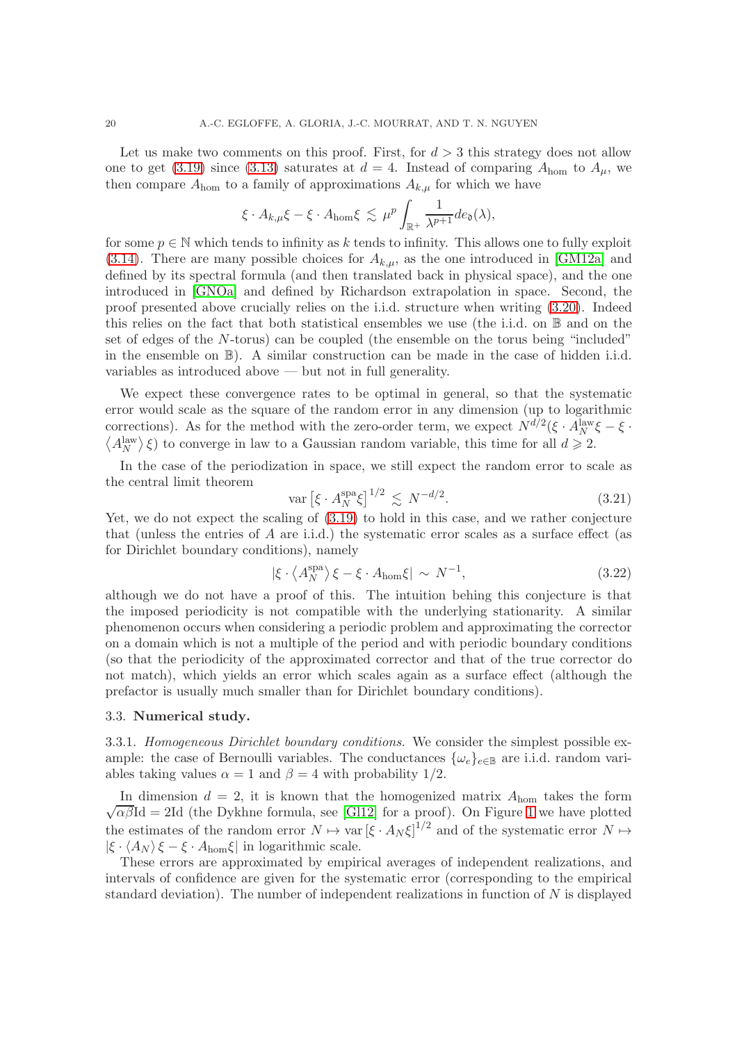Let us make two comments on this proof. First, for $d > 3$ this strategy does not allow one to get (3.19) since (3.13) saturates at $d = 4$. Instead of comparing $A_{\rm hom}$ to $A_\mu$, we then compare $A_{\rm hom}$ to a family of approximations $A_{k,\mu}$ for which we have

$$\xi \cdot A_{k,\mu}\xi - \xi \cdot A_{\rm hom}\xi \lesssim \mu^p \int_{\mathbb{R}^+} \frac{1}{\lambda^{p+1}} de_{\mathfrak{d}}(\lambda),$$

for some $p \in \mathbb{N}$ which tends to infinity as $k$ tends to infinity. This allows one to fully exploit (3.14). There are many possible choices for $A_{k,\mu}$, as the one introduced in [GM12a] and defined by its spectral formula (and then translated back in physical space), and the one introduced in [GNOa] and defined by Richardson extrapolation in space. Second, the proof presented above crucially relies on the i.i.d. structure when writing (3.20). Indeed this relies on the fact that both statistical ensembles we use (the i.i.d. on $\mathbb{B}$ and on the set of edges of the $N$-torus) can be coupled (the ensemble on the torus being "included" in the ensemble on $\mathbb{B}$). A similar construction can be made in the case of hidden i.i.d. variables as introduced above — but not in full generality.

We expect these convergence rates to be optimal in general, so that the systematic error would scale as the square of the random error in any dimension (up to logarithmic corrections). As for the method with the zero-order term, we expect $N^{d/2}(\xi \cdot A_N^{\rm law}\xi - \xi \cdot \langle A_N^{\rm law}\rangle \xi)$ to converge in law to a Gaussian random variable, this time for all $d \geqslant 2$.

In the case of the periodization in space, we still expect the random error to scale as the central limit theorem

$$\operatorname{var}\left[\xi \cdot A_N^{\rm spa}\xi\right]^{1/2} \lesssim N^{-d/2}. \tag{3.21}$$

Yet, we do not expect the scaling of (3.19) to hold in this case, and we rather conjecture that (unless the entries of $A$ are i.i.d.) the systematic error scales as a surface effect (as for Dirichlet boundary conditions), namely

$$|\xi \cdot \langle A_N^{\rm spa}\rangle \xi - \xi \cdot A_{\rm hom}\xi| \sim N^{-1}, \tag{3.22}$$

although we do not have a proof of this. The intuition behing this conjecture is that the imposed periodicity is not compatible with the underlying stationarity. A similar phenomenon occurs when considering a periodic problem and approximating the corrector on a domain which is not a multiple of the period and with periodic boundary conditions (so that the periodicity of the approximated corrector and that of the true corrector do not match), which yields an error which scales again as a surface effect (although the prefactor is usually much smaller than for Dirichlet boundary conditions).

### 3.3. **Numerical study.**

3.3.1. *Homogeneous Dirichlet boundary conditions.* We consider the simplest possible example: the case of Bernoulli variables. The conductances $\{\omega_e\}_{e\in\mathbb{B}}$ are i.i.d. random variables taking values $\alpha = 1$ and $\beta = 4$ with probability $1/2$.

In dimension $d = 2$, it is known that the homogenized matrix $A_{\rm hom}$ takes the form $\sqrt{\alpha\beta}\mathrm{Id} = 2\mathrm{Id}$ (the Dykhne formula, see [Gl12] for a proof). On Figure 1 we have plotted the estimates of the random error $N \mapsto \operatorname{var}\left[\xi \cdot A_N\xi\right]^{1/2}$ and of the systematic error $N \mapsto |\xi \cdot \langle A_N\rangle \xi - \xi \cdot A_{\rm hom}\xi|$ in logarithmic scale.

These errors are approximated by empirical averages of independent realizations, and intervals of confidence are given for the systematic error (corresponding to the empirical standard deviation). The number of independent realizations in function of $N$ is displayed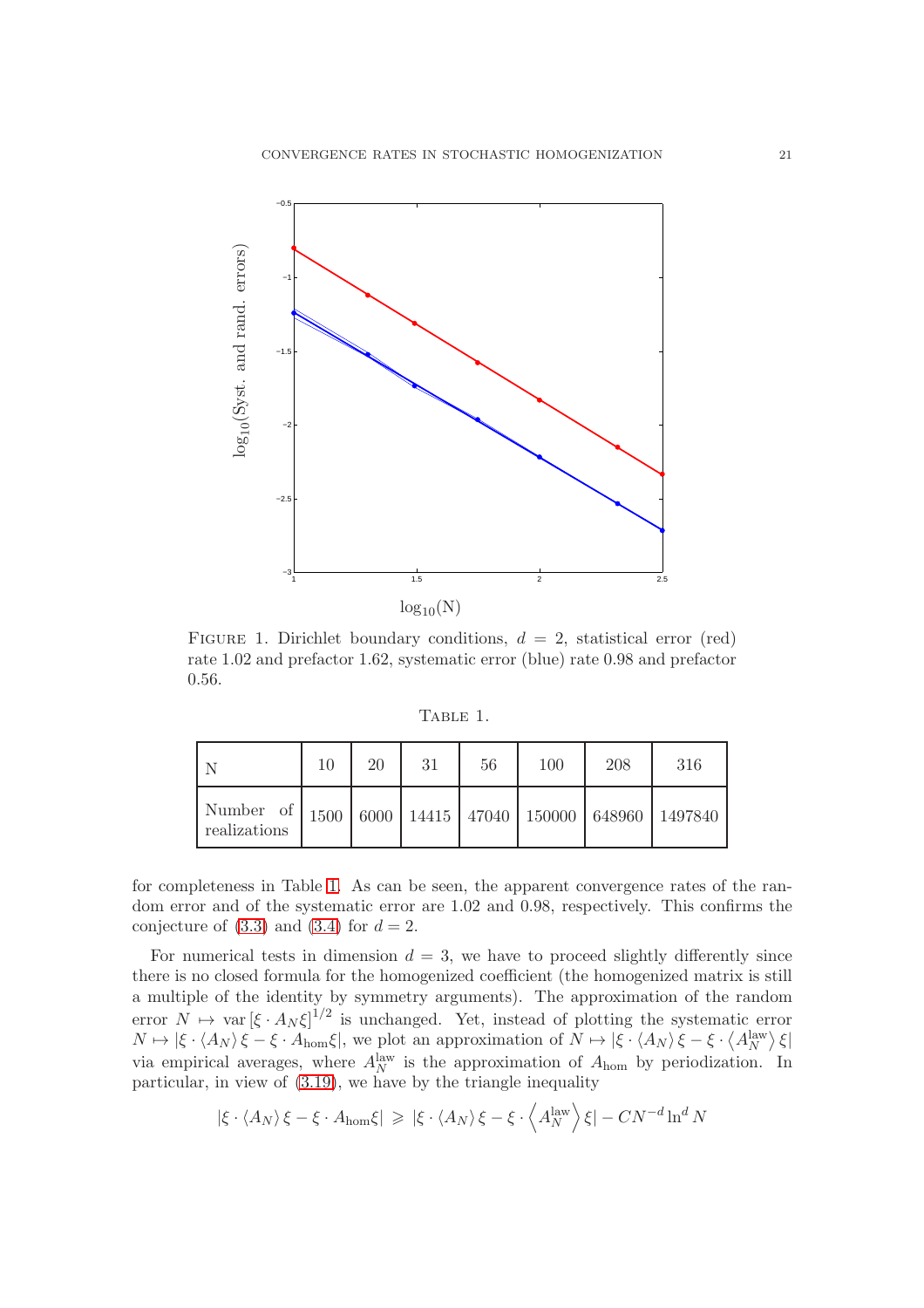FIGURE 1. Dirichlet boundary conditions, $d = 2$, statistical error (red) rate 1.02 and prefactor 1.62, systematic error (blue) rate 0.98 and prefactor 0.56.

TABLE 1.

| N | 10 | 20 | 31 | 56 | 100 | 208 | 316 |
|---|---|---|---|---|---|---|---|
| Number of realizations | 1500 | 6000 | 14415 | 47040 | 150000 | 648960 | 1497840 |

for completeness in Table 1. As can be seen, the apparent convergence rates of the random error and of the systematic error are 1.02 and 0.98, respectively. This confirms the conjecture of (3.3) and (3.4) for $d = 2$.

For numerical tests in dimension $d = 3$, we have to proceed slightly differently since there is no closed formula for the homogenized coefficient (the homogenized matrix is still a multiple of the identity by symmetry arguments). The approximation of the random error $N \mapsto \operatorname{var}[\xi \cdot A_N \xi]^{1/2}$ is unchanged. Yet, instead of plotting the systematic error $N \mapsto |\xi \cdot \langle A_N \rangle \xi - \xi \cdot A_{\mathrm{hom}} \xi|$, we plot an approximation of $N \mapsto |\xi \cdot \langle A_N \rangle \xi - \xi \cdot \langle A_N^{\mathrm{law}} \rangle \xi|$ via empirical averages, where $A_N^{\mathrm{law}}$ is the approximation of $A_{\mathrm{hom}}$ by periodization. In particular, in view of (3.19), we have by the triangle inequality

$$|\xi \cdot \langle A_N \rangle \xi - \xi \cdot A_{\mathrm{hom}} \xi| \geqslant |\xi \cdot \langle A_N \rangle \xi - \xi \cdot \left\langle A_N^{\mathrm{law}} \right\rangle \xi| - C N^{-d} \ln^d N$$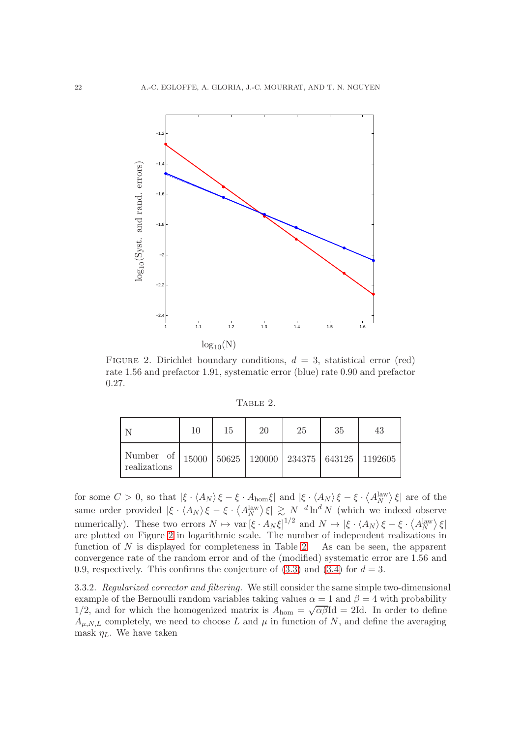FIGURE 2. Dirichlet boundary conditions, $d = 3$, statistical error (red) rate 1.56 and prefactor 1.91, systematic error (blue) rate 0.90 and prefactor 0.27.

TABLE 2.

| N | 10 | 15 | 20 | 25 | 35 | 43 |
|---|---|---|---|---|---|---|
| Number of realizations | 15000 | 50625 | 120000 | 234375 | 643125 | 1192605 |

for some $C > 0$, so that $|\xi \cdot \langle A_N \rangle \xi - \xi \cdot A_{\mathrm{hom}}\xi|$ and $|\xi \cdot \langle A_N \rangle \xi - \xi \cdot \langle A_N^{\mathrm{law}} \rangle \xi|$ are of the same order provided $|\xi \cdot \langle A_N \rangle \xi - \xi \cdot \langle A_N^{\mathrm{law}} \rangle \xi| \gtrsim N^{-d} \ln^d N$ (which we indeed observe numerically). These two errors $N \mapsto \mathrm{var}\,[\xi \cdot A_N \xi]^{1/2}$ and $N \mapsto |\xi \cdot \langle A_N \rangle \xi - \xi \cdot \langle A_N^{\mathrm{law}} \rangle \xi|$ are plotted on Figure 2 in logarithmic scale. The number of independent realizations in function of $N$ is displayed for completeness in Table 2. As can be seen, the apparent convergence rate of the random error and of the (modified) systematic error are 1.56 and 0.9, respectively. This confirms the conjecture of (3.3) and (3.4) for $d = 3$.

3.3.2. *Regularized corrector and filtering.* We still consider the same simple two-dimensional example of the Bernoulli random variables taking values $\alpha = 1$ and $\beta = 4$ with probability $1/2$, and for which the homogenized matrix is $A_{\mathrm{hom}} = \sqrt{\alpha\beta}\mathrm{Id} = 2\mathrm{Id}$. In order to define $A_{\mu,N,L}$ completely, we need to choose $L$ and $\mu$ in function of $N$, and define the averaging mask $\eta_L$. We have taken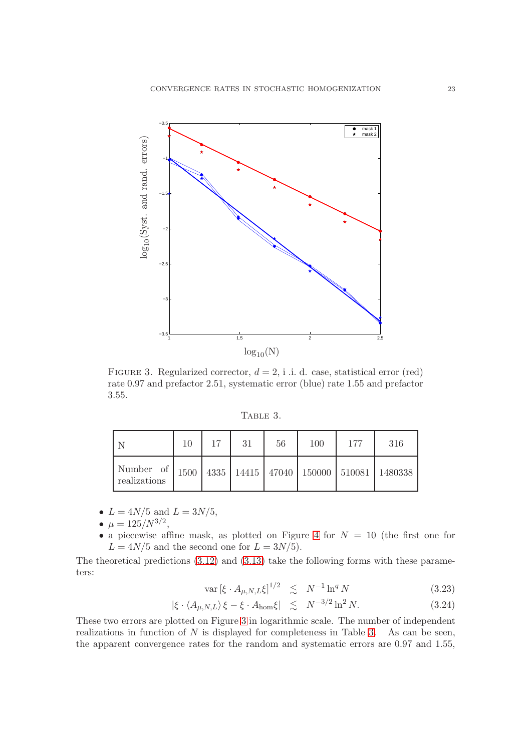Figure 3. Regularized corrector, $d = 2$, i .i. d. case, statistical error (red) rate 0.97 and prefactor 2.51, systematic error (blue) rate 1.55 and prefactor 3.55.

Table 3.

| N | 10 | 17 | 31 | 56 | 100 | 177 | 316 |
|---|---|---|---|---|---|---|---|
| Number of realizations | 1500 | 4335 | 14415 | 47040 | 150000 | 510081 | 1480338 |

- $L = 4N/5$ and $L = 3N/5$,
- $\mu = 125/N^{3/2}$,
- a piecewise affine mask, as plotted on Figure 4 for $N = 10$ (the first one for $L = 4N/5$ and the second one for $L = 3N/5$).

The theoretical predictions (3.12) and (3.13) take the following forms with these parameters:

$$\operatorname{var}\left[\xi \cdot A_{\mu,N,L}\xi\right]^{1/2} \lesssim N^{-1} \ln^q N \tag{3.23}$$

$$\left|\xi \cdot \langle A_{\mu,N,L}\rangle \, \xi - \xi \cdot A_{\mathrm{hom}}\xi\right| \lesssim N^{-3/2} \ln^2 N. \tag{3.24}$$

These two errors are plotted on Figure 3 in logarithmic scale. The number of independent realizations in function of $N$ is displayed for completeness in Table 3. As can be seen, the apparent convergence rates for the random and systematic errors are 0.97 and 1.55,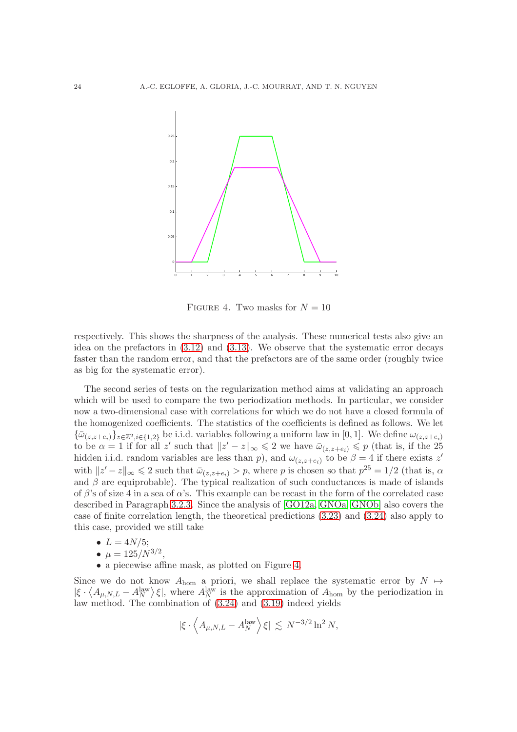FIGURE 4. Two masks for $N = 10$

respectively. This shows the sharpness of the analysis. These numerical tests also give an idea on the prefactors in (3.12) and (3.13). We observe that the systematic error decays faster than the random error, and that the prefactors are of the same order (roughly twice as big for the systematic error).

The second series of tests on the regularization method aims at validating an approach which will be used to compare the two periodization methods. In particular, we consider now a two-dimensional case with correlations for which we do not have a closed formula of the homogenized coefficients. The statistics of the coefficients is defined as follows. We let $\{\bar{\omega}_{(z,z+e_i)}\}_{z\in\mathbb{Z}^2, i\in\{1,2\}}$ be i.i.d. variables following a uniform law in $[0,1]$. We define $\omega_{(z,z+e_i)}$ to be $\alpha = 1$ if for all $z'$ such that $\|z'-z\|_\infty \leqslant 2$ we have $\bar{\omega}_{(z,z+e_i)} \leqslant p$ (that is, if the 25 hidden i.i.d. random variables are less than $p$), and $\omega_{(z,z+e_i)}$ to be $\beta = 4$ if there exists $z'$ with $\|z'-z\|_\infty \leqslant 2$ such that $\bar{\omega}_{(z,z+e_i)} > p$, where $p$ is chosen so that $p^{25} = 1/2$ (that is, $\alpha$ and $\beta$ are equiprobable). The typical realization of such conductances is made of islands of $\beta$'s of size 4 in a sea of $\alpha$'s. This example can be recast in the form of the correlated case described in Paragraph 3.2.3. Since the analysis of [GO12a, GNOa, GNOb] also covers the case of finite correlation length, the theoretical predictions (3.23) and (3.24) also apply to this case, provided we still take

- $L = 4N/5$;
- $\mu = 125/N^{3/2}$,
- a piecewise affine mask, as plotted on Figure 4.

Since we do not know $A_{\text{hom}}$ a priori, we shall replace the systematic error by $N \mapsto |\xi \cdot \langle A_{\mu,N,L} - A_N^{\text{law}} \rangle \xi|$, where $A_N^{\text{law}}$ is the approximation of $A_{\text{hom}}$ by the periodization in law method. The combination of (3.24) and (3.19) indeed yields

$$|\xi \cdot \left\langle A_{\mu,N,L} - A_N^{\text{law}} \right\rangle \xi| \lesssim N^{-3/2} \ln^2 N,$$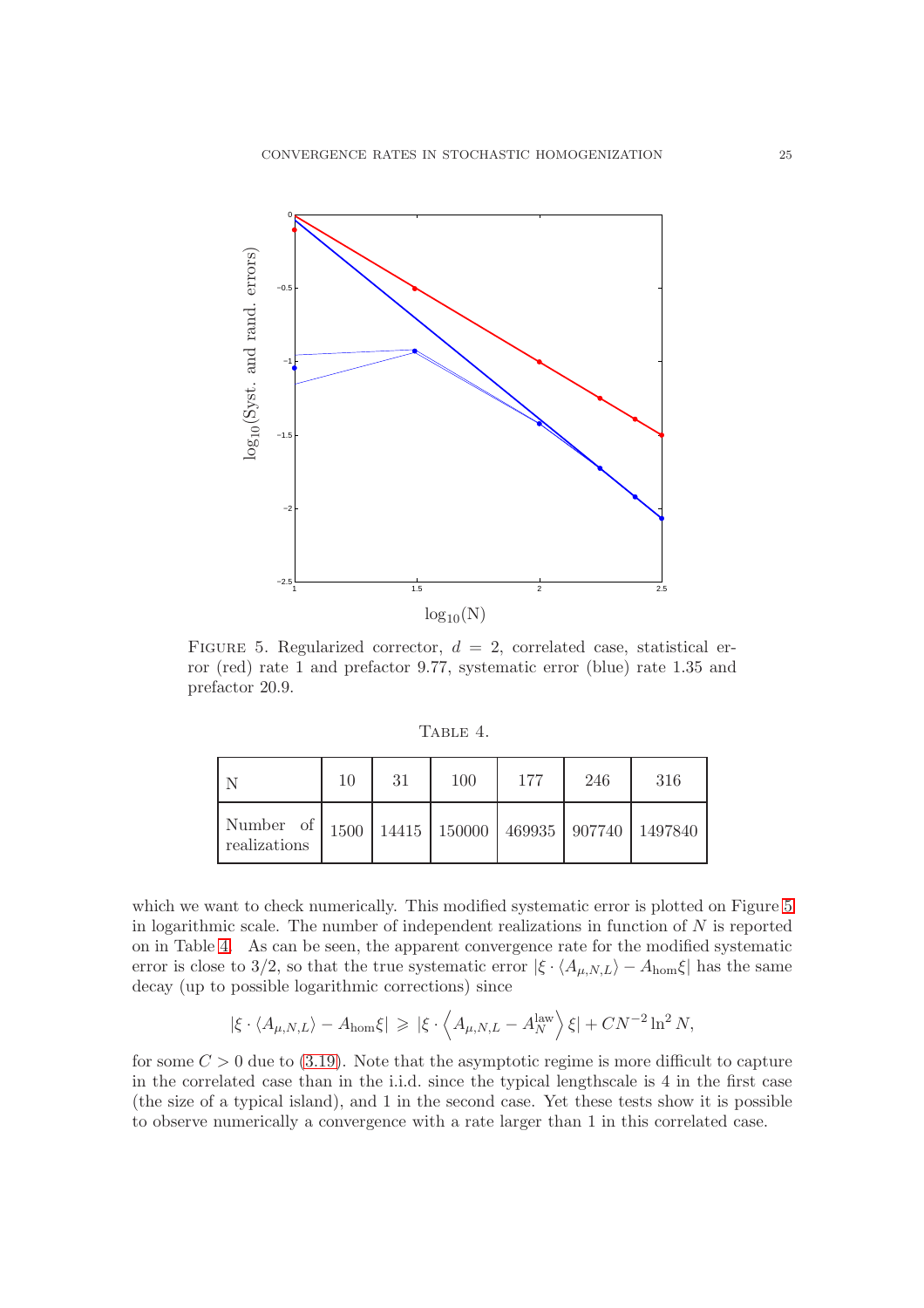FIGURE 5. Regularized corrector, $d = 2$, correlated case, statistical error (red) rate 1 and prefactor 9.77, systematic error (blue) rate 1.35 and prefactor 20.9.

TABLE 4.

| N | 10 | 31 | 100 | 177 | 246 | 316 |
|---|---|---|---|---|---|---|
| Number of realizations | 1500 | 14415 | 150000 | 469935 | 907740 | 1497840 |

which we want to check numerically. This modified systematic error is plotted on Figure 5 in logarithmic scale. The number of independent realizations in function of $N$ is reported on in Table 4. As can be seen, the apparent convergence rate for the modified systematic error is close to 3/2, so that the true systematic error $|\xi \cdot \langle A_{\mu,N,L}\rangle - A_{\text{hom}}\xi|$ has the same decay (up to possible logarithmic corrections) since

$$|\xi \cdot \langle A_{\mu,N,L}\rangle - A_{\text{hom}}\xi| \geqslant |\xi \cdot \left\langle A_{\mu,N,L} - A_N^{\text{law}}\right\rangle \xi| + CN^{-2}\ln^2 N,$$

for some $C > 0$ due to (3.19). Note that the asymptotic regime is more difficult to capture in the correlated case than in the i.i.d. since the typical lengthscale is 4 in the first case (the size of a typical island), and 1 in the second case. Yet these tests show it is possible to observe numerically a convergence with a rate larger than 1 in this correlated case.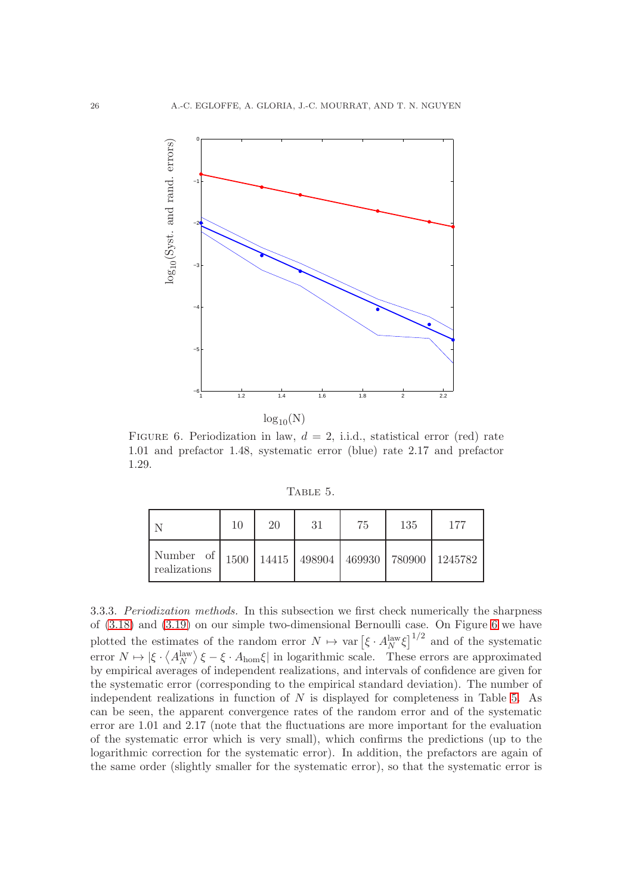FIGURE 6. Periodization in law, $d = 2$, i.i.d., statistical error (red) rate 1.01 and prefactor 1.48, systematic error (blue) rate 2.17 and prefactor 1.29.

TABLE 5.

| N | 10 | 20 | 31 | 75 | 135 | 177 |
|---|---|---|---|---|---|---|
| Number of realizations | 1500 | 14415 | 498904 | 469930 | 780900 | 1245782 |

3.3.3. *Periodization methods.* In this subsection we first check numerically the sharpness of (3.18) and (3.19) on our simple two-dimensional Bernoulli case. On Figure 6 we have plotted the estimates of the random error $N \mapsto \operatorname{var}\left[\xi \cdot A_N^{\mathrm{law}} \xi\right]^{1/2}$ and of the systematic error $N \mapsto |\xi \cdot \langle A_N^{\mathrm{law}} \rangle \xi - \xi \cdot A_{\mathrm{hom}} \xi|$ in logarithmic scale. These errors are approximated by empirical averages of independent realizations, and intervals of confidence are given for the systematic error (corresponding to the empirical standard deviation). The number of independent realizations in function of $N$ is displayed for completeness in Table 5. As can be seen, the apparent convergence rates of the random error and of the systematic error are 1.01 and 2.17 (note that the fluctuations are more important for the evaluation of the systematic error which is very small), which confirms the predictions (up to the logarithmic correction for the systematic error). In addition, the prefactors are again of the same order (slightly smaller for the systematic error), so that the systematic error is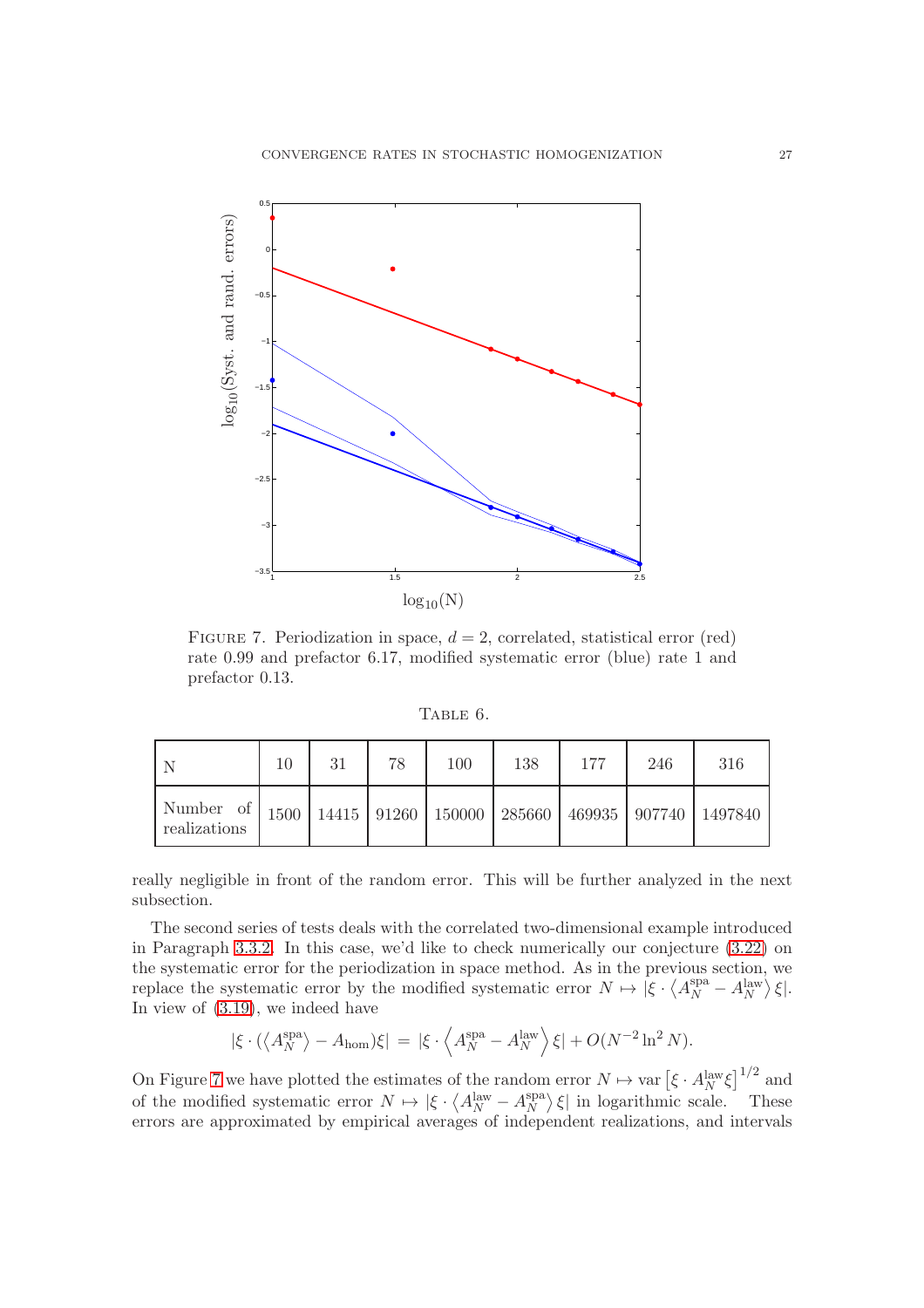FIGURE 7. Periodization in space, $d = 2$, correlated, statistical error (red) rate 0.99 and prefactor 6.17, modified systematic error (blue) rate 1 and prefactor 0.13.

TABLE 6.

| N | 10 | 31 | 78 | 100 | 138 | 177 | 246 | 316 |
|---|---|---|---|---|---|---|---|---|
| Number of realizations | 1500 | 14415 | 91260 | 150000 | 285660 | 469935 | 907740 | 1497840 |

really negligible in front of the random error. This will be further analyzed in the next subsection.

The second series of tests deals with the correlated two-dimensional example introduced in Paragraph 3.3.2. In this case, we'd like to check numerically our conjecture (3.22) on the systematic error for the periodization in space method. As in the previous section, we replace the systematic error by the modified systematic error $N \mapsto |\xi \cdot \langle A_N^{\mathrm{spa}} - A_N^{\mathrm{law}} \rangle \xi|$. In view of (3.19), we indeed have

$$|\xi \cdot (\langle A_N^{\mathrm{spa}} \rangle - A_{\mathrm{hom}})\xi| = |\xi \cdot \left\langle A_N^{\mathrm{spa}} - A_N^{\mathrm{law}} \right\rangle \xi| + O(N^{-2} \ln^2 N).$$

On Figure 7 we have plotted the estimates of the random error $N \mapsto \mathrm{var}\left[\xi \cdot A_N^{\mathrm{law}} \xi\right]^{1/2}$ and of the modified systematic error $N \mapsto |\xi \cdot \langle A_N^{\mathrm{law}} - A_N^{\mathrm{spa}} \rangle \xi|$ in logarithmic scale. These errors are approximated by empirical averages of independent realizations, and intervals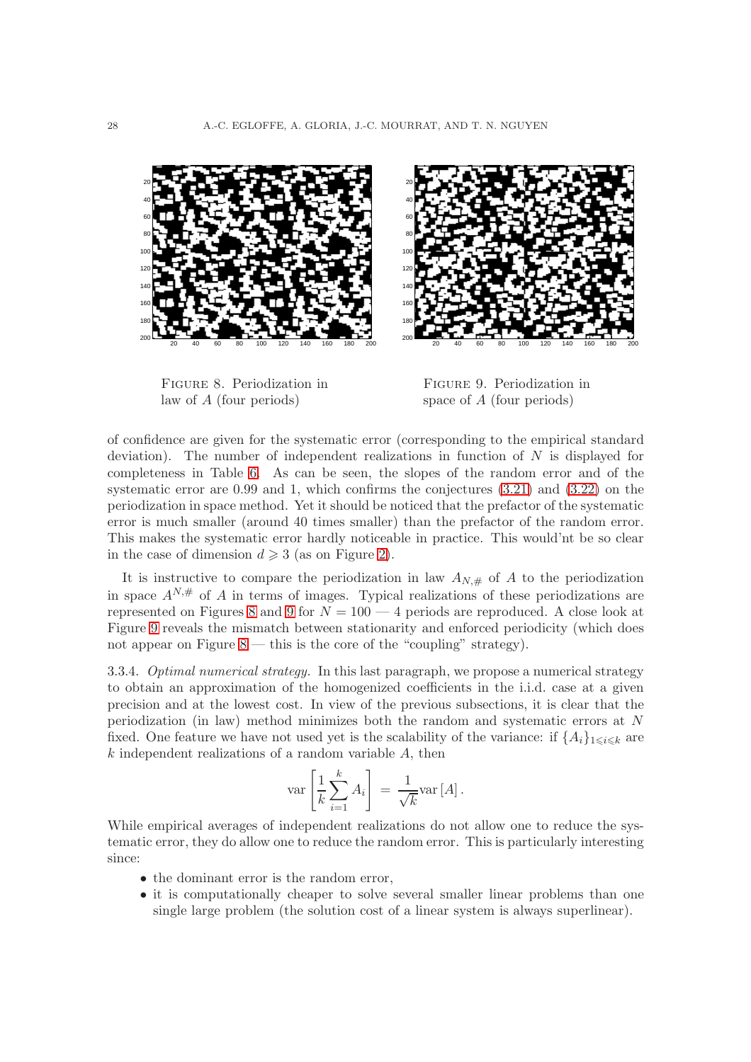FIGURE 8. Periodization in law of $A$ (four periods)

FIGURE 9. Periodization in space of $A$ (four periods)

of confidence are given for the systematic error (corresponding to the empirical standard deviation). The number of independent realizations in function of $N$ is displayed for completeness in Table 6. As can be seen, the slopes of the random error and of the systematic error are 0.99 and 1, which confirms the conjectures (3.21) and (3.22) on the periodization in space method. Yet it should be noticed that the prefactor of the systematic error is much smaller (around 40 times smaller) than the prefactor of the random error. This makes the systematic error hardly noticeable in practice. This would'nt be so clear in the case of dimension $d \geqslant 3$ (as on Figure 2).

It is instructive to compare the periodization in law $A_{N,\#}$ of $A$ to the periodization in space $A^{N,\#}$ of $A$ in terms of images. Typical realizations of these periodizations are represented on Figures 8 and 9 for $N = 100$ — 4 periods are reproduced. A close look at Figure 9 reveals the mismatch between stationarity and enforced periodicity (which does not appear on Figure 8 — this is the core of the "coupling" strategy).

3.3.4. *Optimal numerical strategy.* In this last paragraph, we propose a numerical strategy to obtain an approximation of the homogenized coefficients in the i.i.d. case at a given precision and at the lowest cost. In view of the previous subsections, it is clear that the periodization (in law) method minimizes both the random and systematic errors at $N$ fixed. One feature we have not used yet is the scalability of the variance: if $\{A_i\}_{1\leqslant i\leqslant k}$ are $k$ independent realizations of a random variable $A$, then

$$\operatorname{var}\left[\frac{1}{k}\sum_{i=1}^{k} A_i\right] \;=\; \frac{1}{\sqrt{k}}\operatorname{var}[A].$$

While empirical averages of independent realizations do not allow one to reduce the systematic error, they do allow one to reduce the random error. This is particularly interesting since:

- the dominant error is the random error,
- it is computationally cheaper to solve several smaller linear problems than one single large problem (the solution cost of a linear system is always superlinear).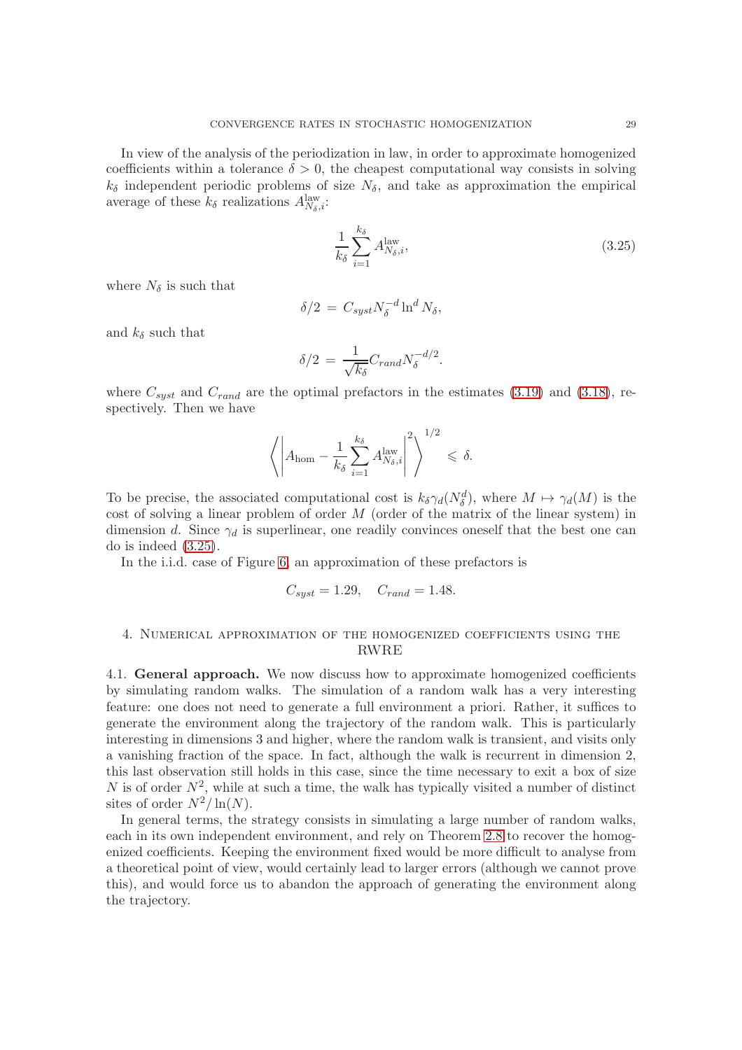In view of the analysis of the periodization in law, in order to approximate homogenized coefficients within a tolerance $\delta > 0$, the cheapest computational way consists in solving $k_\delta$ independent periodic problems of size $N_\delta$, and take as approximation the empirical average of these $k_\delta$ realizations $A^{\mathrm{law}}_{N_\delta,i}$:

$$\frac{1}{k_\delta}\sum_{i=1}^{k_\delta} A^{\mathrm{law}}_{N_\delta,i}, \tag{3.25}$$

where $N_\delta$ is such that

$$\delta/2 \,=\, C_{syst} N_\delta^{-d} \ln^d N_\delta,$$

and $k_\delta$ such that

$$\delta/2 \,=\, \frac{1}{\sqrt{k_\delta}} C_{rand} N_\delta^{-d/2}.$$

where $C_{syst}$ and $C_{rand}$ are the optimal prefactors in the estimates (3.19) and (3.18), respectively. Then we have

$$\left\langle \left| A_{\mathrm{hom}} - \frac{1}{k_\delta}\sum_{i=1}^{k_\delta} A^{\mathrm{law}}_{N_\delta,i}\right|^2 \right\rangle^{1/2} \leqslant \delta.$$

To be precise, the associated computational cost is $k_\delta \gamma_d(N_\delta^d)$, where $M \mapsto \gamma_d(M)$ is the cost of solving a linear problem of order $M$ (order of the matrix of the linear system) in dimension $d$. Since $\gamma_d$ is superlinear, one readily convinces oneself that the best one can do is indeed (3.25).

In the i.i.d. case of Figure 6, an approximation of these prefactors is

$$C_{syst} = 1.29, \quad C_{rand} = 1.48.$$

## 4. Numerical approximation of the homogenized coefficients using the RWRE

### 4.1. General approach.

We now discuss how to approximate homogenized coefficients by simulating random walks. The simulation of a random walk has a very interesting feature: one does not need to generate a full environment a priori. Rather, it suffices to generate the environment along the trajectory of the random walk. This is particularly interesting in dimensions 3 and higher, where the random walk is transient, and visits only a vanishing fraction of the space. In fact, although the walk is recurrent in dimension 2, this last observation still holds in this case, since the time necessary to exit a box of size $N$ is of order $N^2$, while at such a time, the walk has typically visited a number of distinct sites of order $N^2/\ln(N)$.

In general terms, the strategy consists in simulating a large number of random walks, each in its own independent environment, and rely on Theorem 2.8 to recover the homogenized coefficients. Keeping the environment fixed would be more difficult to analyse from a theoretical point of view, would certainly lead to larger errors (although we cannot prove this), and would force us to abandon the approach of generating the environment along the trajectory.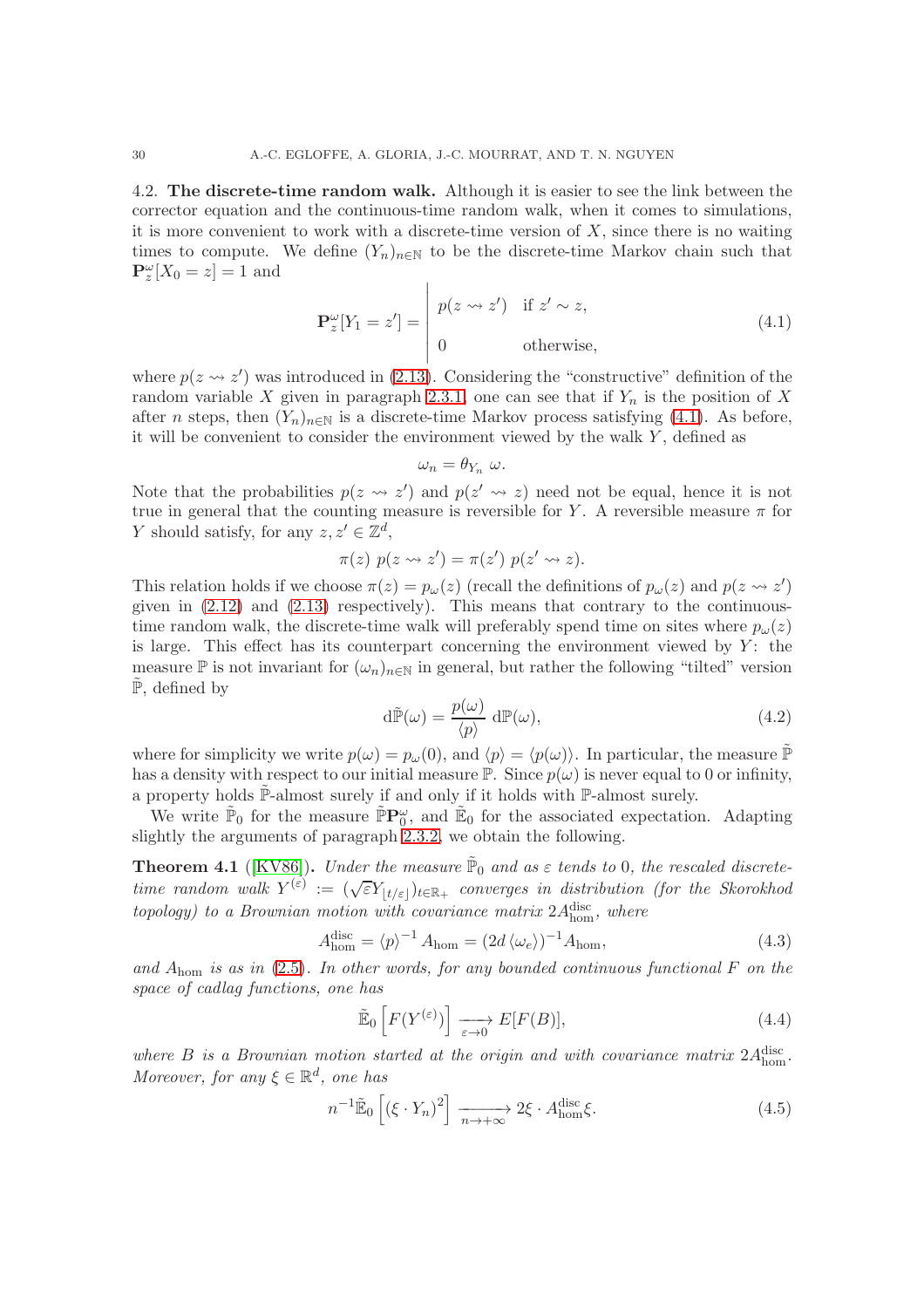### 4.2. The discrete-time random walk.

Although it is easier to see the link between the corrector equation and the continuous-time random walk, when it comes to simulations, it is more convenient to work with a discrete-time version of $X$, since there is no waiting times to compute. We define $(Y_n)_{n\in\mathbb{N}}$ to be the discrete-time Markov chain such that $\mathbf{P}^\omega_z[X_0 = z] = 1$ and

$$\mathbf{P}^\omega_z[Y_1 = z'] = \left| \begin{array}{ll} p(z \rightsquigarrow z') & \text{if } z' \sim z, \\ & \\ 0 & \text{otherwise,} \end{array} \right. \tag{4.1}$$

where $p(z \rightsquigarrow z')$ was introduced in (2.13). Considering the "constructive" definition of the random variable $X$ given in paragraph 2.3.1, one can see that if $Y_n$ is the position of $X$ after $n$ steps, then $(Y_n)_{n\in\mathbb{N}}$ is a discrete-time Markov process satisfying (4.1). As before, it will be convenient to consider the environment viewed by the walk $Y$, defined as

$$\omega_n = \theta_{Y_n}\,\omega.$$

Note that the probabilities $p(z \rightsquigarrow z')$ and $p(z' \rightsquigarrow z)$ need not be equal, hence it is not true in general that the counting measure is reversible for $Y$. A reversible measure $\pi$ for $Y$ should satisfy, for any $z, z' \in \mathbb{Z}^d$,

$$\pi(z)\ p(z \rightsquigarrow z') = \pi(z')\ p(z' \rightsquigarrow z).$$

This relation holds if we choose $\pi(z) = p_\omega(z)$ (recall the definitions of $p_\omega(z)$ and $p(z \rightsquigarrow z')$ given in (2.12) and (2.13) respectively). This means that contrary to the continuous-time random walk, the discrete-time walk will preferably spend time on sites where $p_\omega(z)$ is large. This effect has its counterpart concerning the environment viewed by $Y$: the measure $\mathbb{P}$ is not invariant for $(\omega_n)_{n\in\mathbb{N}}$ in general, but rather the following "tilted" version $\tilde{\mathbb{P}}$, defined by

$$\mathrm{d}\tilde{\mathbb{P}}(\omega) = \frac{p(\omega)}{\langle p \rangle}\ \mathrm{d}\mathbb{P}(\omega), \tag{4.2}$$

where for simplicity we write $p(\omega) = p_\omega(0)$, and $\langle p \rangle = \langle p(\omega) \rangle$. In particular, the measure $\tilde{\mathbb{P}}$ has a density with respect to our initial measure $\mathbb{P}$. Since $p(\omega)$ is never equal to 0 or infinity, a property holds $\tilde{\mathbb{P}}$-almost surely if and only if it holds with $\mathbb{P}$-almost surely.

We write $\tilde{\mathbb{P}}_0$ for the measure $\tilde{\mathbb{P}}\mathbf{P}^\omega_0$, and $\tilde{\mathbb{E}}_0$ for the associated expectation. Adapting slightly the arguments of paragraph 2.3.2, we obtain the following.

**Theorem 4.1** ([KV86]). *Under the measure $\tilde{\mathbb{P}}_0$ and as $\varepsilon$ tends to 0, the rescaled discrete-time random walk $Y^{(\varepsilon)} := (\sqrt{\varepsilon}Y_{\lfloor t/\varepsilon \rfloor})_{t\in\mathbb{R}_+}$ converges in distribution (for the Skorokhod topology) to a Brownian motion with covariance matrix $2A^{\mathrm{disc}}_{\mathrm{hom}}$, where*

$$A^{\mathrm{disc}}_{\mathrm{hom}} = \langle p \rangle^{-1} A_{\mathrm{hom}} = (2d\,\langle \omega_e \rangle)^{-1} A_{\mathrm{hom}}, \tag{4.3}$$

*and $A_{\mathrm{hom}}$ is as in (2.5). In other words, for any bounded continuous functional $F$ on the space of cadlag functions, one has*

$$\tilde{\mathbb{E}}_0\left[F(Y^{(\varepsilon)})\right] \xrightarrow[\varepsilon\to 0]{} E[F(B)], \tag{4.4}$$

*where $B$ is a Brownian motion started at the origin and with covariance matrix $2A^{\mathrm{disc}}_{\mathrm{hom}}$. Moreover, for any $\xi \in \mathbb{R}^d$, one has*

$$n^{-1}\tilde{\mathbb{E}}_0\left[(\xi \cdot Y_n)^2\right] \xrightarrow[n\to+\infty]{} 2\xi \cdot A^{\mathrm{disc}}_{\mathrm{hom}}\xi. \tag{4.5}$$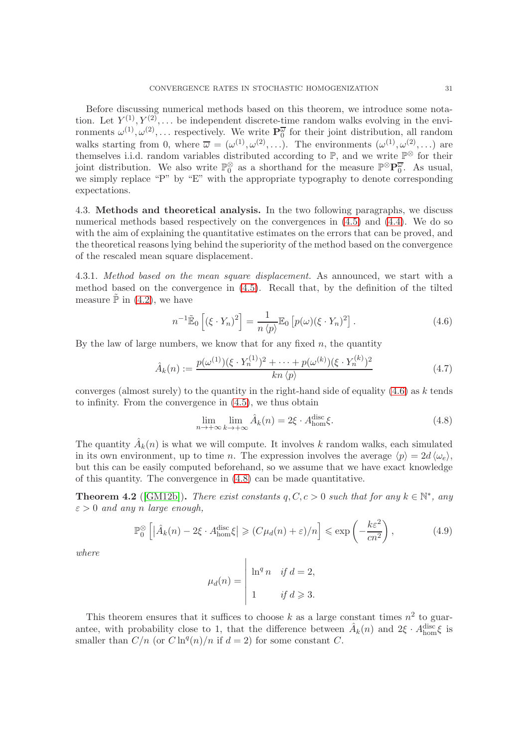Before discussing numerical methods based on this theorem, we introduce some notation. Let $Y^{(1)}, Y^{(2)}, \ldots$ be independent discrete-time random walks evolving in the environments $\omega^{(1)}, \omega^{(2)}, \ldots$ respectively. We write $\mathbf{P}_0^{\overline{\omega}}$ for their joint distribution, all random walks starting from 0, where $\overline{\omega} = (\omega^{(1)}, \omega^{(2)}, \ldots)$. The environments $(\omega^{(1)}, \omega^{(2)}, \ldots)$ are themselves i.i.d. random variables distributed according to $\mathbb{P}$, and we write $\mathbb{P}^{\otimes}$ for their joint distribution. We also write $\mathbb{P}_0^{\otimes}$ as a shorthand for the measure $\mathbb{P}^{\otimes}\mathbf{P}_0^{\overline{\omega}}$. As usual, we simply replace "P" by "E" with the appropriate typography to denote corresponding expectations.

### 4.3. Methods and theoretical analysis.

In the two following paragraphs, we discuss numerical methods based respectively on the convergences in (4.5) and (4.4). We do so with the aim of explaining the quantitative estimates on the errors that can be proved, and the theoretical reasons lying behind the superiority of the method based on the convergence of the rescaled mean square displacement.

4.3.1. *Method based on the mean square displacement.* As announced, we start with a method based on the convergence in (4.5). Recall that, by the definition of the tilted measure $\tilde{\mathbb{P}}$ in (4.2), we have

$$n^{-1}\tilde{\mathbb{E}}_0\left[(\xi \cdot Y_n)^2\right] = \frac{1}{n\,\langle p\rangle}\mathbb{E}_0\left[p(\omega)(\xi \cdot Y_n)^2\right]. \tag{4.6}$$

By the law of large numbers, we know that for any fixed $n$, the quantity

$$\hat{A}_k(n) := \frac{p(\omega^{(1)})(\xi \cdot Y_n^{(1)})^2 + \cdots + p(\omega^{(k)})(\xi \cdot Y_n^{(k)})^2}{kn\,\langle p\rangle} \tag{4.7}$$

converges (almost surely) to the quantity in the right-hand side of equality (4.6) as $k$ tends to infinity. From the convergence in (4.5), we thus obtain

$$\lim_{n\to+\infty}\lim_{k\to+\infty}\hat{A}_k(n) = 2\xi \cdot A_{\mathrm{hom}}^{\mathrm{disc}}\xi. \tag{4.8}$$

The quantity $\hat{A}_k(n)$ is what we will compute. It involves $k$ random walks, each simulated in its own environment, up to time $n$. The expression involves the average $\langle p\rangle = 2d\,\langle \omega_e\rangle$, but this can be easily computed beforehand, so we assume that we have exact knowledge of this quantity. The convergence in (4.8) can be made quantitative.

**Theorem 4.2** ([GM12b]). *There exist constants $q, C, c > 0$ such that for any $k \in \mathbb{N}^*$, any $\varepsilon > 0$ and any $n$ large enough,*

$$\mathbb{P}_0^{\otimes}\left[\left|\hat{A}_k(n) - 2\xi \cdot A_{\mathrm{hom}}^{\mathrm{disc}}\xi\right| \geqslant (C\mu_d(n) + \varepsilon)/n\right] \leqslant \exp\left(-\frac{k\varepsilon^2}{cn^2}\right), \tag{4.9}$$

*where*

$$\mu_d(n) = \left|\begin{array}{ll} \ln^q n & \text{if } d = 2, \\ 1 & \text{if } d \geqslant 3. \end{array}\right.$$

This theorem ensures that it suffices to choose $k$ as a large constant times $n^2$ to guarantee, with probability close to 1, that the difference between $\hat{A}_k(n)$ and $2\xi \cdot A_{\mathrm{hom}}^{\mathrm{disc}}\xi$ is smaller than $C/n$ (or $C\ln^q(n)/n$ if $d = 2$) for some constant $C$.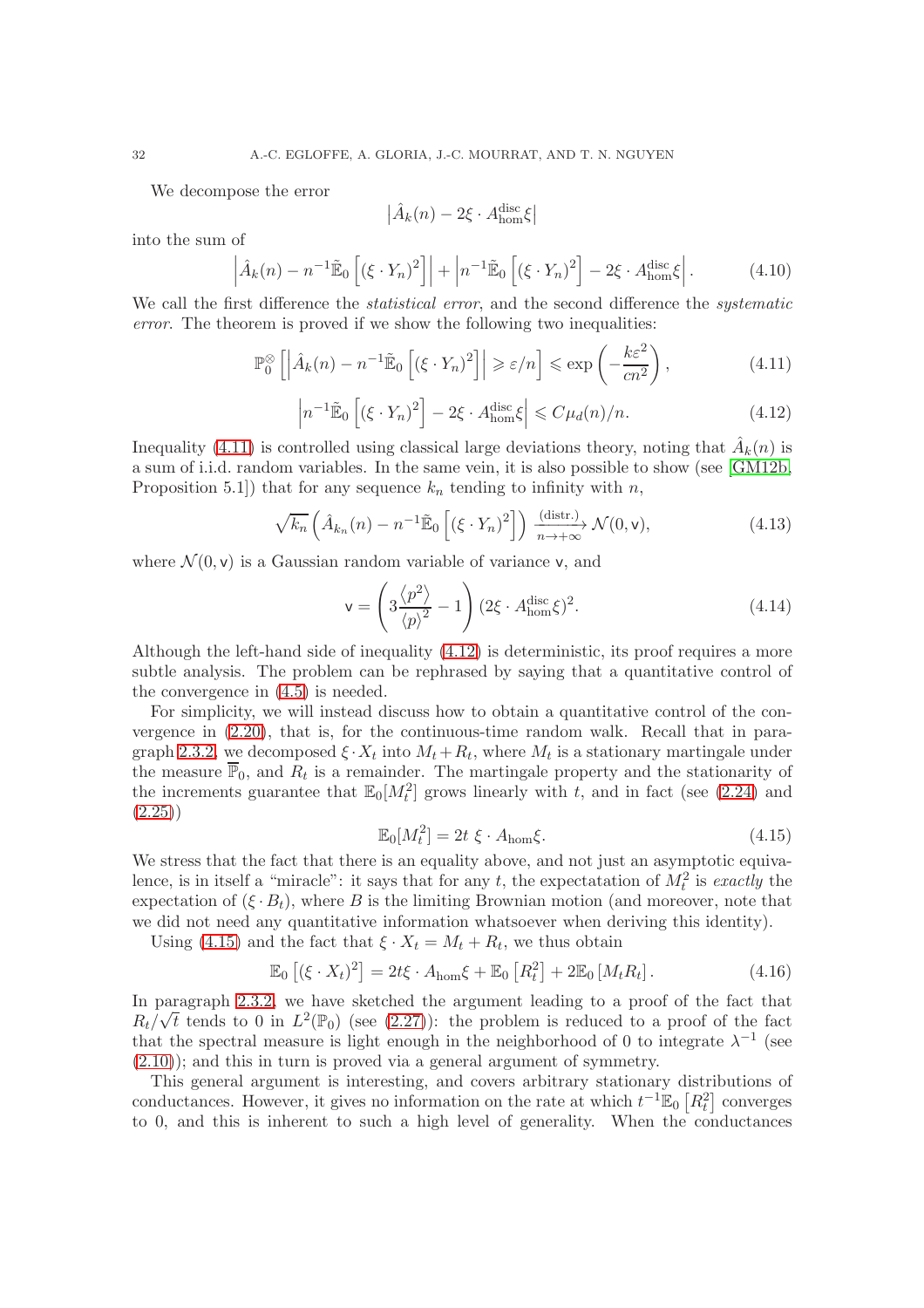We decompose the error

$$\left|\hat{A}_k(n) - 2\xi \cdot A^{\mathrm{disc}}_{\mathrm{hom}}\xi\right|$$

into the sum of

$$\left|\hat{A}_k(n) - n^{-1}\tilde{\mathbb{E}}_0\left[(\xi \cdot Y_n)^2\right]\right| + \left|n^{-1}\tilde{\mathbb{E}}_0\left[(\xi \cdot Y_n)^2\right] - 2\xi \cdot A^{\mathrm{disc}}_{\mathrm{hom}}\xi\right|. \tag{4.10}$$

We call the first difference the *statistical error*, and the second difference the *systematic error*. The theorem is proved if we show the following two inequalities:

$$\mathbb{P}_0^{\otimes}\left[\left|\hat{A}_k(n) - n^{-1}\tilde{\mathbb{E}}_0\left[(\xi \cdot Y_n)^2\right]\right| \geqslant \varepsilon/n\right] \leqslant \exp\left(-\frac{k\varepsilon^2}{cn^2}\right), \tag{4.11}$$

$$\left|n^{-1}\tilde{\mathbb{E}}_0\left[(\xi \cdot Y_n)^2\right] - 2\xi \cdot A^{\mathrm{disc}}_{\mathrm{hom}}\xi\right| \leqslant C\mu_d(n)/n. \tag{4.12}$$

Inequality (4.11) is controlled using classical large deviations theory, noting that $\hat{A}_k(n)$ is a sum of i.i.d. random variables. In the same vein, it is also possible to show (see [GM12b, Proposition 5.1]) that for any sequence $k_n$ tending to infinity with $n$,

$$\sqrt{k_n}\left(\hat{A}_{k_n}(n) - n^{-1}\tilde{\mathbb{E}}_0\left[(\xi \cdot Y_n)^2\right]\right) \xrightarrow[n \to +\infty]{\text{(distr.)}} \mathcal{N}(0, \mathsf{v}), \tag{4.13}$$

where $\mathcal{N}(0, \mathsf{v})$ is a Gaussian random variable of variance $\mathsf{v}$, and

$$\mathsf{v} = \left(3\frac{\langle p^2 \rangle}{\langle p \rangle^2} - 1\right)(2\xi \cdot A^{\mathrm{disc}}_{\mathrm{hom}}\xi)^2. \tag{4.14}$$

Although the left-hand side of inequality (4.12) is deterministic, its proof requires a more subtle analysis. The problem can be rephrased by saying that a quantitative control of the convergence in (4.5) is needed.

For simplicity, we will instead discuss how to obtain a quantitative control of the convergence in (2.20), that is, for the continuous-time random walk. Recall that in paragraph 2.3.2, we decomposed $\xi \cdot X_t$ into $M_t + R_t$, where $M_t$ is a stationary martingale under the measure $\overline{\mathbb{P}}_0$, and $R_t$ is a remainder. The martingale property and the stationarity of the increments guarantee that $\mathbb{E}_0[M_t^2]$ grows linearly with $t$, and in fact (see (2.24) and (2.25))

$$\mathbb{E}_0[M_t^2] = 2t \; \xi \cdot A_{\mathrm{hom}}\xi. \tag{4.15}$$

We stress that the fact that there is an equality above, and not just an asymptotic equivalence, is in itself a "miracle": it says that for any $t$, the expectatation of $M_t^2$ is *exactly* the expectation of $(\xi \cdot B_t)$, where $B$ is the limiting Brownian motion (and moreover, note that we did not need any quantitative information whatsoever when deriving this identity).

Using (4.15) and the fact that $\xi \cdot X_t = M_t + R_t$, we thus obtain

$$\mathbb{E}_0\left[(\xi \cdot X_t)^2\right] = 2t\xi \cdot A_{\mathrm{hom}}\xi + \mathbb{E}_0\left[R_t^2\right] + 2\mathbb{E}_0\left[M_t R_t\right]. \tag{4.16}$$

In paragraph 2.3.2, we have sketched the argument leading to a proof of the fact that $R_t/\sqrt{t}$ tends to 0 in $L^2(\mathbb{P}_0)$ (see (2.27)): the problem is reduced to a proof of the fact that the spectral measure is light enough in the neighborhood of 0 to integrate $\lambda^{-1}$ (see (2.10)); and this in turn is proved via a general argument of symmetry.

This general argument is interesting, and covers arbitrary stationary distributions of conductances. However, it gives no information on the rate at which $t^{-1}\mathbb{E}_0\left[R_t^2\right]$ converges to 0, and this is inherent to such a high level of generality. When the conductances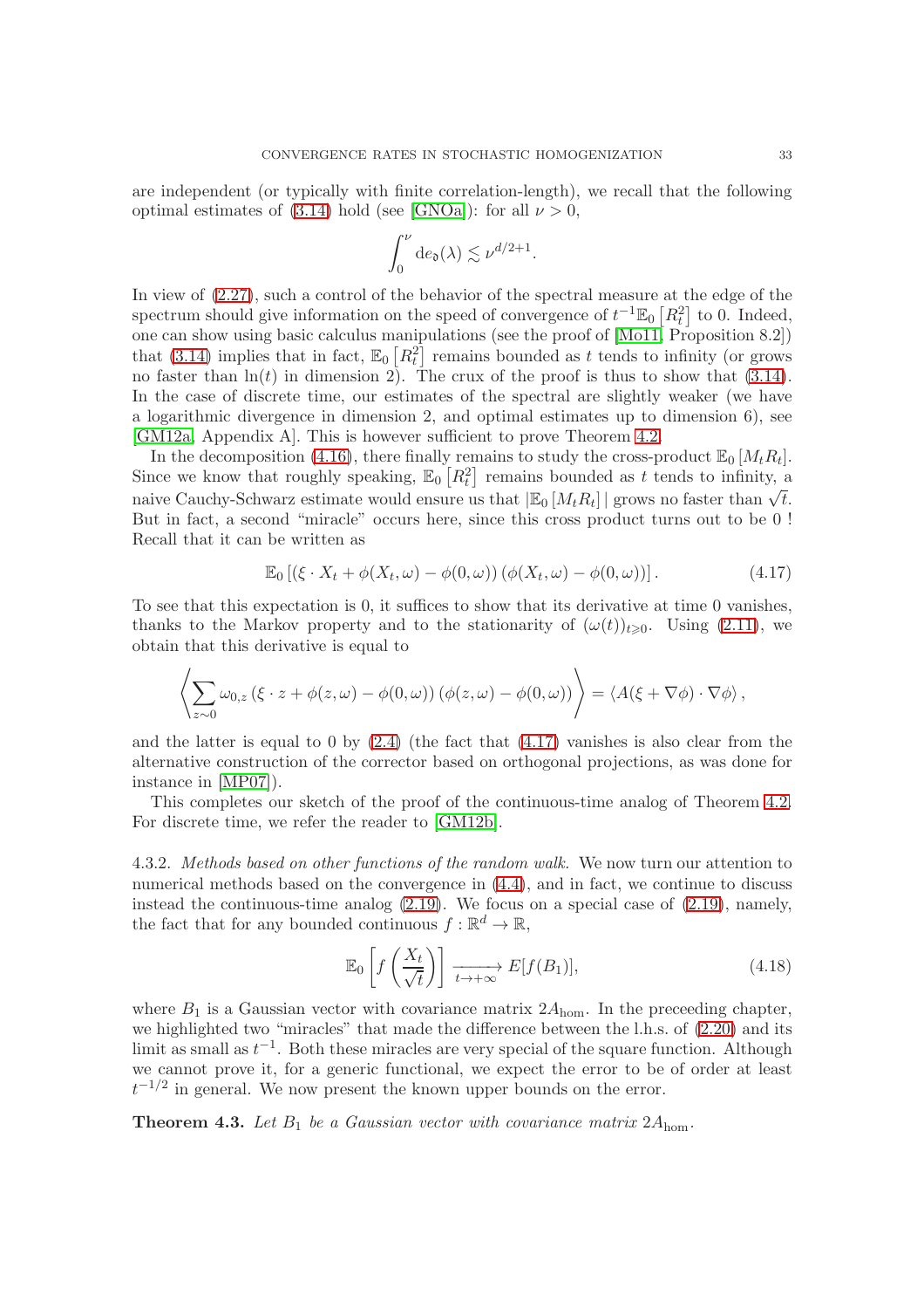are independent (or typically with finite correlation-length), we recall that the following optimal estimates of (3.14) hold (see [GNOa]): for all $\nu > 0$,

$$\int_0^\nu \mathrm{d}e_{\mathfrak{d}}(\lambda) \lesssim \nu^{d/2+1}.$$

In view of (2.27), such a control of the behavior of the spectral measure at the edge of the spectrum should give information on the speed of convergence of $t^{-1}\mathbb{E}_0\left[R_t^2\right]$ to 0. Indeed, one can show using basic calculus manipulations (see the proof of [Mo11, Proposition 8.2]) that (3.14) implies that in fact, $\mathbb{E}_0\left[R_t^2\right]$ remains bounded as $t$ tends to infinity (or grows no faster than $\ln(t)$ in dimension 2). The crux of the proof is thus to show that (3.14). In the case of discrete time, our estimates of the spectral are slightly weaker (we have a logarithmic divergence in dimension 2, and optimal estimates up to dimension 6), see [GM12a, Appendix A]. This is however sufficient to prove Theorem 4.2.

In the decomposition (4.16), there finally remains to study the cross-product $\mathbb{E}_0\left[M_t R_t\right]$. Since we know that roughly speaking, $\mathbb{E}_0\left[R_t^2\right]$ remains bounded as $t$ tends to infinity, a naive Cauchy-Schwarz estimate would ensure us that $|\mathbb{E}_0\left[M_t R_t\right]|$ grows no faster than $\sqrt{t}$. But in fact, a second "miracle" occurs here, since this cross product turns out to be 0 ! Recall that it can be written as

$$\mathbb{E}_0\left[(\xi \cdot X_t + \phi(X_t,\omega) - \phi(0,\omega))\left(\phi(X_t,\omega) - \phi(0,\omega)\right)\right]. \tag{4.17}$$

To see that this expectation is 0, it suffices to show that its derivative at time 0 vanishes, thanks to the Markov property and to the stationarity of $(\omega(t))_{t\geqslant 0}$. Using (2.11), we obtain that this derivative is equal to

$$\left\langle \sum_{z\sim 0} \omega_{0,z}\left(\xi \cdot z + \phi(z,\omega) - \phi(0,\omega)\right)\left(\phi(z,\omega) - \phi(0,\omega)\right) \right\rangle = \langle A(\xi + \nabla\phi)\cdot\nabla\phi\rangle,$$

and the latter is equal to 0 by (2.4) (the fact that (4.17) vanishes is also clear from the alternative construction of the corrector based on orthogonal projections, as was done for instance in [MP07]).

This completes our sketch of the proof of the continuous-time analog of Theorem 4.2. For discrete time, we refer the reader to [GM12b].

4.3.2. *Methods based on other functions of the random walk.* We now turn our attention to numerical methods based on the convergence in (4.4), and in fact, we continue to discuss instead the continuous-time analog (2.19). We focus on a special case of (2.19), namely, the fact that for any bounded continuous $f : \mathbb{R}^d \to \mathbb{R}$,

$$\mathbb{E}_0\left[f\left(\frac{X_t}{\sqrt{t}}\right)\right] \xrightarrow[t\to+\infty]{} E[f(B_1)], \tag{4.18}$$

where $B_1$ is a Gaussian vector with covariance matrix $2A_{\mathrm{hom}}$. In the preceeding chapter, we highlighted two "miracles" that made the difference between the l.h.s. of (2.20) and its limit as small as $t^{-1}$. Both these miracles are very special of the square function. Although we cannot prove it, for a generic functional, we expect the error to be of order at least $t^{-1/2}$ in general. We now present the known upper bounds on the error.

**Theorem 4.3.** *Let $B_1$ be a Gaussian vector with covariance matrix $2A_{\mathrm{hom}}$.*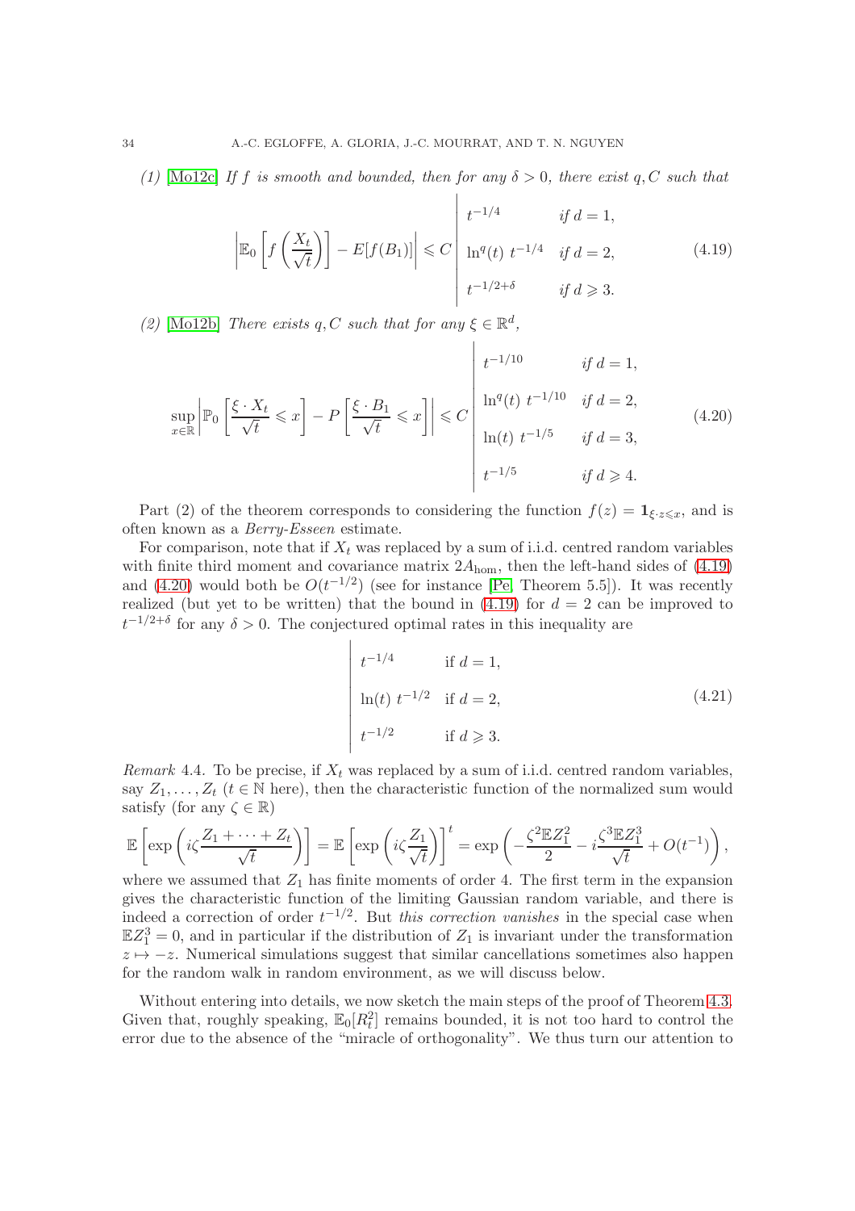(1) [Mo12c] *If $f$ is smooth and bounded, then for any $\delta > 0$, there exist $q, C$ such that*

$$\left| \mathbb{E}_0 \left[ f\left( \frac{X_t}{\sqrt{t}} \right) \right] - E[f(B_1)] \right| \leqslant C \left| \begin{array}{ll} t^{-1/4} & \text{if } d = 1, \\ \ln^q(t)\ t^{-1/4} & \text{if } d = 2, \\ t^{-1/2+\delta} & \text{if } d \geqslant 3. \end{array} \right. \tag{4.19}$$

(2) [Mo12b] *There exists $q, C$ such that for any $\xi \in \mathbb{R}^d$,*

$$\sup_{x \in \mathbb{R}} \left| \mathbb{P}_0 \left[ \frac{\xi \cdot X_t}{\sqrt{t}} \leqslant x \right] - P\left[ \frac{\xi \cdot B_1}{\sqrt{t}} \leqslant x \right] \right| \leqslant C \left| \begin{array}{ll} t^{-1/10} & \text{if } d = 1, \\ \ln^q(t)\ t^{-1/10} & \text{if } d = 2, \\ \ln(t)\ t^{-1/5} & \text{if } d = 3, \\ t^{-1/5} & \text{if } d \geqslant 4. \end{array} \right. \tag{4.20}$$

Part (2) of the theorem corresponds to considering the function $f(z) = \mathbf{1}_{\xi \cdot z \leqslant x}$, and is often known as a *Berry-Esseen* estimate.

For comparison, note that if $X_t$ was replaced by a sum of i.i.d. centred random variables with finite third moment and covariance matrix $2A_{\text{hom}}$, then the left-hand sides of (4.19) and (4.20) would both be $O(t^{-1/2})$ (see for instance [Pe, Theorem 5.5]). It was recently realized (but yet to be written) that the bound in (4.19) for $d = 2$ can be improved to $t^{-1/2+\delta}$ for any $\delta > 0$. The conjectured optimal rates in this inequality are

$$\left| \begin{array}{ll} t^{-1/4} & \text{if } d = 1, \\ \ln(t)\ t^{-1/2} & \text{if } d = 2, \\ t^{-1/2} & \text{if } d \geqslant 3. \end{array} \right. \tag{4.21}$$

*Remark* 4.4. To be precise, if $X_t$ was replaced by a sum of i.i.d. centred random variables, say $Z_1, \ldots, Z_t$ ($t \in \mathbb{N}$ here), then the characteristic function of the normalized sum would satisfy (for any $\zeta \in \mathbb{R}$)

$$\mathbb{E}\left[ \exp\left( i\zeta \frac{Z_1 + \cdots + Z_t}{\sqrt{t}} \right) \right] = \mathbb{E}\left[ \exp\left( i\zeta \frac{Z_1}{\sqrt{t}} \right) \right]^t = \exp\left( -\frac{\zeta^2 \mathbb{E} Z_1^2}{2} - i \frac{\zeta^3 \mathbb{E} Z_1^3}{\sqrt{t}} + O(t^{-1}) \right),$$

where we assumed that $Z_1$ has finite moments of order 4. The first term in the expansion gives the characteristic function of the limiting Gaussian random variable, and there is indeed a correction of order $t^{-1/2}$. But *this correction vanishes* in the special case when $\mathbb{E} Z_1^3 = 0$, and in particular if the distribution of $Z_1$ is invariant under the transformation $z \mapsto -z$. Numerical simulations suggest that similar cancellations sometimes also happen for the random walk in random environment, as we will discuss below.

Without entering into details, we now sketch the main steps of the proof of Theorem 4.3. Given that, roughly speaking, $\mathbb{E}_0[R_t^2]$ remains bounded, it is not too hard to control the error due to the absence of the "miracle of orthogonality". We thus turn our attention to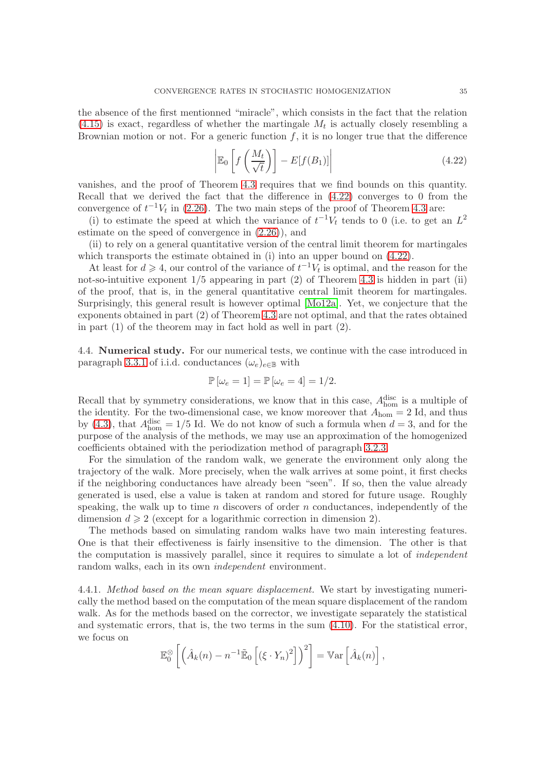the absence of the first mentionned "miracle", which consists in the fact that the relation (4.15) is exact, regardless of whether the martingale $M_t$ is actually closely resembling a Brownian motion or not. For a generic function $f$, it is no longer true that the difference

$$\left| \mathbb{E}_0 \left[ f\left( \frac{M_t}{\sqrt{t}} \right) \right] - E[f(B_1)] \right| \tag{4.22}$$

vanishes, and the proof of Theorem 4.3 requires that we find bounds on this quantity. Recall that we derived the fact that the difference in (4.22) converges to 0 from the convergence of $t^{-1}V_t$ in (2.26). The two main steps of the proof of Theorem 4.3 are:

(i) to estimate the speed at which the variance of $t^{-1}V_t$ tends to 0 (i.e. to get an $L^2$ estimate on the speed of convergence in (2.26)), and

(ii) to rely on a general quantitative version of the central limit theorem for martingales which transports the estimate obtained in (i) into an upper bound on (4.22).

At least for $d \geqslant 4$, our control of the variance of $t^{-1}V_t$ is optimal, and the reason for the not-so-intuitive exponent $1/5$ appearing in part (2) of Theorem 4.3 is hidden in part (ii) of the proof, that is, in the general quantitative central limit theorem for martingales. Surprisingly, this general result is however optimal [Mo12a]. Yet, we conjecture that the exponents obtained in part (2) of Theorem 4.3 are not optimal, and that the rates obtained in part (1) of the theorem may in fact hold as well in part (2).

## 4.4. Numerical study.

For our numerical tests, we continue with the case introduced in paragraph 3.3.1 of i.i.d. conductances $(\omega_e)_{e\in\mathbb{B}}$ with

$$\mathbb{P}[\omega_e = 1] = \mathbb{P}[\omega_e = 4] = 1/2.$$

Recall that by symmetry considerations, we know that in this case, $A^{\mathrm{disc}}_{\mathrm{hom}}$ is a multiple of the identity. For the two-dimensional case, we know moreover that $A_{\mathrm{hom}} = 2\ \mathrm{Id}$, and thus by (4.3), that $A^{\mathrm{disc}}_{\mathrm{hom}} = 1/5\ \mathrm{Id}$. We do not know of such a formula when $d = 3$, and for the purpose of the analysis of the methods, we may use an approximation of the homogenized coefficients obtained with the periodization method of paragraph 3.2.3.

For the simulation of the random walk, we generate the environment only along the trajectory of the walk. More precisely, when the walk arrives at some point, it first checks if the neighboring conductances have already been "seen". If so, then the value already generated is used, else a value is taken at random and stored for future usage. Roughly speaking, the walk up to time $n$ discovers of order $n$ conductances, independently of the dimension $d \geqslant 2$ (except for a logarithmic correction in dimension 2).

The methods based on simulating random walks have two main interesting features. One is that their effectiveness is fairly insensitive to the dimension. The other is that the computation is massively parallel, since it requires to simulate a lot of *independent* random walks, each in its own *independent* environment.

### 4.4.1. *Method based on the mean square displacement.*

We start by investigating numerically the method based on the computation of the mean square displacement of the random walk. As for the methods based on the corrector, we investigate separately the statistical and systematic errors, that is, the two terms in the sum (4.10). For the statistical error, we focus on

$$\mathbb{E}^{\otimes}_0 \left[ \left( \hat{A}_k(n) - n^{-1}\tilde{\mathbb{E}}_0\left[ (\xi \cdot Y_n)^2 \right] \right)^2 \right] = \mathbb{V}\mathrm{ar}\left[ \hat{A}_k(n) \right],$$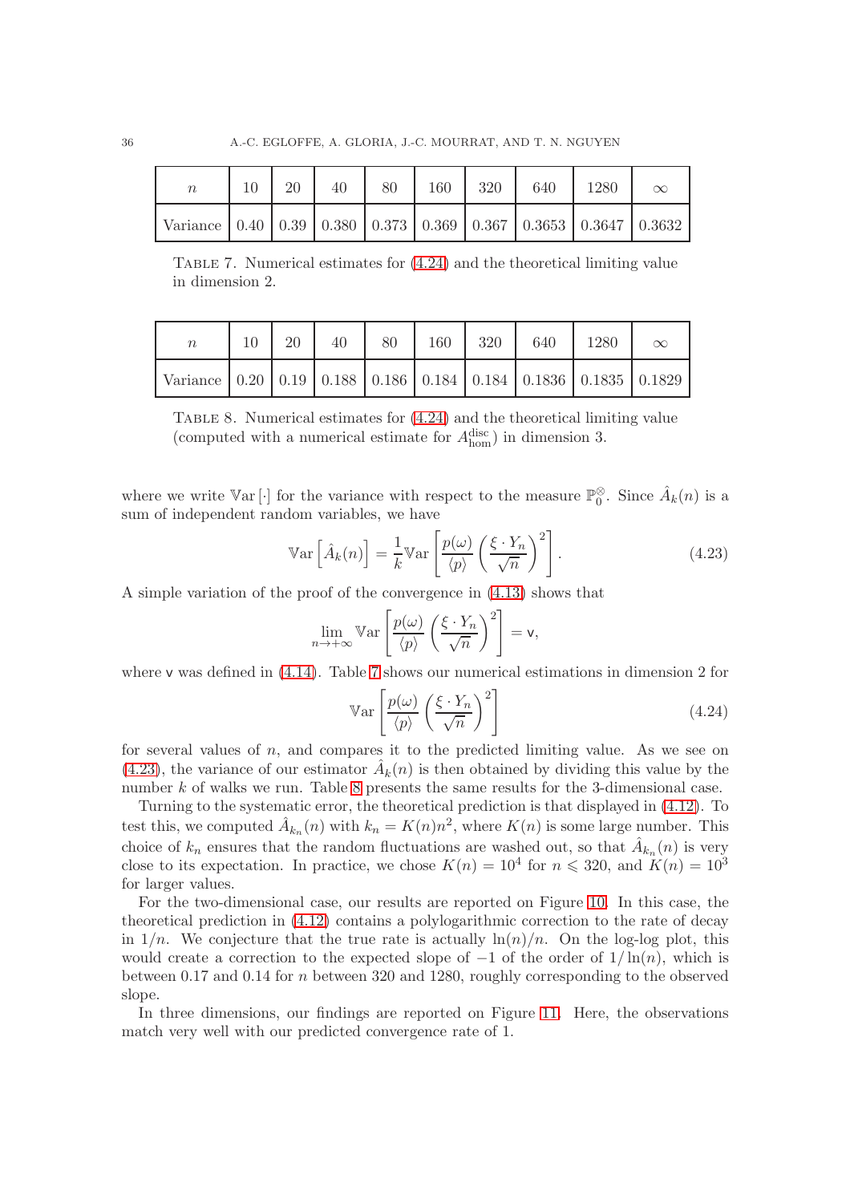| $n$ | 10 | 20 | 40 | 80 | 160 | 320 | 640 | 1280 | $\infty$ |
|---|---|---|---|---|---|---|---|---|---|
| Variance | 0.40 | 0.39 | 0.380 | 0.373 | 0.369 | 0.367 | 0.3653 | 0.3647 | 0.3632 |

Table 7. Numerical estimates for (4.24) and the theoretical limiting value in dimension 2.

| $n$ | 10 | 20 | 40 | 80 | 160 | 320 | 640 | 1280 | $\infty$ |
|---|---|---|---|---|---|---|---|---|---|
| Variance | 0.20 | 0.19 | 0.188 | 0.186 | 0.184 | 0.184 | 0.1836 | 0.1835 | 0.1829 |

Table 8. Numerical estimates for (4.24) and the theoretical limiting value (computed with a numerical estimate for $A^{\mathrm{disc}}_{\mathrm{hom}}$) in dimension 3.

where we write $\mathbb{V}\mathrm{ar}\left[\cdot\right]$ for the variance with respect to the measure $\mathbb{P}_0^{\otimes}$. Since $\hat{A}_k(n)$ is a sum of independent random variables, we have

$$\mathbb{V}\mathrm{ar}\left[\hat{A}_k(n)\right] = \frac{1}{k}\mathbb{V}\mathrm{ar}\left[\frac{p(\omega)}{\langle p\rangle}\left(\frac{\xi\cdot Y_n}{\sqrt{n}}\right)^2\right]. \tag{4.23}$$

A simple variation of the proof of the convergence in (4.13) shows that

$$\lim_{n\to+\infty}\mathbb{V}\mathrm{ar}\left[\frac{p(\omega)}{\langle p\rangle}\left(\frac{\xi\cdot Y_n}{\sqrt{n}}\right)^2\right] = \mathsf{v},$$

where $\mathsf{v}$ was defined in (4.14). Table 7 shows our numerical estimations in dimension 2 for

$$\mathbb{V}\mathrm{ar}\left[\frac{p(\omega)}{\langle p\rangle}\left(\frac{\xi\cdot Y_n}{\sqrt{n}}\right)^2\right] \tag{4.24}$$

for several values of $n$, and compares it to the predicted limiting value. As we see on (4.23), the variance of our estimator $\hat{A}_k(n)$ is then obtained by dividing this value by the number $k$ of walks we run. Table 8 presents the same results for the 3-dimensional case.

Turning to the systematic error, the theoretical prediction is that displayed in (4.12). To test this, we computed $\hat{A}_{k_n}(n)$ with $k_n = K(n)n^2$, where $K(n)$ is some large number. This choice of $k_n$ ensures that the random fluctuations are washed out, so that $\hat{A}_{k_n}(n)$ is very close to its expectation. In practice, we chose $K(n) = 10^4$ for $n \leqslant 320$, and $K(n) = 10^3$ for larger values.

For the two-dimensional case, our results are reported on Figure 10. In this case, the theoretical prediction in (4.12) contains a polylogarithmic correction to the rate of decay in $1/n$. We conjecture that the true rate is actually $\ln(n)/n$. On the log-log plot, this would create a correction to the expected slope of $-1$ of the order of $1/\ln(n)$, which is between 0.17 and 0.14 for $n$ between 320 and 1280, roughly corresponding to the observed slope.

In three dimensions, our findings are reported on Figure 11. Here, the observations match very well with our predicted convergence rate of 1.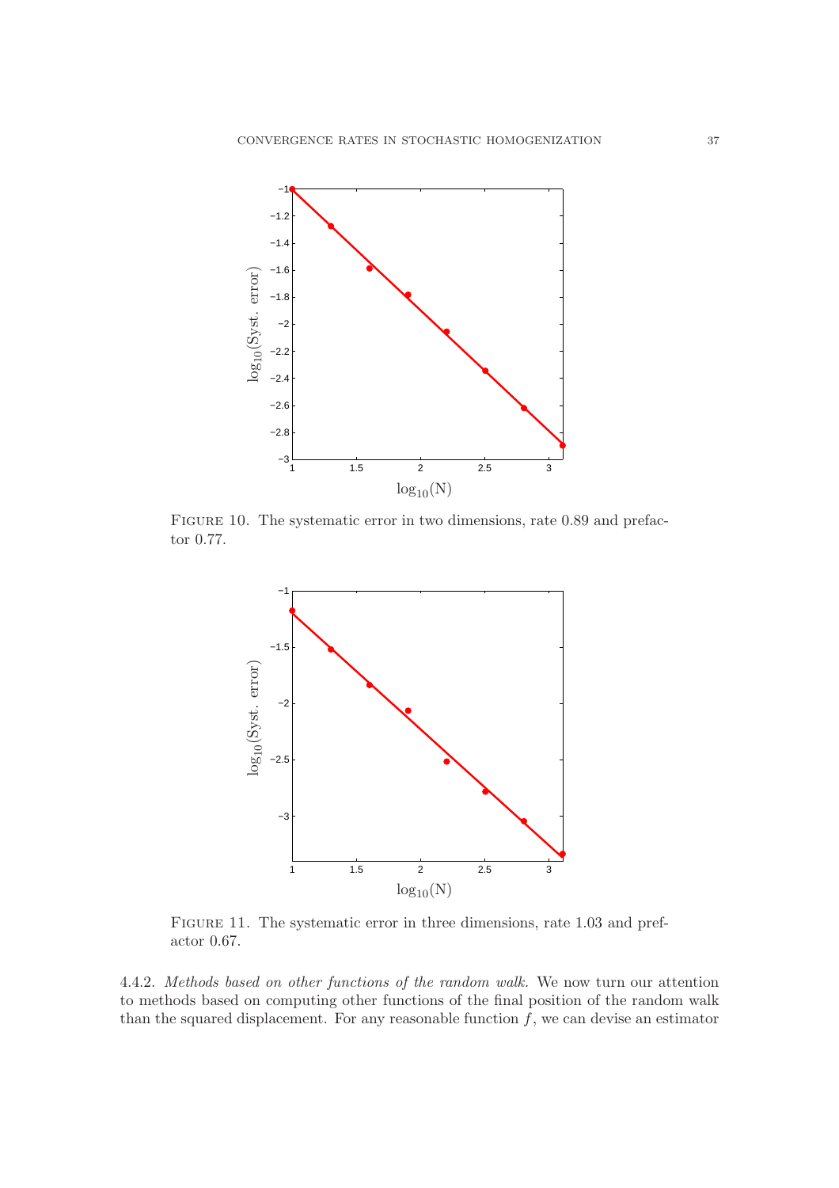FIGURE 10. The systematic error in two dimensions, rate 0.89 and prefactor 0.77.

FIGURE 11. The systematic error in three dimensions, rate 1.03 and prefactor 0.67.

4.4.2. *Methods based on other functions of the random walk.* We now turn our attention to methods based on computing other functions of the final position of the random walk than the squared displacement. For any reasonable function $f$, we can devise an estimator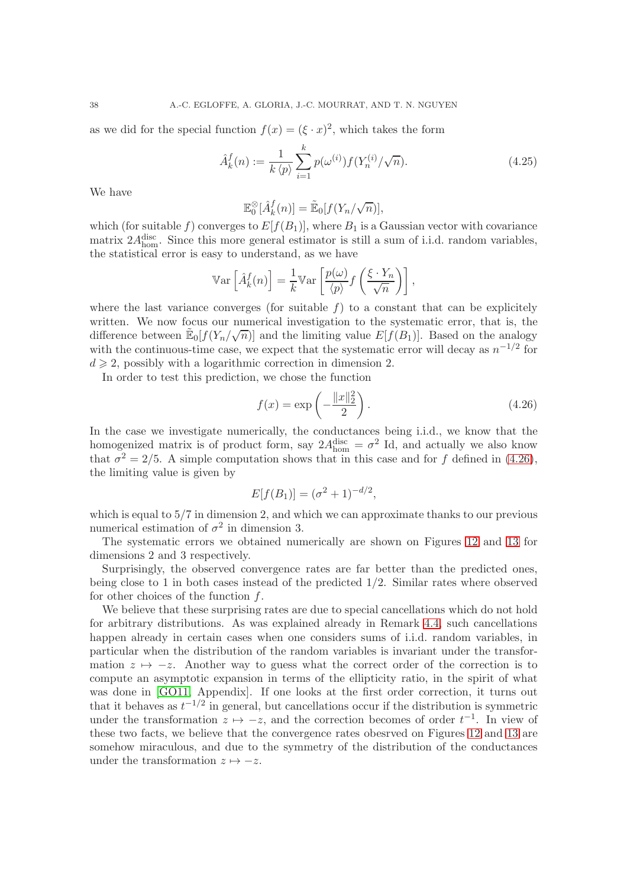as we did for the special function $f(x) = (\xi \cdot x)^2$, which takes the form

$$\hat{A}_k^f(n) := \frac{1}{k\,\langle p\rangle} \sum_{i=1}^{k} p(\omega^{(i)}) f(Y_n^{(i)}/\sqrt{n}). \tag{4.25}$$

We have

$$\mathbb{E}_0^{\otimes}[\hat{A}_k^f(n)] = \tilde{\mathbb{E}}_0[f(Y_n/\sqrt{n})],$$

which (for suitable $f$) converges to $E[f(B_1)]$, where $B_1$ is a Gaussian vector with covariance matrix $2A_{\mathrm{hom}}^{\mathrm{disc}}$. Since this more general estimator is still a sum of i.i.d. random variables, the statistical error is easy to understand, as we have

$$\mathbb{V}\mathrm{ar}\left[\hat{A}_k^f(n)\right] = \frac{1}{k}\mathbb{V}\mathrm{ar}\left[\frac{p(\omega)}{\langle p\rangle} f\left(\frac{\xi \cdot Y_n}{\sqrt{n}}\right)\right],$$

where the last variance converges (for suitable $f$) to a constant that can be explicitely written. We now focus our numerical investigation to the systematic error, that is, the difference between $\tilde{\mathbb{E}}_0[f(Y_n/\sqrt{n})]$ and the limiting value $E[f(B_1)]$. Based on the analogy with the continuous-time case, we expect that the systematic error will decay as $n^{-1/2}$ for $d \geqslant 2$, possibly with a logarithmic correction in dimension 2.

In order to test this prediction, we chose the function

$$f(x) = \exp\left(-\frac{\|x\|_2^2}{2}\right). \tag{4.26}$$

In the case we investigate numerically, the conductances being i.i.d., we know that the homogenized matrix is of product form, say $2A_{\mathrm{hom}}^{\mathrm{disc}} = \sigma^2\,\mathrm{Id}$, and actually we also know that $\sigma^2 = 2/5$. A simple computation shows that in this case and for $f$ defined in (4.26), the limiting value is given by

$$E[f(B_1)] = (\sigma^2 + 1)^{-d/2},$$

which is equal to $5/7$ in dimension 2, and which we can approximate thanks to our previous numerical estimation of $\sigma^2$ in dimension 3.

The systematic errors we obtained numerically are shown on Figures 12 and 13 for dimensions 2 and 3 respectively.

Surprisingly, the observed convergence rates are far better than the predicted ones, being close to 1 in both cases instead of the predicted 1/2. Similar rates where observed for other choices of the function $f$.

We believe that these surprising rates are due to special cancellations which do not hold for arbitrary distributions. As was explained already in Remark 4.4, such cancellations happen already in certain cases when one considers sums of i.i.d. random variables, in particular when the distribution of the random variables is invariant under the transformation $z \mapsto -z$. Another way to guess what the correct order of the correction is to compute an asymptotic expansion in terms of the ellipticity ratio, in the spirit of what was done in [GO11, Appendix]. If one looks at the first order correction, it turns out that it behaves as $t^{-1/2}$ in general, but cancellations occur if the distribution is symmetric under the transformation $z \mapsto -z$, and the correction becomes of order $t^{-1}$. In view of these two facts, we believe that the convergence rates obesrved on Figures 12 and 13 are somehow miraculous, and due to the symmetry of the distribution of the conductances under the transformation $z \mapsto -z$.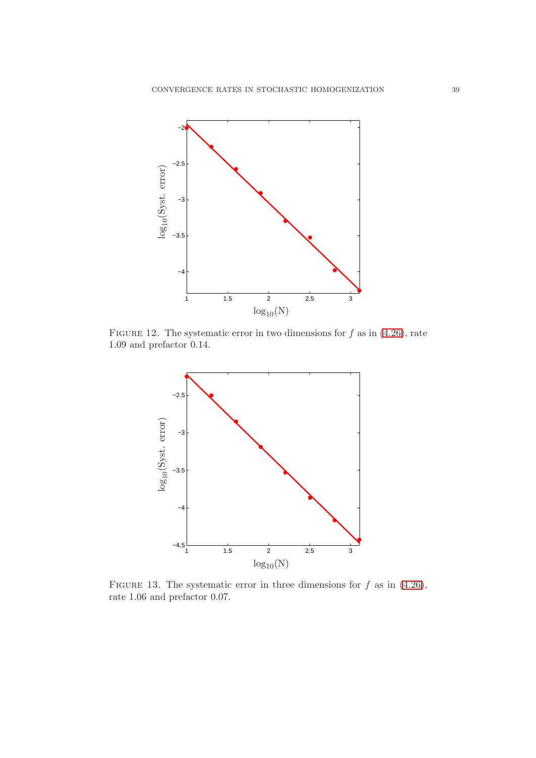FIGURE 12. The systematic error in two dimensions for $f$ as in (4.26), rate 1.09 and prefactor 0.14.

FIGURE 13. The systematic error in three dimensions for $f$ as in (4.26), rate 1.06 and prefactor 0.07.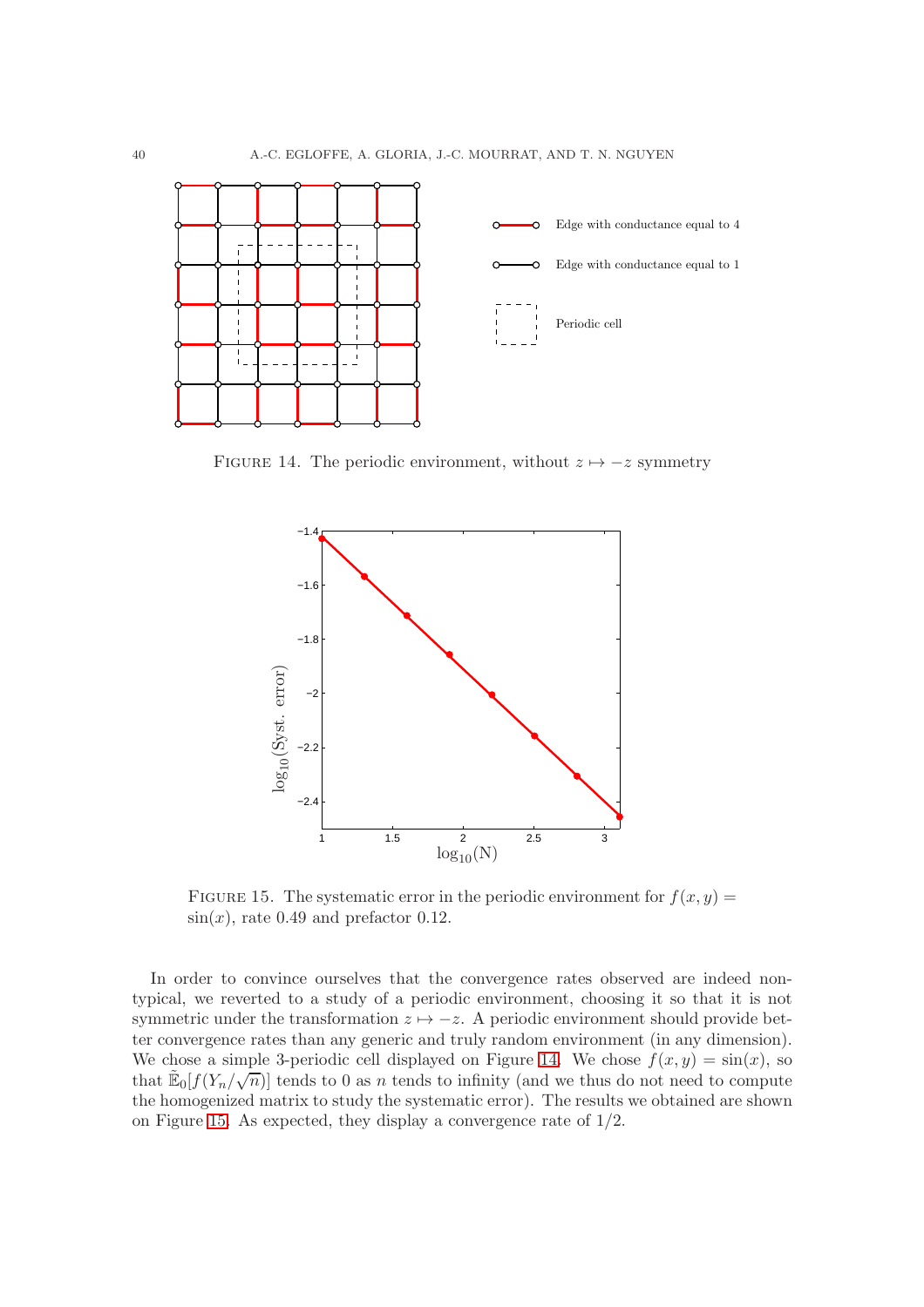Edge with conductance equal to 4

Edge with conductance equal to 1

Periodic cell

FIGURE 14. The periodic environment, without $z \mapsto -z$ symmetry

FIGURE 15. The systematic error in the periodic environment for $f(x, y) = \sin(x)$, rate 0.49 and prefactor 0.12.

In order to convince ourselves that the convergence rates observed are indeed non-typical, we reverted to a study of a periodic environment, choosing it so that it is not symmetric under the transformation $z \mapsto -z$. A periodic environment should provide better convergence rates than any generic and truly random environment (in any dimension). We chose a simple 3-periodic cell displayed on Figure 14. We chose $f(x, y) = \sin(x)$, so that $\tilde{\mathbb{E}}_0[f(Y_n/\sqrt{n})]$ tends to 0 as $n$ tends to infinity (and we thus do not need to compute the homogenized matrix to study the systematic error). The results we obtained are shown on Figure 15. As expected, they display a convergence rate of 1/2.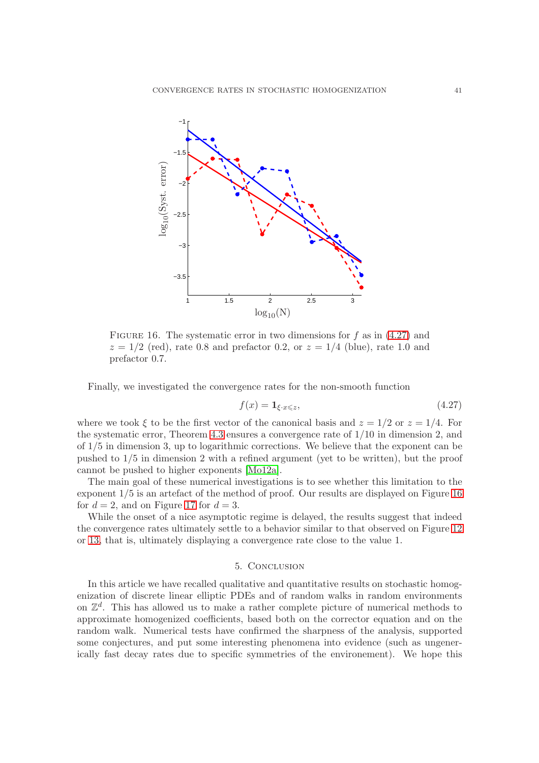FIGURE 16. The systematic error in two dimensions for $f$ as in (4.27) and $z = 1/2$ (red), rate 0.8 and prefactor 0.2, or $z = 1/4$ (blue), rate 1.0 and prefactor 0.7.

Finally, we investigated the convergence rates for the non-smooth function

$$f(x) = \mathbf{1}_{\xi \cdot x \leqslant z}, \tag{4.27}$$

where we took $\xi$ to be the first vector of the canonical basis and $z = 1/2$ or $z = 1/4$. For the systematic error, Theorem 4.3 ensures a convergence rate of $1/10$ in dimension 2, and of $1/5$ in dimension 3, up to logarithmic corrections. We believe that the exponent can be pushed to $1/5$ in dimension 2 with a refined argument (yet to be written), but the proof cannot be pushed to higher exponents [Mo12a].

The main goal of these numerical investigations is to see whether this limitation to the exponent $1/5$ is an artefact of the method of proof. Our results are displayed on Figure 16 for $d = 2$, and on Figure 17 for $d = 3$.

While the onset of a nice asymptotic regime is delayed, the results suggest that indeed the convergence rates ultimately settle to a behavior similar to that observed on Figure 12 or 13, that is, ultimately displaying a convergence rate close to the value 1.

## 5. Conclusion

In this article we have recalled qualitative and quantitative results on stochastic homogenization of discrete linear elliptic PDEs and of random walks in random environments on $\mathbb{Z}^d$. This has allowed us to make a rather complete picture of numerical methods to approximate homogenized coefficients, based both on the corrector equation and on the random walk. Numerical tests have confirmed the sharpness of the analysis, supported some conjectures, and put some interesting phenomena into evidence (such as ungenerically fast decay rates due to specific symmetries of the environement). We hope this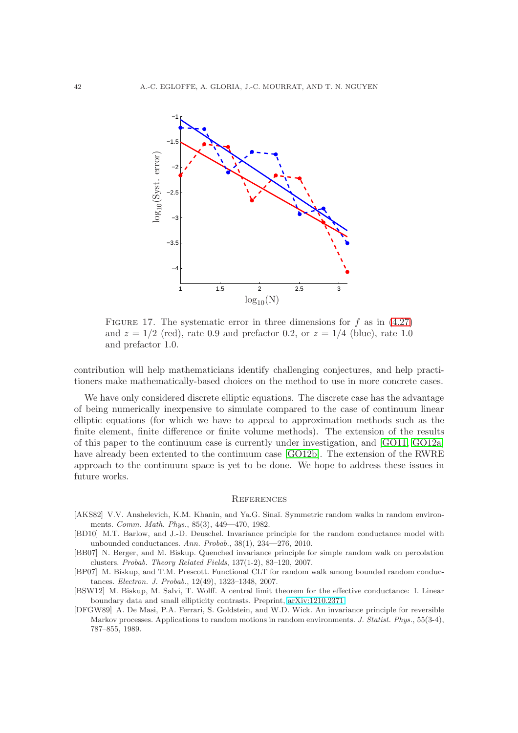FIGURE 17. The systematic error in three dimensions for $f$ as in (4.27) and $z = 1/2$ (red), rate 0.9 and prefactor 0.2, or $z = 1/4$ (blue), rate 1.0 and prefactor 1.0.

contribution will help mathematicians identify challenging conjectures, and help practitioners make mathematically-based choices on the method to use in more concrete cases.

We have only considered discrete elliptic equations. The discrete case has the advantage of being numerically inexpensive to simulate compared to the case of continuum linear elliptic equations (for which we have to appeal to approximation methods such as the finite element, finite difference or finite volume methods). The extension of the results of this paper to the continuum case is currently under investigation, and [GO11, GO12a] have already been extented to the continuum case [GO12b]. The extension of the RWRE approach to the continuum space is yet to be done. We hope to address these issues in future works.

## References

[AKS82] V.V. Anshelevich, K.M. Khanin, and Ya.G. Sinaĭ. Symmetric random walks in random environments. *Comm. Math. Phys.*, 85(3), 449—470, 1982.

[BD10] M.T. Barlow, and J.-D. Deuschel. Invariance principle for the random conductance model with unbounded conductances. *Ann. Probab.*, 38(1), 234—276, 2010.

[BB07] N. Berger, and M. Biskup. Quenched invariance principle for simple random walk on percolation clusters. *Probab. Theory Related Fields*, 137(1-2), 83–120, 2007.

[BP07] M. Biskup, and T.M. Prescott. Functional CLT for random walk among bounded random conductances. *Electron. J. Probab.*, 12(49), 1323–1348, 2007.

[BSW12] M. Biskup, M. Salvi, T. Wolff. A central limit theorem for the effective conductance: I. Linear boundary data and small ellipticity contrasts. Preprint, arXiv:1210.2371.

[DFGW89] A. De Masi, P.A. Ferrari, S. Goldstein, and W.D. Wick. An invariance principle for reversible Markov processes. Applications to random motions in random environments. *J. Statist. Phys.*, 55(3-4), 787–855, 1989.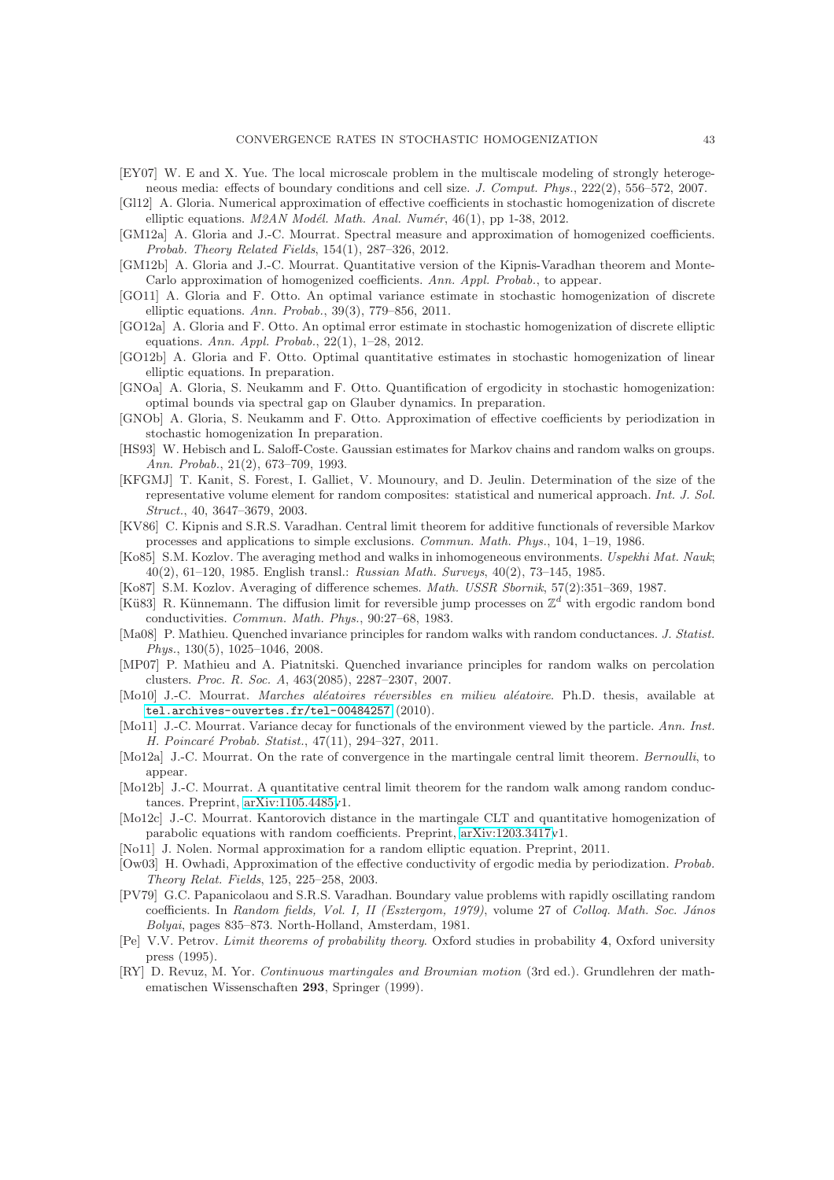[EY07] W. E and X. Yue. The local microscale problem in the multiscale modeling of strongly heterogeneous media: effects of boundary conditions and cell size. *J. Comput. Phys.*, 222(2), 556–572, 2007.

[Gl12] A. Gloria. Numerical approximation of effective coefficients in stochastic homogenization of discrete elliptic equations. *M2AN Modél. Math. Anal. Numér*, 46(1), pp 1-38, 2012.

[GM12a] A. Gloria and J.-C. Mourrat. Spectral measure and approximation of homogenized coefficients. *Probab. Theory Related Fields*, 154(1), 287–326, 2012.

[GM12b] A. Gloria and J.-C. Mourrat. Quantitative version of the Kipnis-Varadhan theorem and Monte-Carlo approximation of homogenized coefficients. *Ann. Appl. Probab.*, to appear.

[GO11] A. Gloria and F. Otto. An optimal variance estimate in stochastic homogenization of discrete elliptic equations. *Ann. Probab.*, 39(3), 779–856, 2011.

[GO12a] A. Gloria and F. Otto. An optimal error estimate in stochastic homogenization of discrete elliptic equations. *Ann. Appl. Probab.*, 22(1), 1–28, 2012.

[GO12b] A. Gloria and F. Otto. Optimal quantitative estimates in stochastic homogenization of linear elliptic equations. In preparation.

[GNOa] A. Gloria, S. Neukamm and F. Otto. Quantification of ergodicity in stochastic homogenization: optimal bounds via spectral gap on Glauber dynamics. In preparation.

[GNOb] A. Gloria, S. Neukamm and F. Otto. Approximation of effective coefficients by periodization in stochastic homogenization In preparation.

[HS93] W. Hebisch and L. Saloff-Coste. Gaussian estimates for Markov chains and random walks on groups. *Ann. Probab.*, 21(2), 673–709, 1993.

[KFGMJ] T. Kanit, S. Forest, I. Galliet, V. Mounoury, and D. Jeulin. Determination of the size of the representative volume element for random composites: statistical and numerical approach. *Int. J. Sol. Struct.*, 40, 3647–3679, 2003.

[KV86] C. Kipnis and S.R.S. Varadhan. Central limit theorem for additive functionals of reversible Markov processes and applications to simple exclusions. *Commun. Math. Phys.*, 104, 1–19, 1986.

[Ko85] S.M. Kozlov. The averaging method and walks in inhomogeneous environments. *Uspekhi Mat. Nauk*; 40(2), 61–120, 1985. English transl.: *Russian Math. Surveys*, 40(2), 73–145, 1985.

[Ko87] S.M. Kozlov. Averaging of difference schemes. *Math. USSR Sbornik*, 57(2):351–369, 1987.

[Kü83] R. Künnemann. The diffusion limit for reversible jump processes on $\mathbb{Z}^d$ with ergodic random bond conductivities. *Commun. Math. Phys.*, 90:27–68, 1983.

[Ma08] P. Mathieu. Quenched invariance principles for random walks with random conductances. *J. Statist. Phys.*, 130(5), 1025–1046, 2008.

[MP07] P. Mathieu and A. Piatnitski. Quenched invariance principles for random walks on percolation clusters. *Proc. R. Soc. A*, 463(2085), 2287–2307, 2007.

[Mo10] J.-C. Mourrat. *Marches aléatoires réversibles en milieu aléatoire*. Ph.D. thesis, available at `tel.archives-ouvertes.fr/tel-00484257` (2010).

[Mo11] J.-C. Mourrat. Variance decay for functionals of the environment viewed by the particle. *Ann. Inst. H. Poincaré Probab. Statist.*, 47(11), 294–327, 2011.

[Mo12a] J.-C. Mourrat. On the rate of convergence in the martingale central limit theorem. *Bernoulli*, to appear.

[Mo12b] J.-C. Mourrat. A quantitative central limit theorem for the random walk among random conductances. Preprint, arXiv:1105.4485v1.

[Mo12c] J.-C. Mourrat. Kantorovich distance in the martingale CLT and quantitative homogenization of parabolic equations with random coefficients. Preprint, arXiv:1203.3417v1.

[No11] J. Nolen. Normal approximation for a random elliptic equation. Preprint, 2011.

[Ow03] H. Owhadi, Approximation of the effective conductivity of ergodic media by periodization. *Probab. Theory Relat. Fields*, 125, 225–258, 2003.

[PV79] G.C. Papanicolaou and S.R.S. Varadhan. Boundary value problems with rapidly oscillating random coefficients. In *Random fields, Vol. I, II (Esztergom, 1979)*, volume 27 of *Colloq. Math. Soc. János Bolyai*, pages 835–873. North-Holland, Amsterdam, 1981.

[Pe] V.V. Petrov. *Limit theorems of probability theory*. Oxford studies in probability **4**, Oxford university press (1995).

[RY] D. Revuz, M. Yor. *Continuous martingales and Brownian motion* (3rd ed.). Grundlehren der mathematischen Wissenschaften **293**, Springer (1999).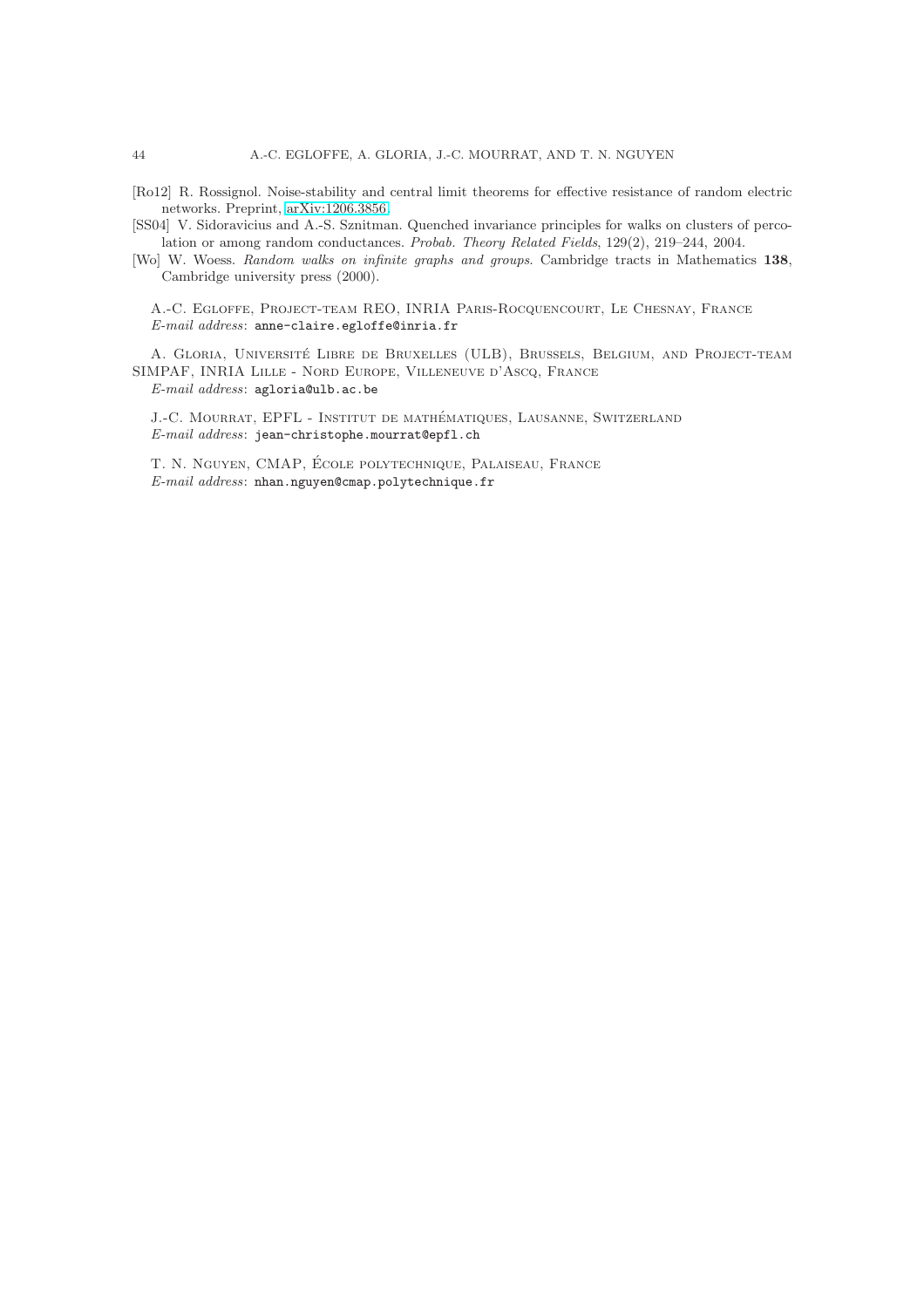[Ro12] R. Rossignol. Noise-stability and central limit theorems for effective resistance of random electric networks. Preprint, arXiv:1206.3856.

[SS04] V. Sidoravicius and A.-S. Sznitman. Quenched invariance principles for walks on clusters of percolation or among random conductances. *Probab. Theory Related Fields*, 129(2), 219–244, 2004.

[Wo] W. Woess. *Random walks on infinite graphs and groups.* Cambridge tracts in Mathematics **138**, Cambridge university press (2000).

A.-C. Egloffe, Project-team REO, INRIA Paris-Rocquencourt, Le Chesnay, France
*E-mail address*: anne-claire.egloffe@inria.fr

A. Gloria, Université Libre de Bruxelles (ULB), Brussels, Belgium, and Project-team SIMPAF, INRIA Lille - Nord Europe, Villeneuve d'Ascq, France
*E-mail address*: agloria@ulb.ac.be

J.-C. Mourrat, EPFL - Institut de mathématiques, Lausanne, Switzerland
*E-mail address*: jean-christophe.mourrat@epfl.ch

T. N. Nguyen, CMAP, École polytechnique, Palaiseau, France
*E-mail address*: nhan.nguyen@cmap.polytechnique.fr